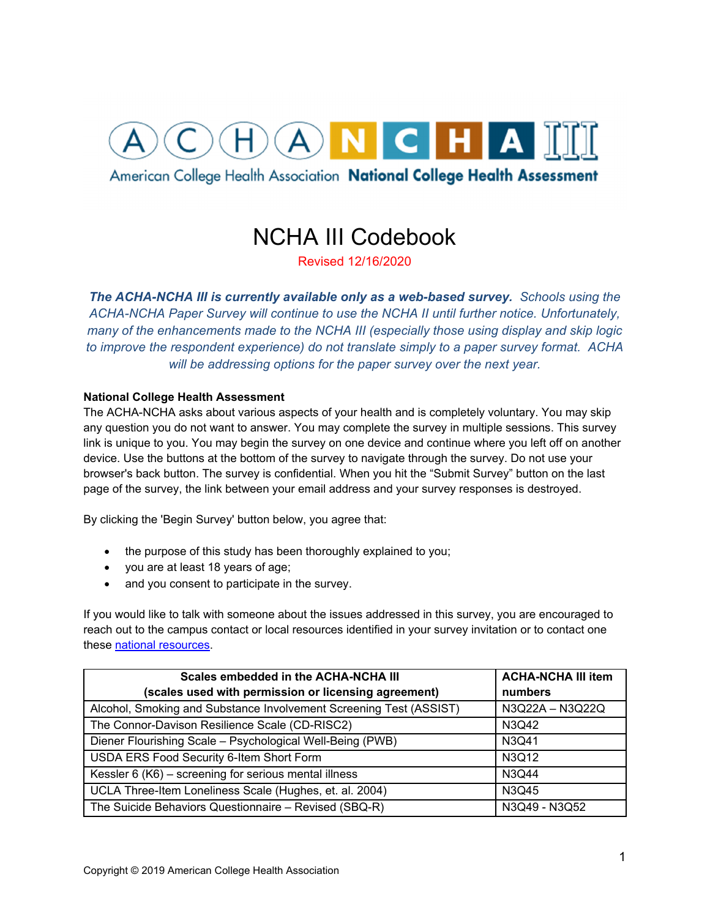American College Health Association **National College Health Assessment**

# NCHA III Codebook

Revised 12/16/2020

***The ACHA-NCHA III is currently available only as a web-based survey.*** *Schools using the ACHA-NCHA Paper Survey will continue to use the NCHA II until further notice. Unfortunately, many of the enhancements made to the NCHA III (especially those using display and skip logic to improve the respondent experience) do not translate simply to a paper survey format. ACHA will be addressing options for the paper survey over the next year.*

**National College Health Assessment**

The ACHA-NCHA asks about various aspects of your health and is completely voluntary. You may skip any question you do not want to answer. You may complete the survey in multiple sessions. This survey link is unique to you. You may begin the survey on one device and continue where you left off on another device. Use the buttons at the bottom of the survey to navigate through the survey. Do not use your browser's back button. The survey is confidential. When you hit the "Submit Survey" button on the last page of the survey, the link between your email address and your survey responses is destroyed.

By clicking the 'Begin Survey' button below, you agree that:

- the purpose of this study has been thoroughly explained to you;
- you are at least 18 years of age;
- and you consent to participate in the survey.

If you would like to talk with someone about the issues addressed in this survey, you are encouraged to reach out to the campus contact or local resources identified in your survey invitation or to contact one these national resources.

| Scales embedded in the ACHA-NCHA III (scales used with permission or licensing agreement) | ACHA-NCHA III item numbers |
|---|---|
| Alcohol, Smoking and Substance Involvement Screening Test (ASSIST) | N3Q22A – N3Q22Q |
| The Connor-Davison Resilience Scale (CD-RISC2) | N3Q42 |
| Diener Flourishing Scale – Psychological Well-Being (PWB) | N3Q41 |
| USDA ERS Food Security 6-Item Short Form | N3Q12 |
| Kessler 6 (K6) – screening for serious mental illness | N3Q44 |
| UCLA Three-Item Loneliness Scale (Hughes, et. al. 2004) | N3Q45 |
| The Suicide Behaviors Questionnaire – Revised (SBQ-R) | N3Q49 - N3Q52 |

Copyright © 2019 American College Health Association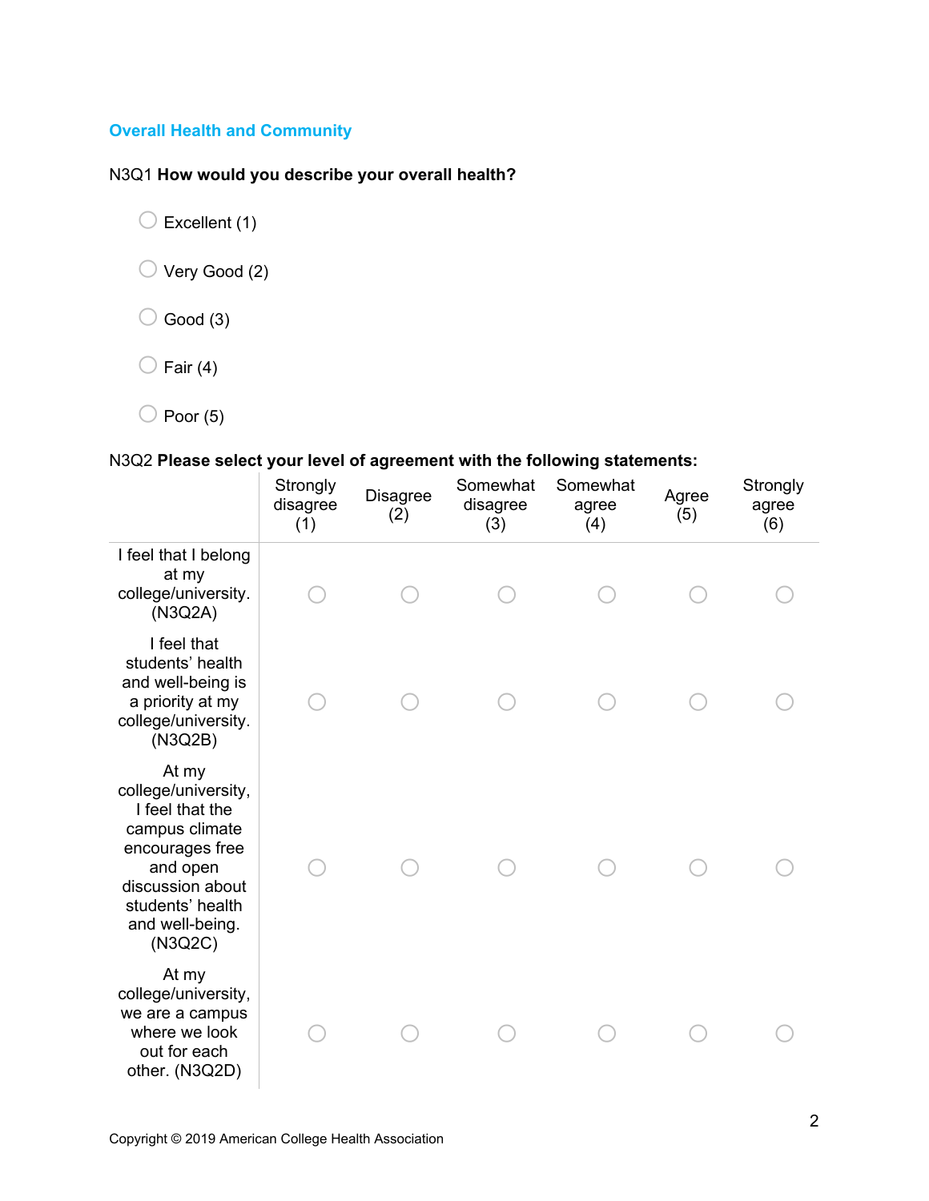## Overall Health and Community

N3Q1 **How would you describe your overall health?**

- Excellent (1)
- Very Good (2)
- Good (3)
- Fair (4)
- Poor (5)

N3Q2 **Please select your level of agreement with the following statements:**

| | Strongly disagree (1) | Disagree (2) | Somewhat disagree (3) | Somewhat agree (4) | Agree (5) | Strongly agree (6) |
|---|---|---|---|---|---|---|
| I feel that I belong at my college/university. (N3Q2A) | ○ | ○ | ○ | ○ | ○ | ○ |
| I feel that students' health and well-being is a priority at my college/university. (N3Q2B) | ○ | ○ | ○ | ○ | ○ | ○ |
| At my college/university, I feel that the campus climate encourages free and open discussion about students' health and well-being. (N3Q2C) | ○ | ○ | ○ | ○ | ○ | ○ |
| At my college/university, we are a campus where we look out for each other. (N3Q2D) | ○ | ○ | ○ | ○ | ○ | ○ |

Copyright © 2019 American College Health Association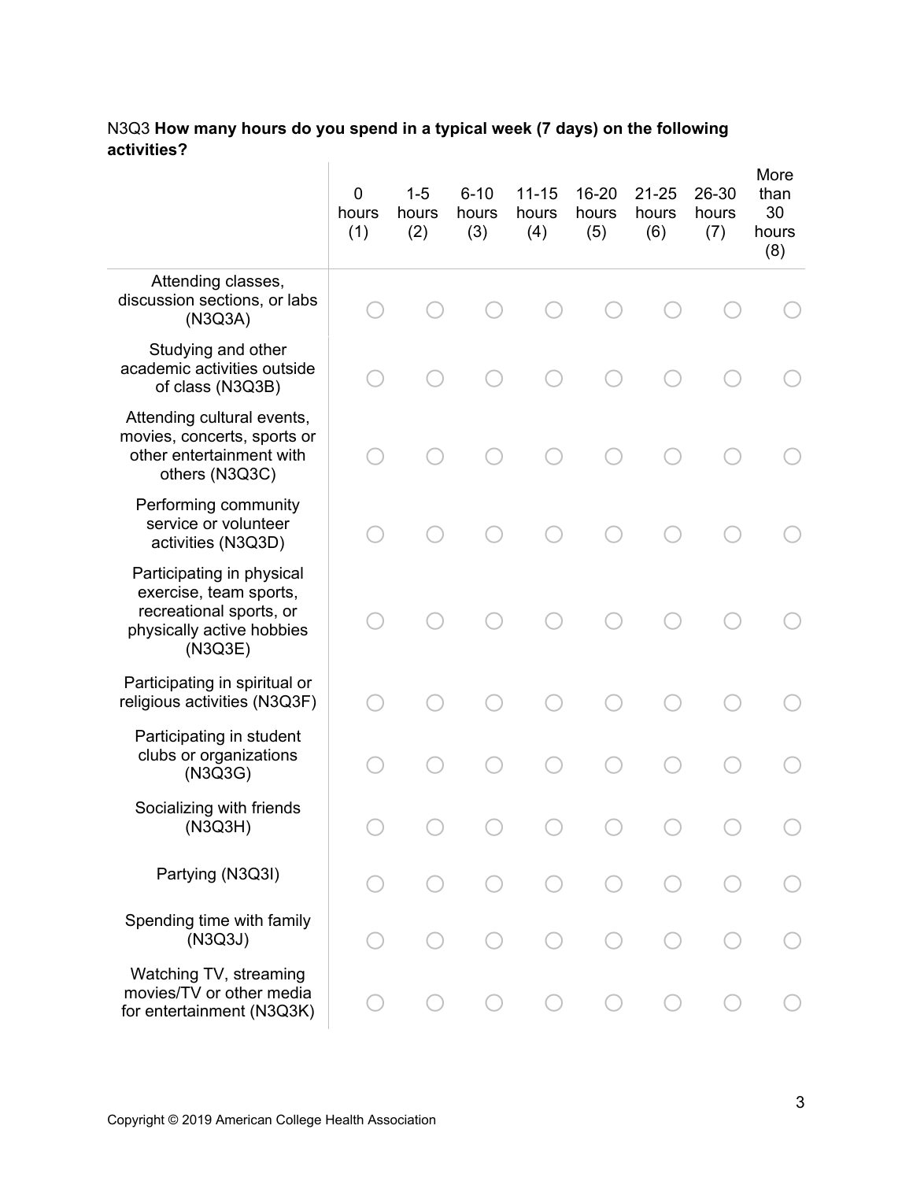N3Q3 **How many hours do you spend in a typical week (7 days) on the following activities?**

| | 0 hours (1) | 1-5 hours (2) | 6-10 hours (3) | 11-15 hours (4) | 16-20 hours (5) | 21-25 hours (6) | 26-30 hours (7) | More than 30 hours (8) |
|---|---|---|---|---|---|---|---|---|
| Attending classes, discussion sections, or labs (N3Q3A) | ○ | ○ | ○ | ○ | ○ | ○ | ○ | ○ |
| Studying and other academic activities outside of class (N3Q3B) | ○ | ○ | ○ | ○ | ○ | ○ | ○ | ○ |
| Attending cultural events, movies, concerts, sports or other entertainment with others (N3Q3C) | ○ | ○ | ○ | ○ | ○ | ○ | ○ | ○ |
| Performing community service or volunteer activities (N3Q3D) | ○ | ○ | ○ | ○ | ○ | ○ | ○ | ○ |
| Participating in physical exercise, team sports, recreational sports, or physically active hobbies (N3Q3E) | ○ | ○ | ○ | ○ | ○ | ○ | ○ | ○ |
| Participating in spiritual or religious activities (N3Q3F) | ○ | ○ | ○ | ○ | ○ | ○ | ○ | ○ |
| Participating in student clubs or organizations (N3Q3G) | ○ | ○ | ○ | ○ | ○ | ○ | ○ | ○ |
| Socializing with friends (N3Q3H) | ○ | ○ | ○ | ○ | ○ | ○ | ○ | ○ |
| Partying (N3Q3I) | ○ | ○ | ○ | ○ | ○ | ○ | ○ | ○ |
| Spending time with family (N3Q3J) | ○ | ○ | ○ | ○ | ○ | ○ | ○ | ○ |
| Watching TV, streaming movies/TV or other media for entertainment (N3Q3K) | ○ | ○ | ○ | ○ | ○ | ○ | ○ | ○ |

Copyright © 2019 American College Health Association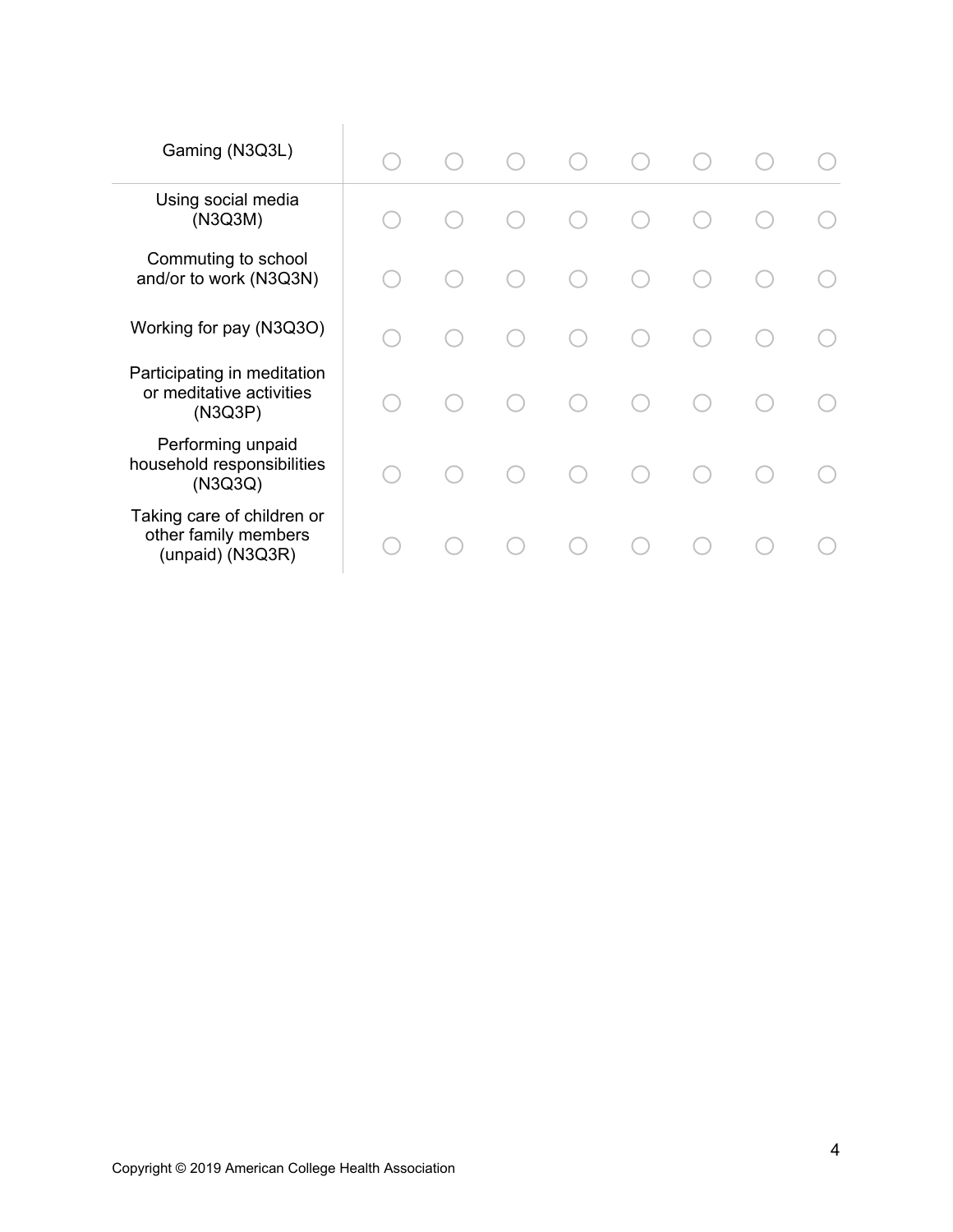| | | | | | | | | |
|---|---|---|---|---|---|---|---|---|
| Gaming (N3Q3L) | ○ | ○ | ○ | ○ | ○ | ○ | ○ | ○ |
| Using social media (N3Q3M) | ○ | ○ | ○ | ○ | ○ | ○ | ○ | ○ |
| Commuting to school and/or to work (N3Q3N) | ○ | ○ | ○ | ○ | ○ | ○ | ○ | ○ |
| Working for pay (N3Q3O) | ○ | ○ | ○ | ○ | ○ | ○ | ○ | ○ |
| Participating in meditation or meditative activities (N3Q3P) | ○ | ○ | ○ | ○ | ○ | ○ | ○ | ○ |
| Performing unpaid household responsibilities (N3Q3Q) | ○ | ○ | ○ | ○ | ○ | ○ | ○ | ○ |
| Taking care of children or other family members (unpaid) (N3Q3R) | ○ | ○ | ○ | ○ | ○ | ○ | ○ | ○ |

Copyright © 2019 American College Health Association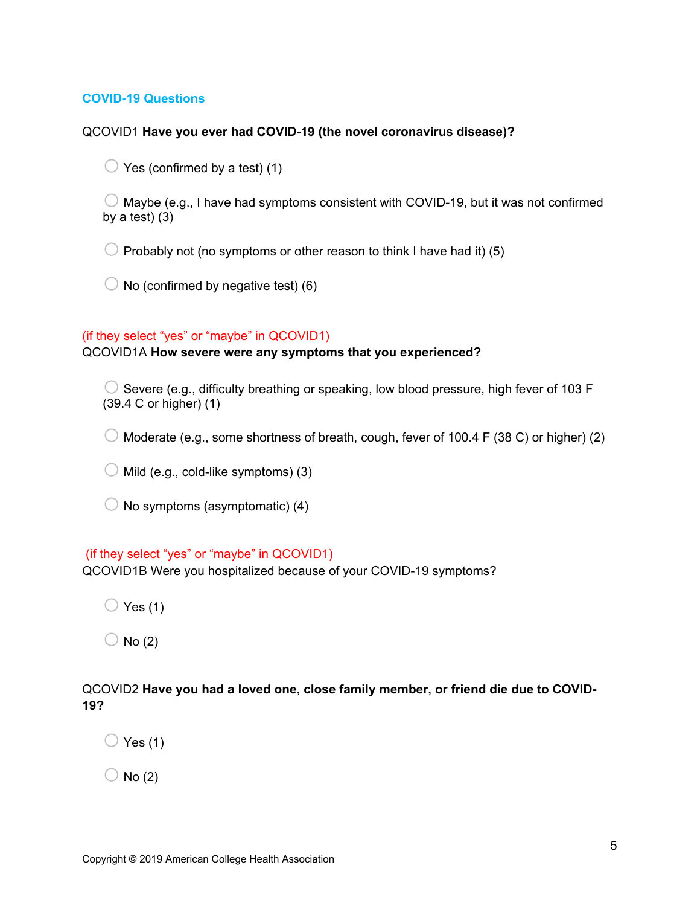## COVID-19 Questions

QCOVID1 **Have you ever had COVID-19 (the novel coronavirus disease)?**

- Yes (confirmed by a test) (1)
- Maybe (e.g., I have had symptoms consistent with COVID-19, but it was not confirmed by a test) (3)
- Probably not (no symptoms or other reason to think I have had it) (5)
- No (confirmed by negative test) (6)

(if they select "yes" or "maybe" in QCOVID1)
QCOVID1A **How severe were any symptoms that you experienced?**

- Severe (e.g., difficulty breathing or speaking, low blood pressure, high fever of 103 F (39.4 C or higher) (1)
- Moderate (e.g., some shortness of breath, cough, fever of 100.4 F (38 C) or higher) (2)
- Mild (e.g., cold-like symptoms) (3)
- No symptoms (asymptomatic) (4)

(if they select "yes" or "maybe" in QCOVID1)
QCOVID1B Were you hospitalized because of your COVID-19 symptoms?

- Yes (1)
- No (2)

QCOVID2 **Have you had a loved one, close family member, or friend die due to COVID-19?**

- Yes (1)
- No (2)

Copyright © 2019 American College Health Association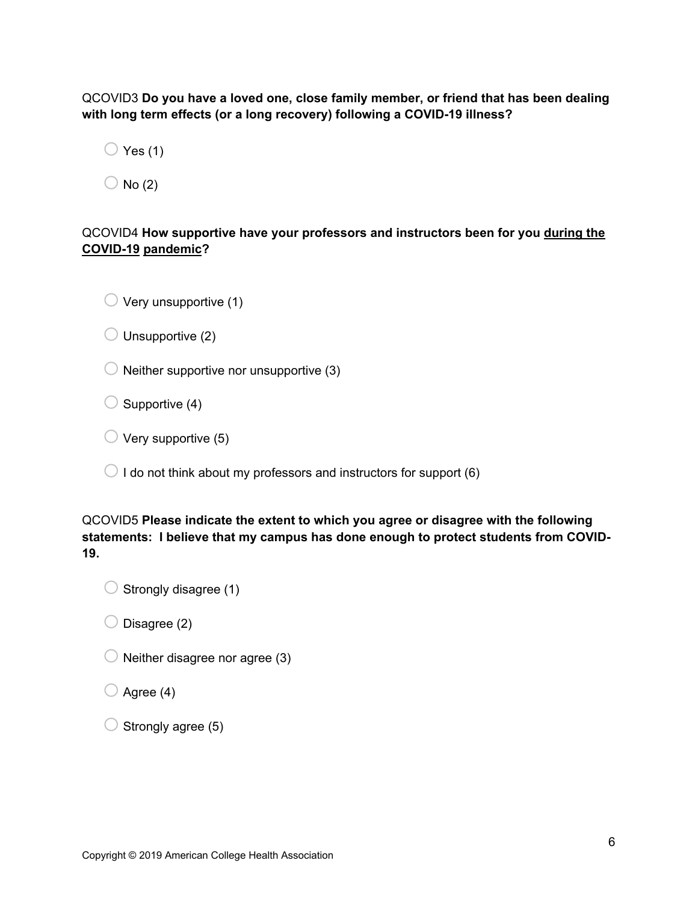QCOVID3 **Do you have a loved one, close family member, or friend that has been dealing with long term effects (or a long recovery) following a COVID-19 illness?**

- Yes (1)
- No (2)

QCOVID4 **How supportive have your professors and instructors been for you <u>during the COVID-19 pandemic</u>?**

- Very unsupportive (1)
- Unsupportive (2)
- Neither supportive nor unsupportive (3)
- Supportive (4)
- Very supportive (5)
- I do not think about my professors and instructors for support (6)

QCOVID5 **Please indicate the extent to which you agree or disagree with the following statements: I believe that my campus has done enough to protect students from COVID-19.**

- Strongly disagree (1)
- Disagree (2)
- Neither disagree nor agree (3)
- Agree (4)
- Strongly agree (5)

Copyright © 2019 American College Health Association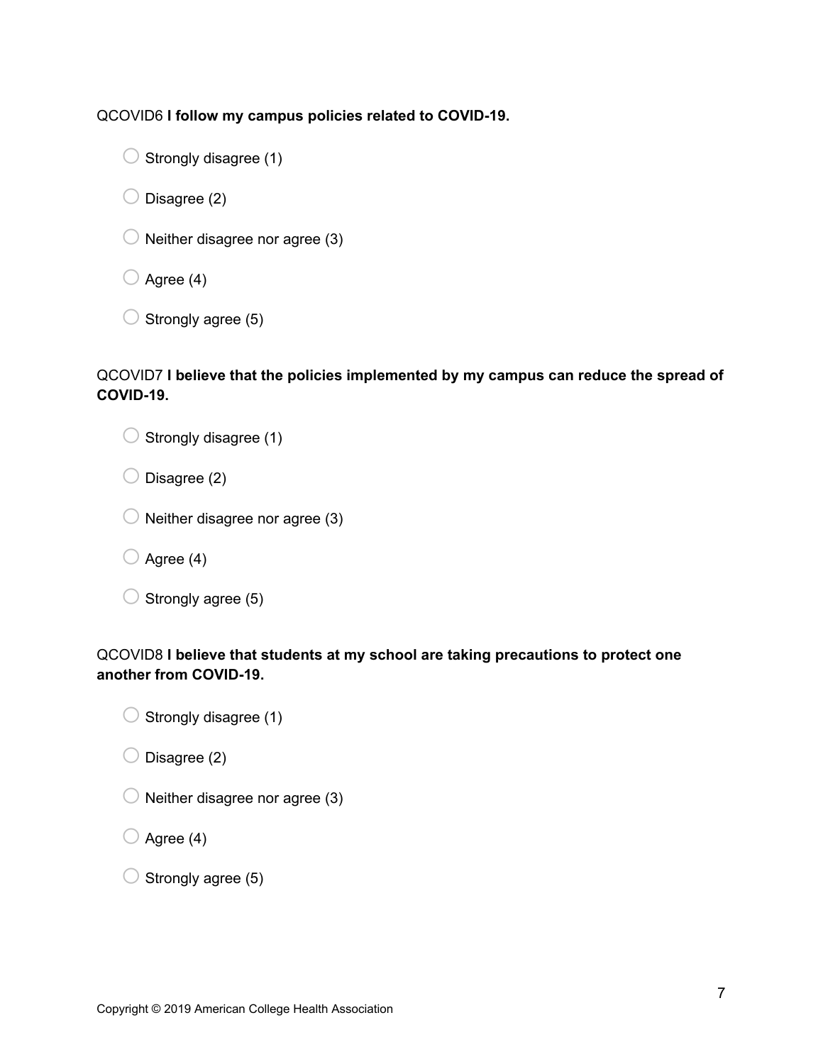QCOVID6 **I follow my campus policies related to COVID-19.**

- Strongly disagree (1)
- Disagree (2)
- Neither disagree nor agree (3)
- Agree (4)
- Strongly agree (5)

QCOVID7 **I believe that the policies implemented by my campus can reduce the spread of COVID-19.**

- Strongly disagree (1)
- Disagree (2)
- Neither disagree nor agree (3)
- Agree (4)
- Strongly agree (5)

QCOVID8 **I believe that students at my school are taking precautions to protect one another from COVID-19.**

- Strongly disagree (1)
- Disagree (2)
- Neither disagree nor agree (3)
- Agree (4)
- Strongly agree (5)

Copyright © 2019 American College Health Association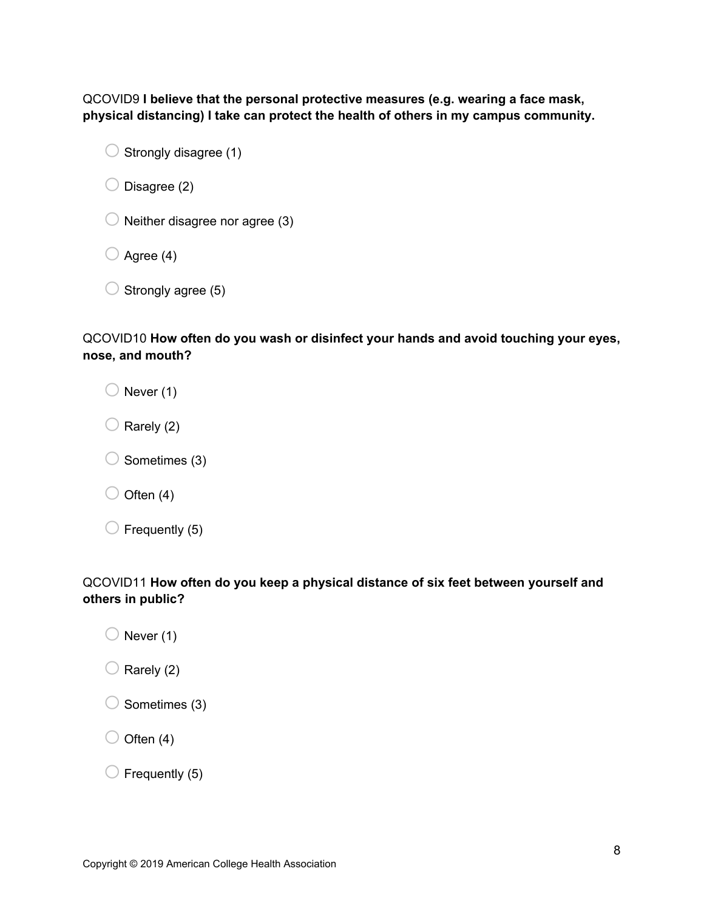QCOVID9 **I believe that the personal protective measures (e.g. wearing a face mask, physical distancing) I take can protect the health of others in my campus community.**

- Strongly disagree (1)
- Disagree (2)
- Neither disagree nor agree (3)
- Agree (4)
- Strongly agree (5)

QCOVID10 **How often do you wash or disinfect your hands and avoid touching your eyes, nose, and mouth?**

- Never (1)
- Rarely (2)
- Sometimes (3)
- Often (4)
- Frequently (5)

QCOVID11 **How often do you keep a physical distance of six feet between yourself and others in public?**

- Never (1)
- Rarely (2)
- Sometimes (3)
- Often (4)
- Frequently (5)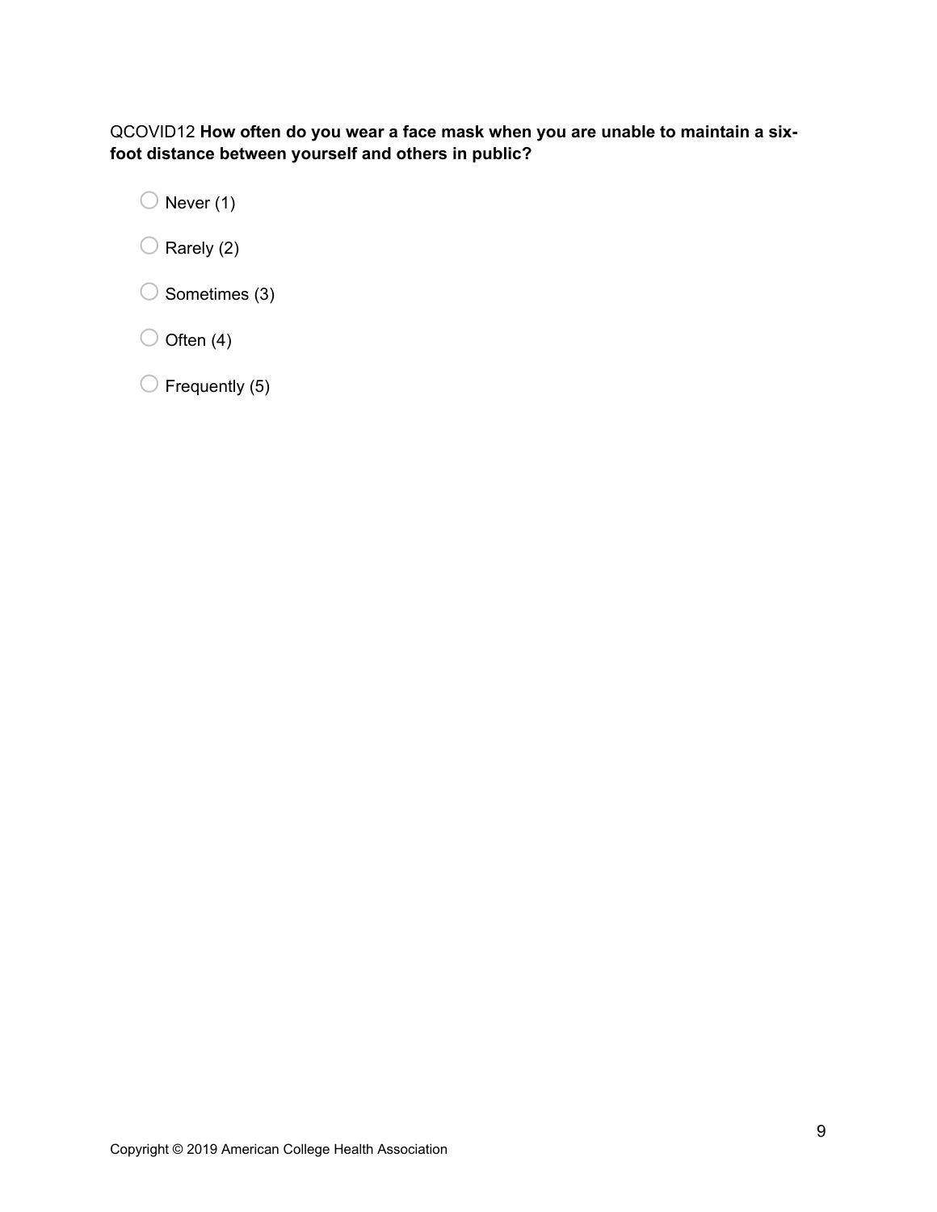QCOVID12 **How often do you wear a face mask when you are unable to maintain a six-foot distance between yourself and others in public?**

- ○ Never (1)
- ○ Rarely (2)
- ○ Sometimes (3)
- ○ Often (4)
- ○ Frequently (5)

Copyright © 2019 American College Health Association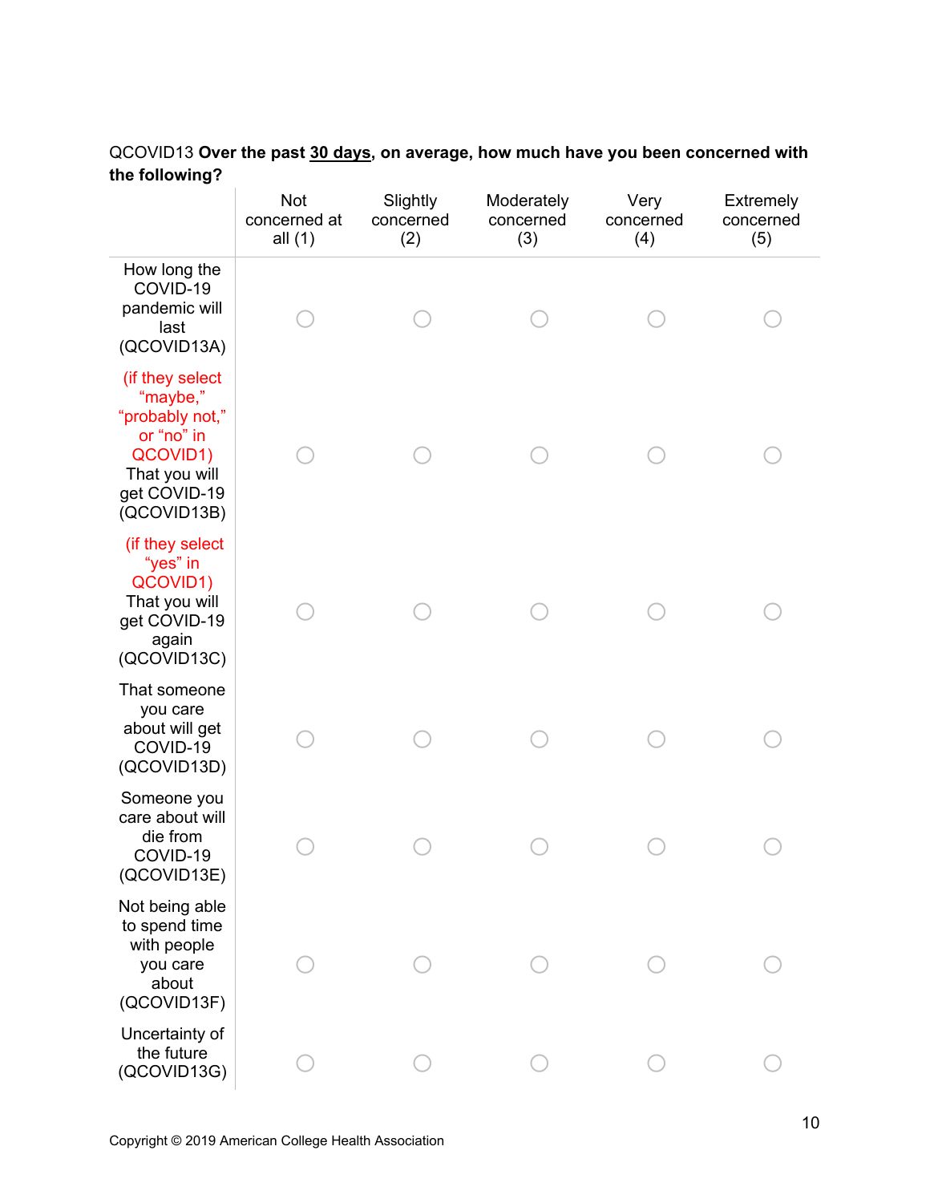QCOVID13 **Over the past <u>30 days</u>, on average, how much have you been concerned with the following?**

| | Not concerned at all (1) | Slightly concerned (2) | Moderately concerned (3) | Very concerned (4) | Extremely concerned (5) |
|---|---|---|---|---|---|
| How long the COVID-19 pandemic will last (QCOVID13A) | ○ | ○ | ○ | ○ | ○ |
| (if they select "maybe," "probably not," or "no" in QCOVID1) That you will get COVID-19 (QCOVID13B) | ○ | ○ | ○ | ○ | ○ |
| (if they select "yes" in QCOVID1) That you will get COVID-19 again (QCOVID13C) | ○ | ○ | ○ | ○ | ○ |
| That someone you care about will get COVID-19 (QCOVID13D) | ○ | ○ | ○ | ○ | ○ |
| Someone you care about will die from COVID-19 (QCOVID13E) | ○ | ○ | ○ | ○ | ○ |
| Not being able to spend time with people you care about (QCOVID13F) | ○ | ○ | ○ | ○ | ○ |
| Uncertainty of the future (QCOVID13G) | ○ | ○ | ○ | ○ | ○ |

Copyright © 2019 American College Health Association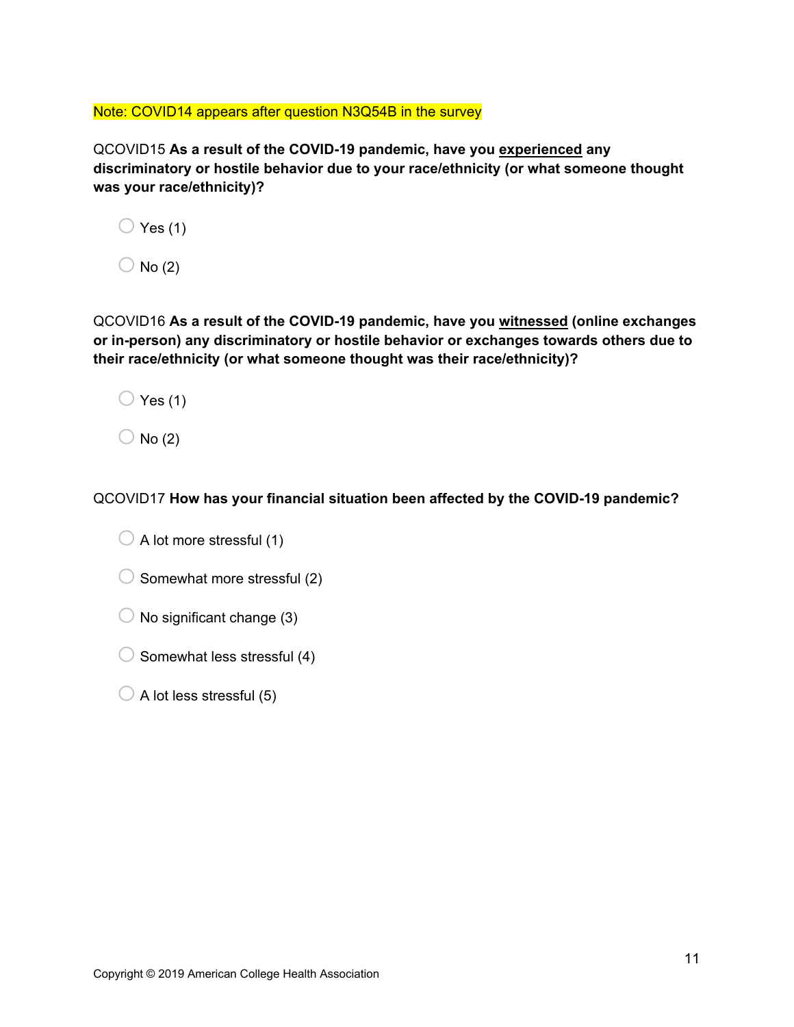Note: COVID14 appears after question N3Q54B in the survey

QCOVID15 **As a result of the COVID-19 pandemic, have you experienced any discriminatory or hostile behavior due to your race/ethnicity (or what someone thought was your race/ethnicity)?**

- Yes (1)
- No (2)

QCOVID16 **As a result of the COVID-19 pandemic, have you witnessed (online exchanges or in-person) any discriminatory or hostile behavior or exchanges towards others due to their race/ethnicity (or what someone thought was their race/ethnicity)?**

- Yes (1)
- No (2)

QCOVID17 **How has your financial situation been affected by the COVID-19 pandemic?**

- A lot more stressful (1)
- Somewhat more stressful (2)
- No significant change (3)
- Somewhat less stressful (4)
- A lot less stressful (5)

Copyright © 2019 American College Health Association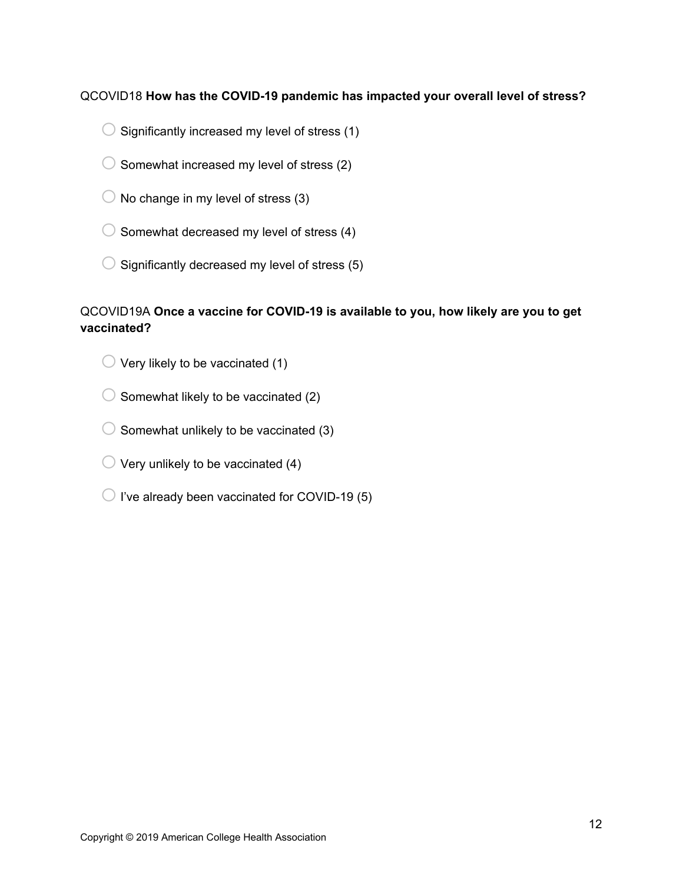QCOVID18 **How has the COVID-19 pandemic has impacted your overall level of stress?**

- ○ Significantly increased my level of stress (1)
- ○ Somewhat increased my level of stress (2)
- ○ No change in my level of stress (3)
- ○ Somewhat decreased my level of stress (4)
- ○ Significantly decreased my level of stress (5)

QCOVID19A **Once a vaccine for COVID-19 is available to you, how likely are you to get vaccinated?**

- ○ Very likely to be vaccinated (1)
- ○ Somewhat likely to be vaccinated (2)
- ○ Somewhat unlikely to be vaccinated (3)
- ○ Very unlikely to be vaccinated (4)
- ○ I've already been vaccinated for COVID-19 (5)

Copyright © 2019 American College Health Association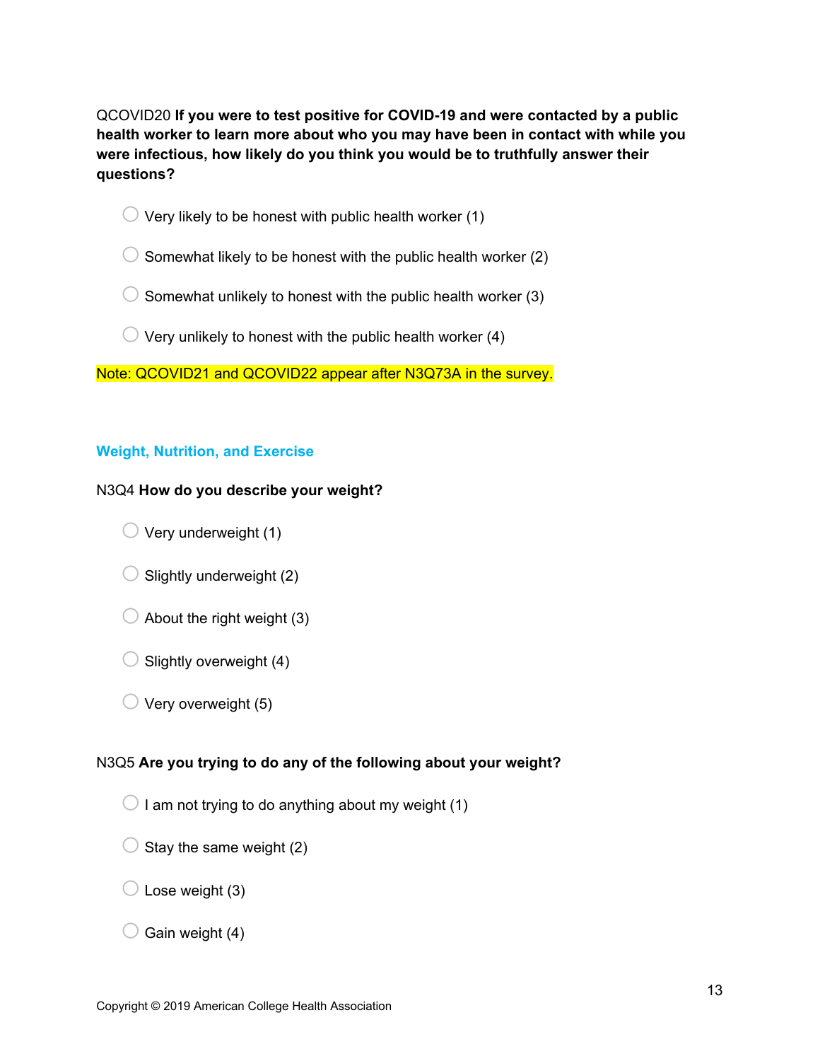QCOVID20 **If you were to test positive for COVID-19 and were contacted by a public health worker to learn more about who you may have been in contact with while you were infectious, how likely do you think you would be to truthfully answer their questions?**

- Very likely to be honest with public health worker (1)
- Somewhat likely to be honest with the public health worker (2)
- Somewhat unlikely to honest with the public health worker (3)
- Very unlikely to honest with the public health worker (4)

Note: QCOVID21 and QCOVID22 appear after N3Q73A in the survey.

## Weight, Nutrition, and Exercise

N3Q4 **How do you describe your weight?**

- Very underweight (1)
- Slightly underweight (2)
- About the right weight (3)
- Slightly overweight (4)
- Very overweight (5)

N3Q5 **Are you trying to do any of the following about your weight?**

- I am not trying to do anything about my weight (1)
- Stay the same weight (2)
- Lose weight (3)
- Gain weight (4)

Copyright © 2019 American College Health Association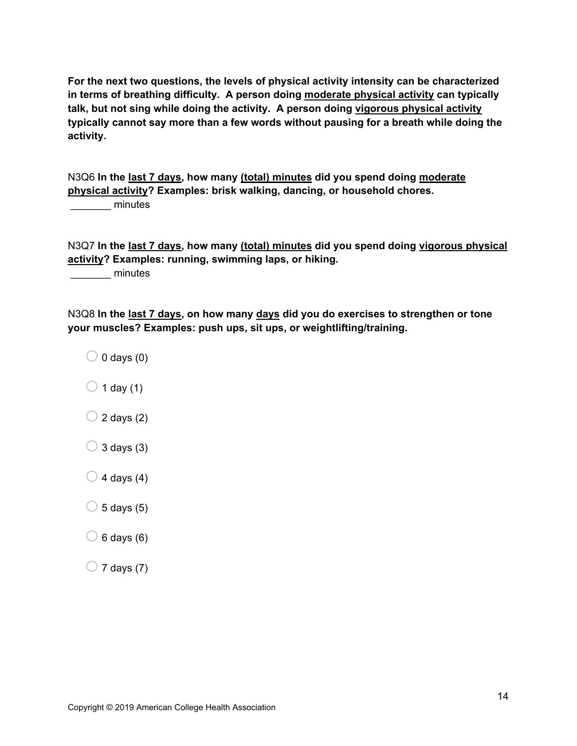**For the next two questions, the levels of physical activity intensity can be characterized in terms of breathing difficulty. A person doing moderate physical activity can typically talk, but not sing while doing the activity. A person doing vigorous physical activity typically cannot say more than a few words without pausing for a breath while doing the activity.**

N3Q6 **In the last 7 days, how many (total) minutes did you spend doing moderate physical activity? Examples: brisk walking, dancing, or household chores.**
_______ minutes

N3Q7 **In the last 7 days, how many (total) minutes did you spend doing vigorous physical activity? Examples: running, swimming laps, or hiking.**
_______ minutes

N3Q8 **In the last 7 days, on how many days did you do exercises to strengthen or tone your muscles? Examples: push ups, sit ups, or weightlifting/training.**

- ○ 0 days (0)
- ○ 1 day (1)
- ○ 2 days (2)
- ○ 3 days (3)
- ○ 4 days (4)
- ○ 5 days (5)
- ○ 6 days (6)
- ○ 7 days (7)

Copyright © 2019 American College Health Association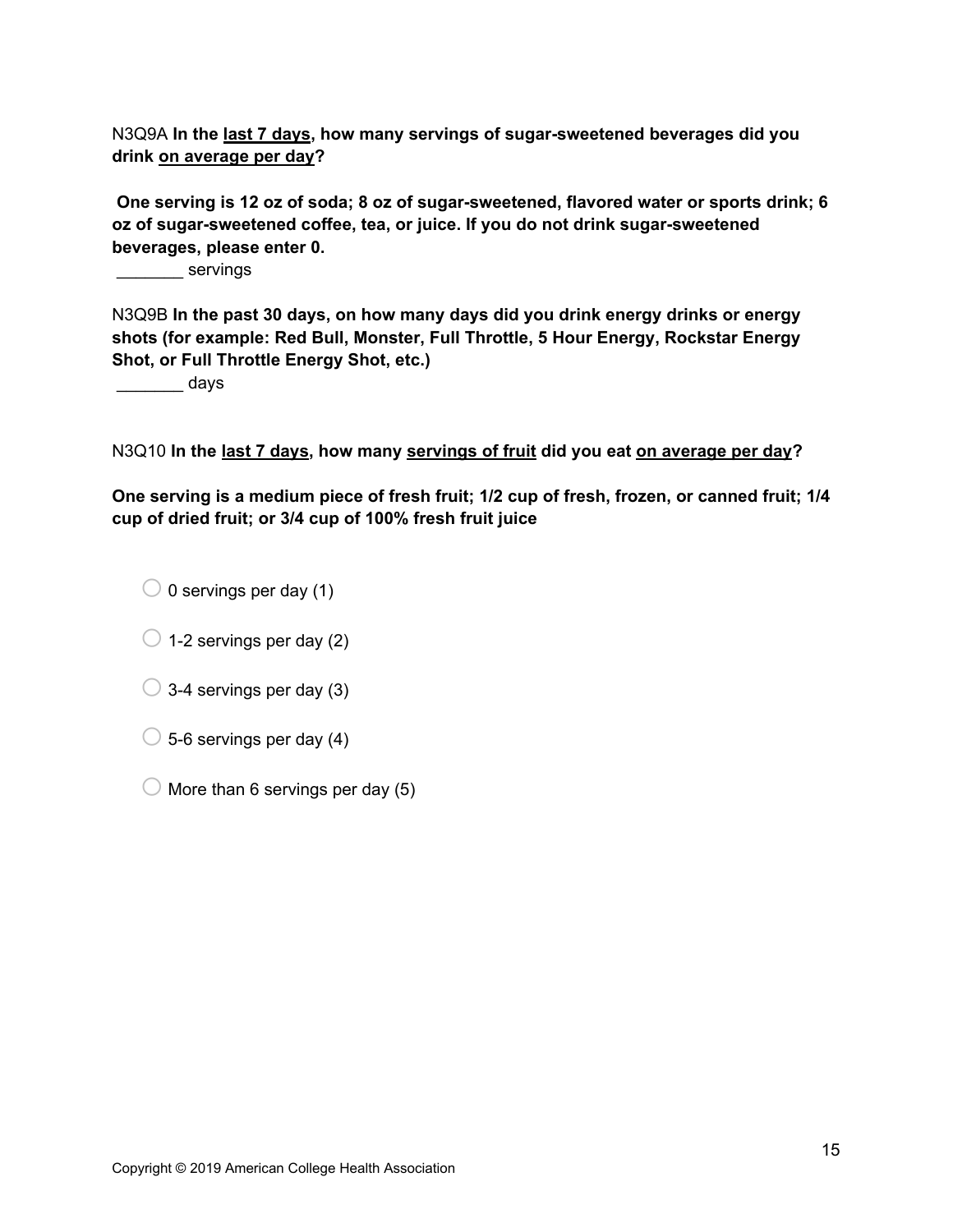N3Q9A **In the <u>last 7 days</u>, how many servings of sugar-sweetened beverages did you drink <u>on average per day</u>?**

**One serving is 12 oz of soda; 8 oz of sugar-sweetened, flavored water or sports drink; 6 oz of sugar-sweetened coffee, tea, or juice. If you do not drink sugar-sweetened beverages, please enter 0.**

_______ servings

N3Q9B **In the past 30 days, on how many days did you drink energy drinks or energy shots (for example: Red Bull, Monster, Full Throttle, 5 Hour Energy, Rockstar Energy Shot, or Full Throttle Energy Shot, etc.)**

_______ days

N3Q10 **In the <u>last 7 days</u>, how many <u>servings of fruit</u> did you eat <u>on average per day</u>?**

**One serving is a medium piece of fresh fruit; 1/2 cup of fresh, frozen, or canned fruit; 1/4 cup of dried fruit; or 3/4 cup of 100% fresh fruit juice**

- ◯ 0 servings per day (1)
- ◯ 1-2 servings per day (2)
- ◯ 3-4 servings per day (3)
- ◯ 5-6 servings per day (4)
- ◯ More than 6 servings per day (5)

Copyright © 2019 American College Health Association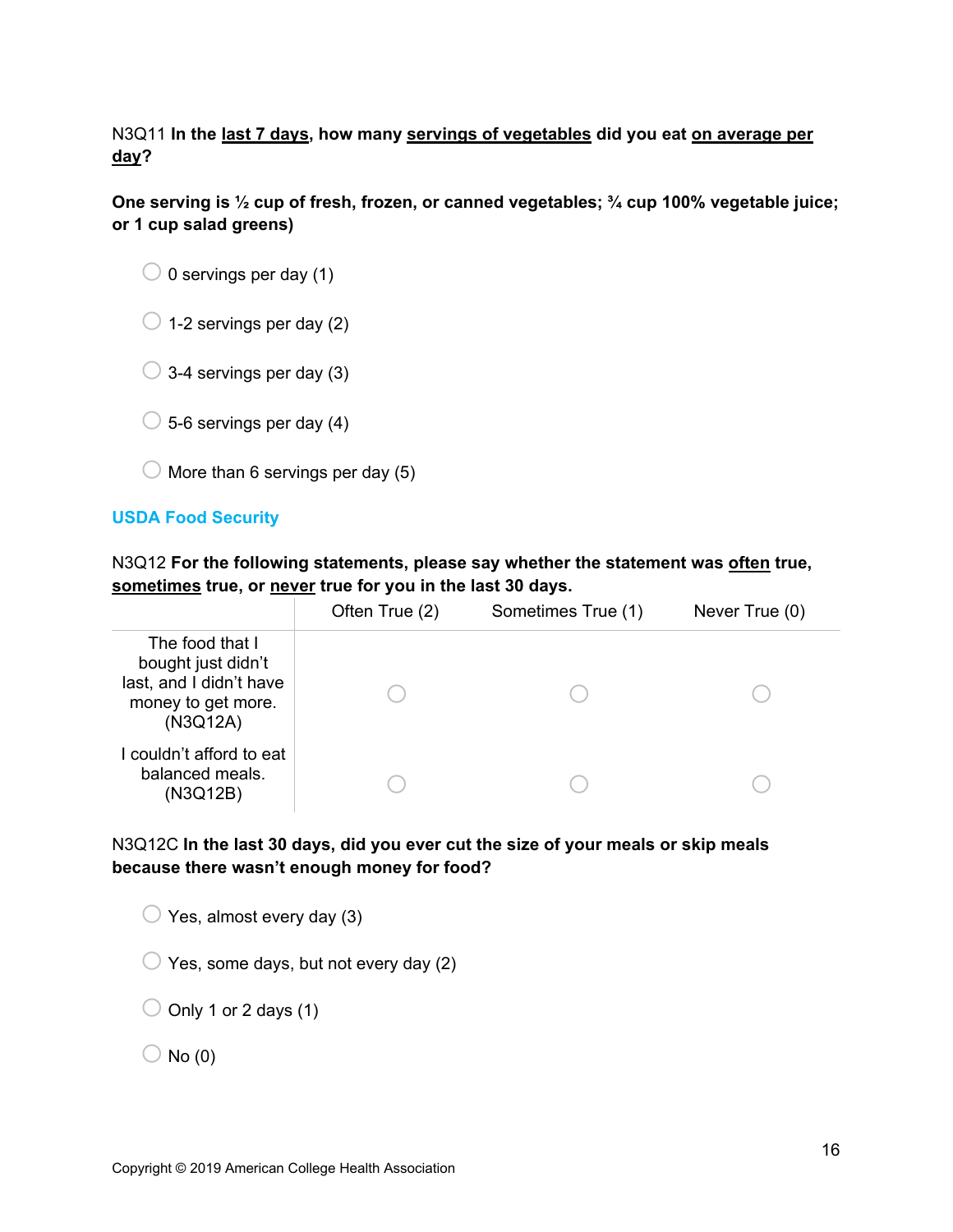N3Q11 **In the <u>last 7 days</u>, how many <u>servings of vegetables</u> did you eat <u>on average per day</u>?**

**One serving is ½ cup of fresh, frozen, or canned vegetables; ¾ cup 100% vegetable juice; or 1 cup salad greens)**

- 0 servings per day (1)
- 1-2 servings per day (2)
- 3-4 servings per day (3)
- 5-6 servings per day (4)
- More than 6 servings per day (5)

## USDA Food Security

N3Q12 **For the following statements, please say whether the statement was <u>often</u> true, <u>sometimes</u> true, or <u>never</u> true for you in the last 30 days.**

| | Often True (2) | Sometimes True (1) | Never True (0) |
|---|---|---|---|
| The food that I bought just didn't last, and I didn't have money to get more. (N3Q12A) | ○ | ○ | ○ |
| I couldn't afford to eat balanced meals. (N3Q12B) | ○ | ○ | ○ |

N3Q12C **In the last 30 days, did you ever cut the size of your meals or skip meals because there wasn't enough money for food?**

- Yes, almost every day (3)
- Yes, some days, but not every day (2)
- Only 1 or 2 days (1)
- No (0)

Copyright © 2019 American College Health Association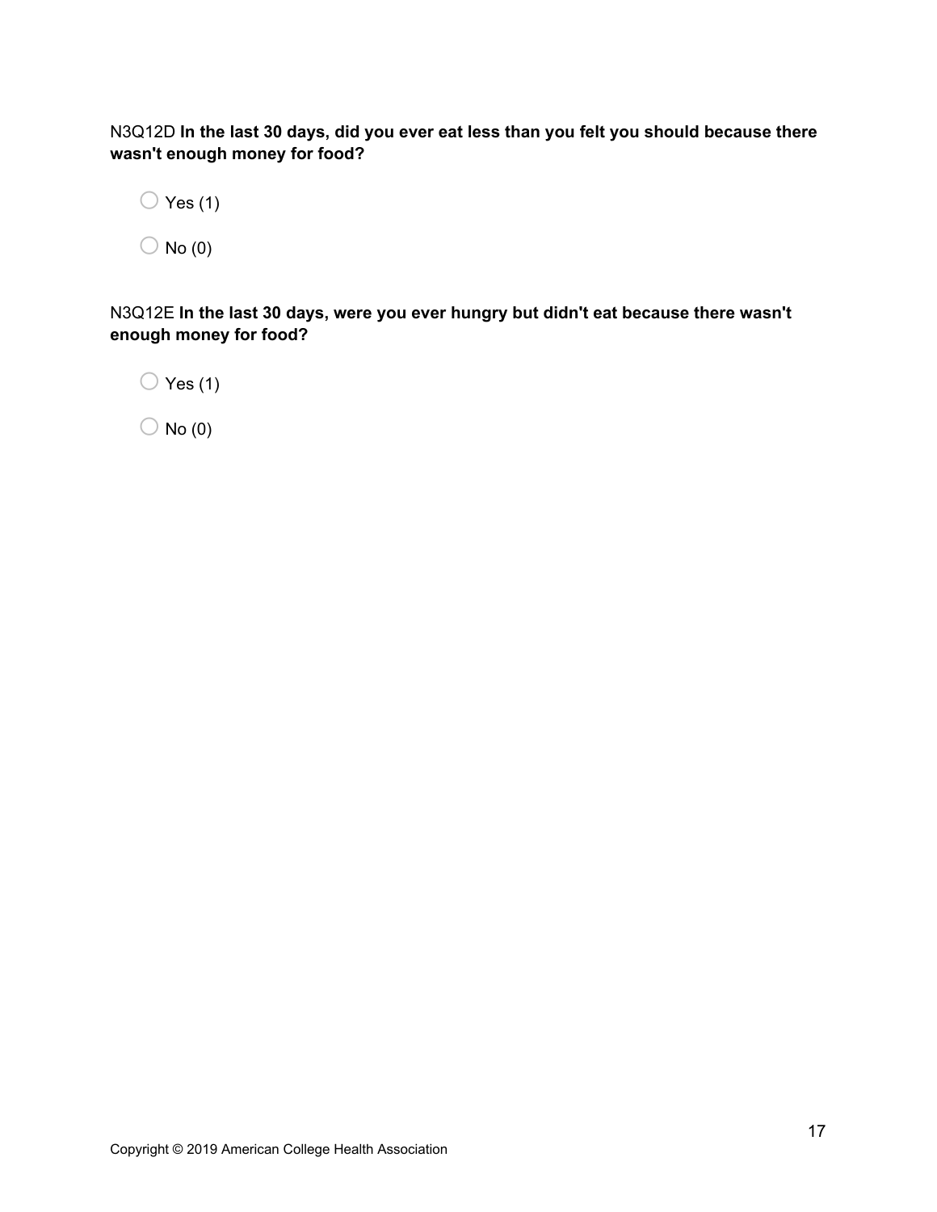N3Q12D **In the last 30 days, did you ever eat less than you felt you should because there wasn't enough money for food?**

○ Yes (1)

○ No (0)

N3Q12E **In the last 30 days, were you ever hungry but didn't eat because there wasn't enough money for food?**

○ Yes (1)

○ No (0)

Copyright © 2019 American College Health Association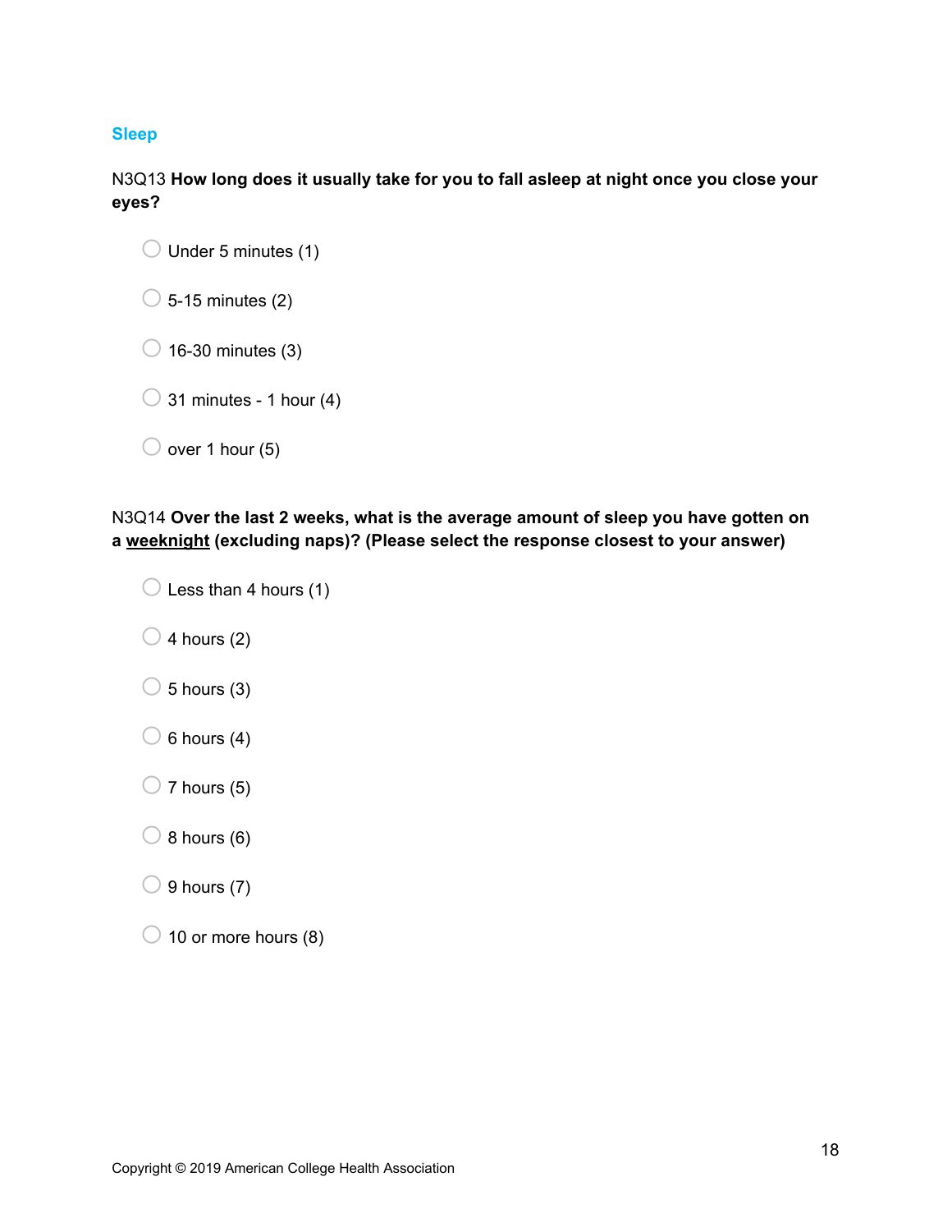## Sleep

N3Q13 **How long does it usually take for you to fall asleep at night once you close your eyes?**

- Under 5 minutes (1)
- 5-15 minutes (2)
- 16-30 minutes (3)
- 31 minutes - 1 hour (4)
- over 1 hour (5)

N3Q14 **Over the last 2 weeks, what is the average amount of sleep you have gotten on a <u>weeknight</u> (excluding naps)? (Please select the response closest to your answer)**

- Less than 4 hours (1)
- 4 hours (2)
- 5 hours (3)
- 6 hours (4)
- 7 hours (5)
- 8 hours (6)
- 9 hours (7)
- 10 or more hours (8)

Copyright © 2019 American College Health Association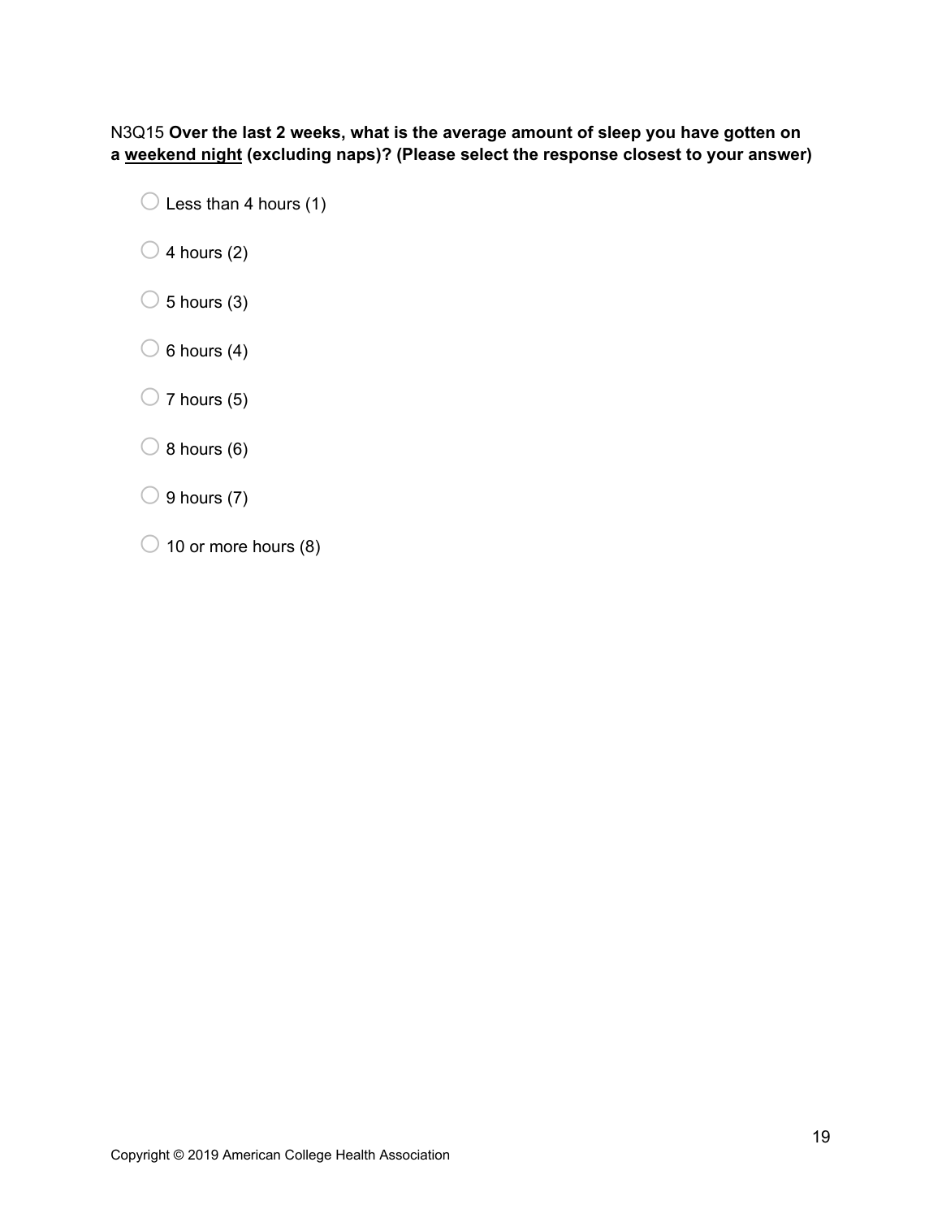N3Q15 **Over the last 2 weeks, what is the average amount of sleep you have gotten on a <u>weekend night</u> (excluding naps)? (Please select the response closest to your answer)**

- Less than 4 hours (1)
- 4 hours (2)
- 5 hours (3)
- 6 hours (4)
- 7 hours (5)
- 8 hours (6)
- 9 hours (7)
- 10 or more hours (8)

Copyright © 2019 American College Health Association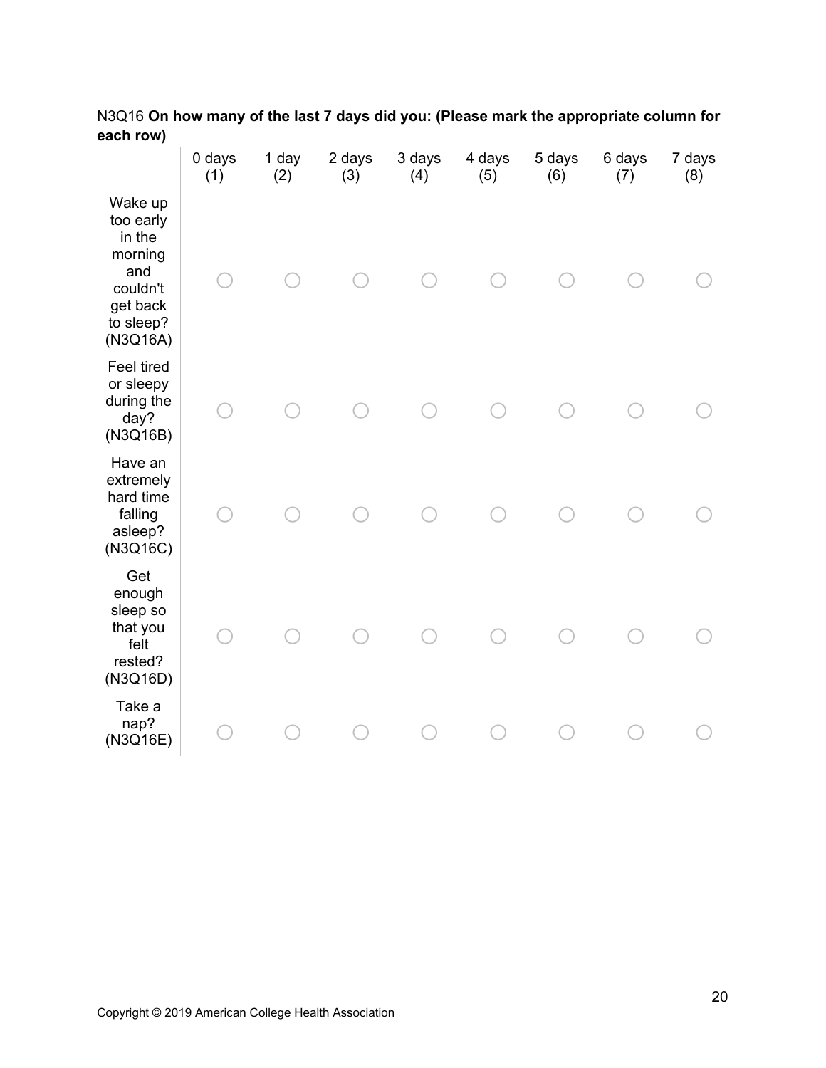N3Q16 **On how many of the last 7 days did you: (Please mark the appropriate column for each row)**

| | 0 days (1) | 1 day (2) | 2 days (3) | 3 days (4) | 4 days (5) | 5 days (6) | 6 days (7) | 7 days (8) |
|---|---|---|---|---|---|---|---|---|
| Wake up too early in the morning and couldn't get back to sleep? (N3Q16A) | ○ | ○ | ○ | ○ | ○ | ○ | ○ | ○ |
| Feel tired or sleepy during the day? (N3Q16B) | ○ | ○ | ○ | ○ | ○ | ○ | ○ | ○ |
| Have an extremely hard time falling asleep? (N3Q16C) | ○ | ○ | ○ | ○ | ○ | ○ | ○ | ○ |
| Get enough sleep so that you felt rested? (N3Q16D) | ○ | ○ | ○ | ○ | ○ | ○ | ○ | ○ |
| Take a nap? (N3Q16E) | ○ | ○ | ○ | ○ | ○ | ○ | ○ | ○ |

Copyright © 2019 American College Health Association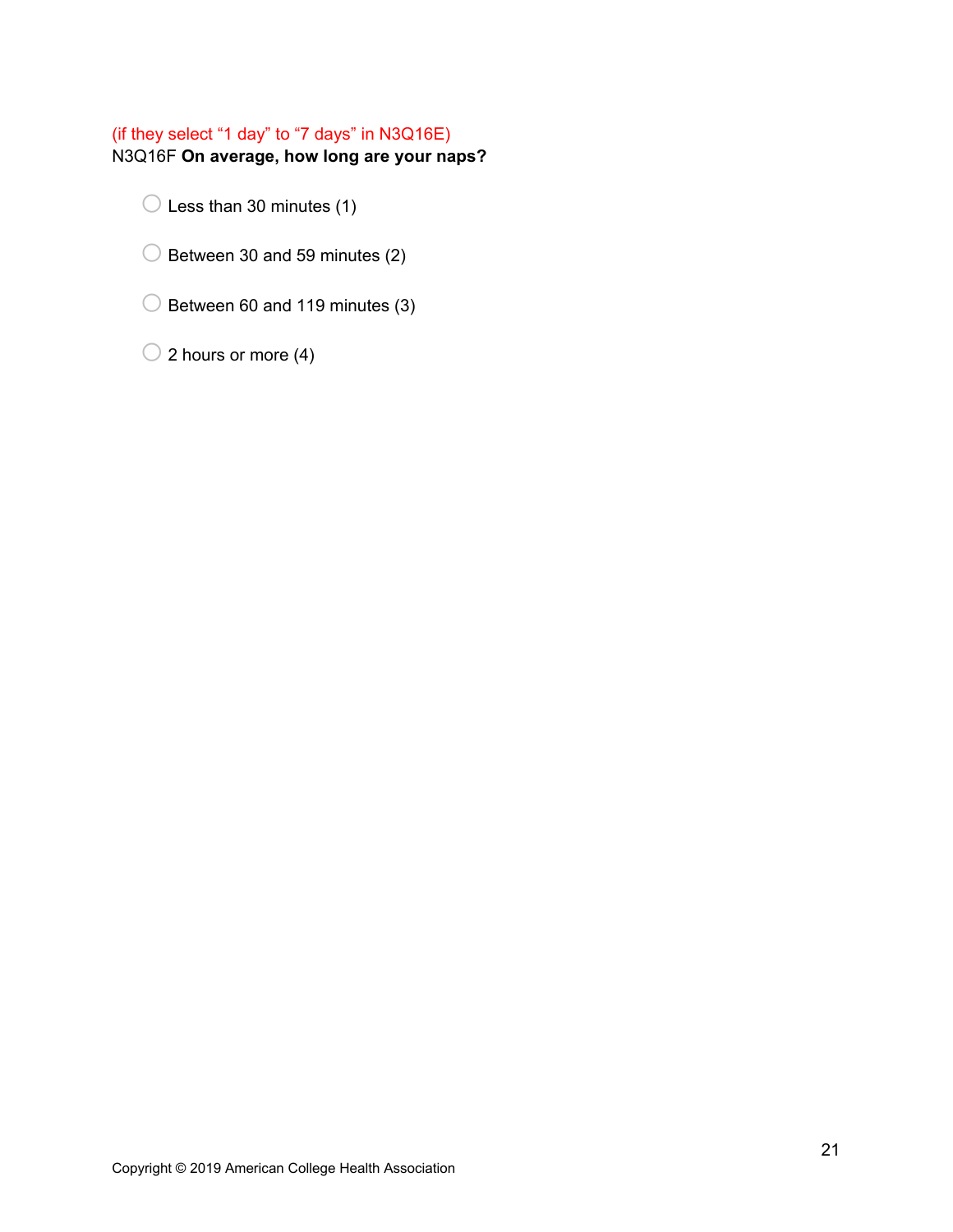(if they select “1 day” to “7 days” in N3Q16E)

N3Q16F **On average, how long are your naps?**

- Less than 30 minutes (1)
- Between 30 and 59 minutes (2)
- Between 60 and 119 minutes (3)
- 2 hours or more (4)

Copyright © 2019 American College Health Association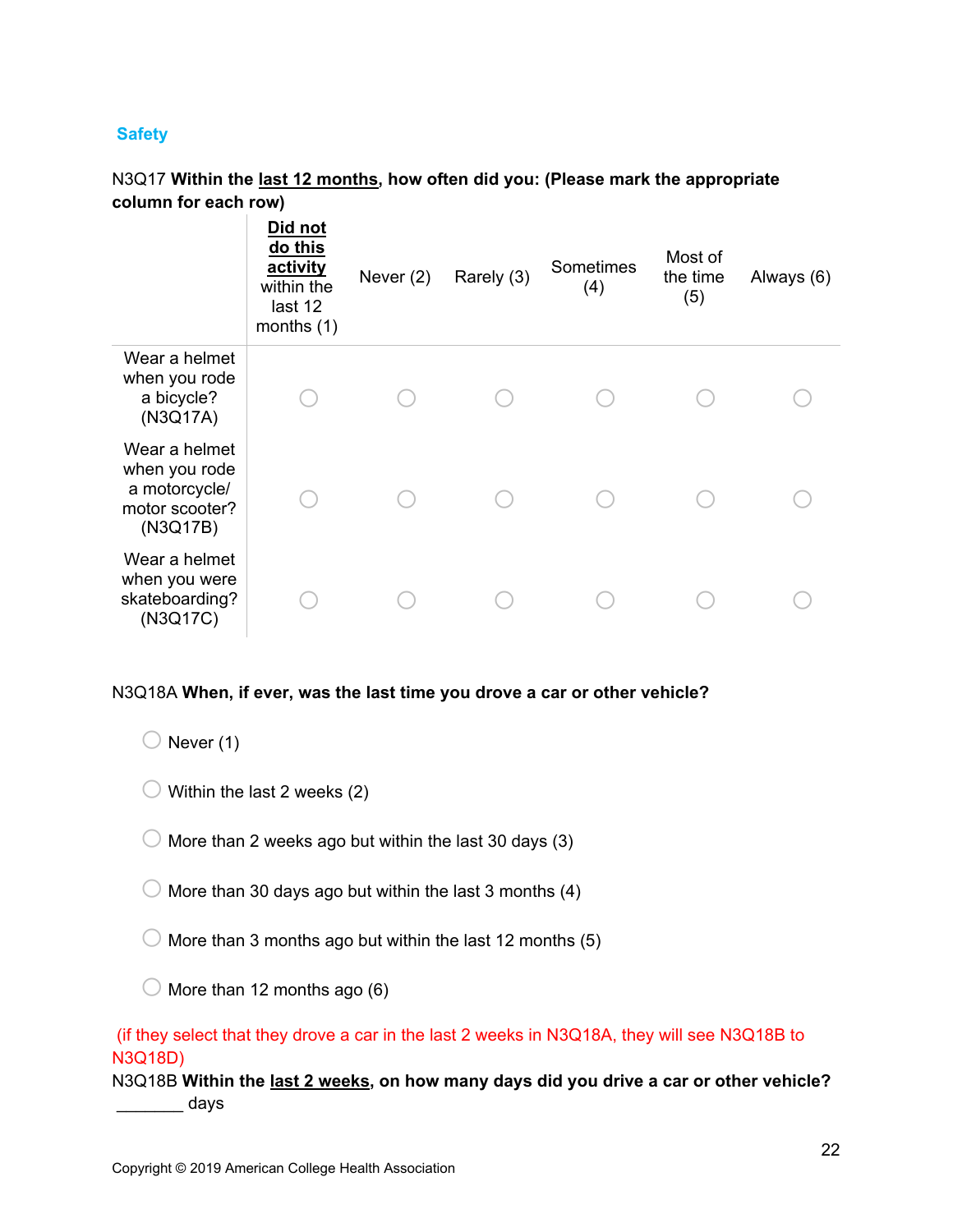## Safety

N3Q17 **Within the <u>last 12 months</u>, how often did you: (Please mark the appropriate column for each row)**

| | **<u>Did not do this activity</u>** within the last 12 months (1) | Never (2) | Rarely (3) | Sometimes (4) | Most of the time (5) | Always (6) |
|---|---|---|---|---|---|---|
| Wear a helmet when you rode a bicycle? (N3Q17A) | ○ | ○ | ○ | ○ | ○ | ○ |
| Wear a helmet when you rode a motorcycle/ motor scooter? (N3Q17B) | ○ | ○ | ○ | ○ | ○ | ○ |
| Wear a helmet when you were skateboarding? (N3Q17C) | ○ | ○ | ○ | ○ | ○ | ○ |

N3Q18A **When, if ever, was the last time you drove a car or other vehicle?**

- ○ Never (1)
- ○ Within the last 2 weeks (2)
- ○ More than 2 weeks ago but within the last 30 days (3)
- ○ More than 30 days ago but within the last 3 months (4)
- ○ More than 3 months ago but within the last 12 months (5)
- ○ More than 12 months ago (6)

(if they select that they drove a car in the last 2 weeks in N3Q18A, they will see N3Q18B to N3Q18D)

N3Q18B **Within the <u>last 2 weeks</u>, on how many days did you drive a car or other vehicle?**
_______ days

Copyright © 2019 American College Health Association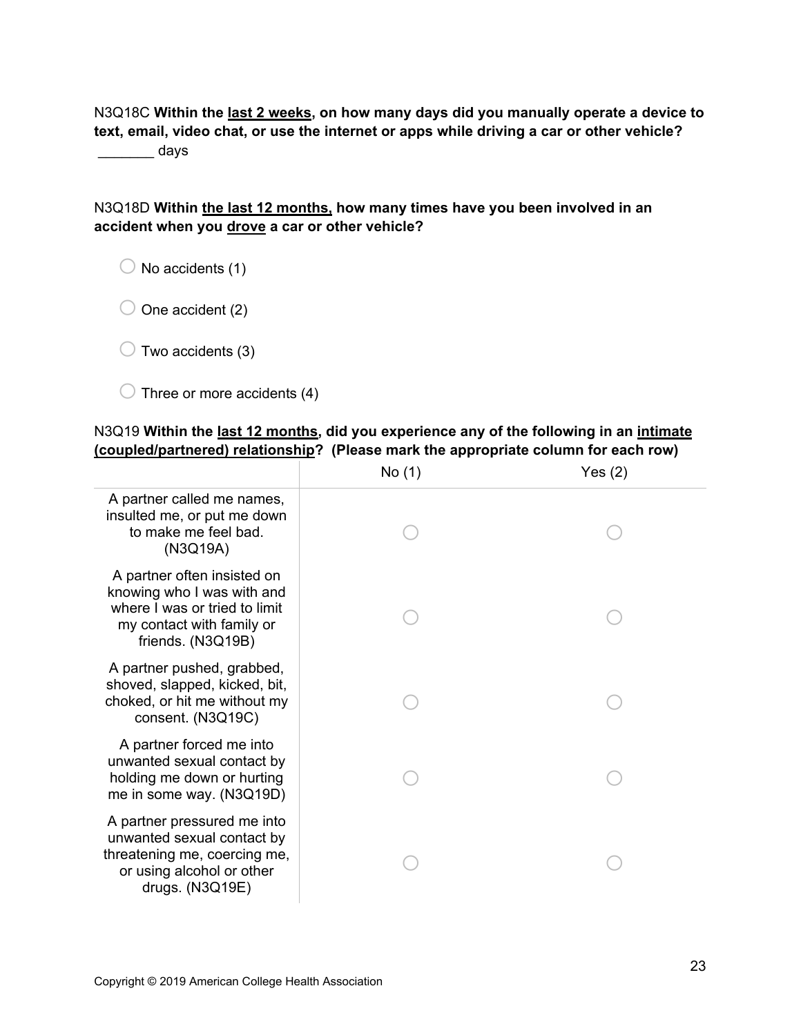N3Q18C **Within the <u>last 2 weeks</u>, on how many days did you manually operate a device to text, email, video chat, or use the internet or apps while driving a car or other vehicle?**
_______ days

N3Q18D **Within <u>the last 12 months,</u> how many times have you been involved in an accident when you <u>drove</u> a car or other vehicle?**

- ○ No accidents (1)
- ○ One accident (2)
- ○ Two accidents (3)
- ○ Three or more accidents (4)

N3Q19 **Within the <u>last 12 months</u>, did you experience any of the following in an <u>intimate (coupled/partnered) relationship</u>? (Please mark the appropriate column for each row)**

| | No (1) | Yes (2) |
|---|---|---|
| A partner called me names, insulted me, or put me down to make me feel bad. (N3Q19A) | ○ | ○ |
| A partner often insisted on knowing who I was with and where I was or tried to limit my contact with family or friends. (N3Q19B) | ○ | ○ |
| A partner pushed, grabbed, shoved, slapped, kicked, bit, choked, or hit me without my consent. (N3Q19C) | ○ | ○ |
| A partner forced me into unwanted sexual contact by holding me down or hurting me in some way. (N3Q19D) | ○ | ○ |
| A partner pressured me into unwanted sexual contact by threatening me, coercing me, or using alcohol or other drugs. (N3Q19E) | ○ | ○ |

Copyright © 2019 American College Health Association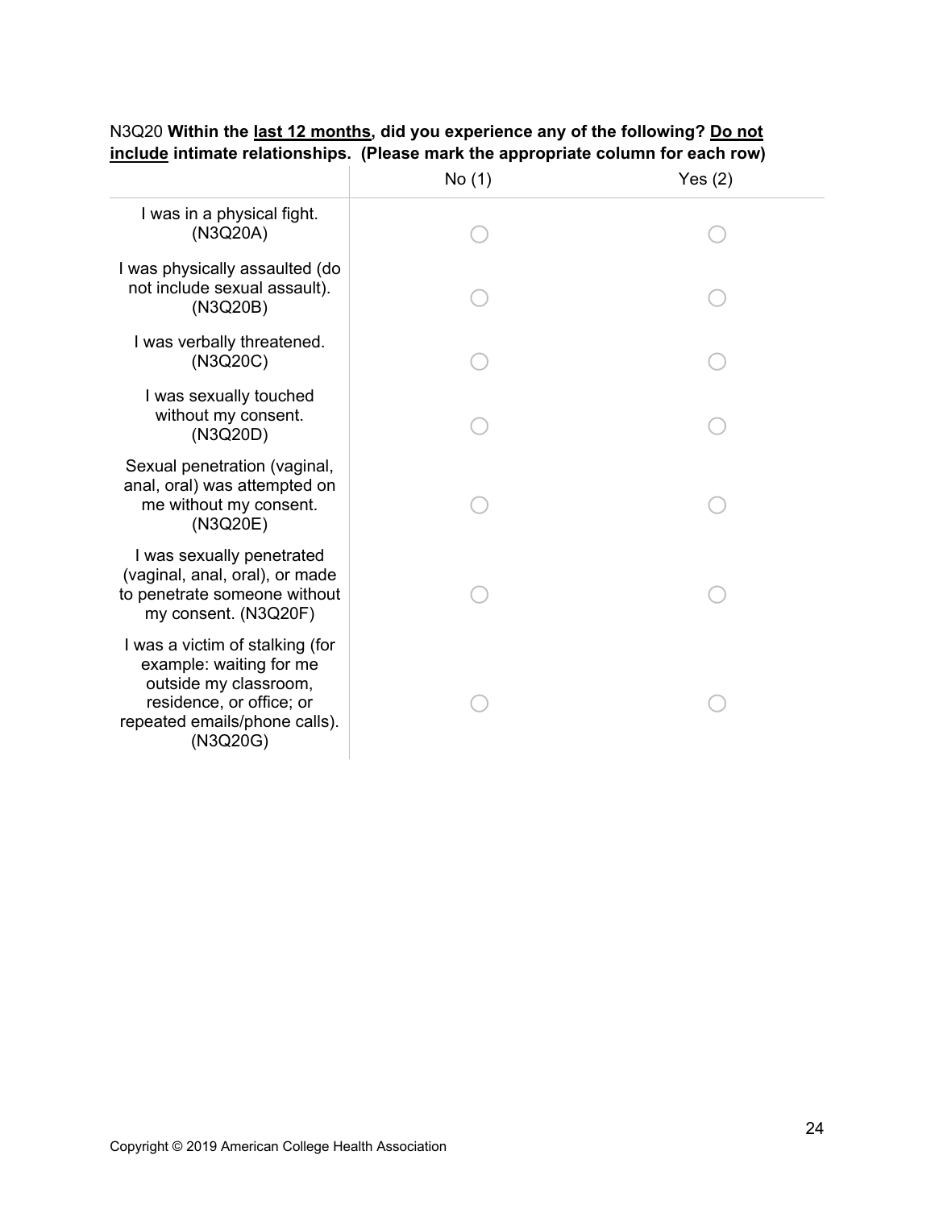N3Q20 **Within the <u>last 12 months</u>, did you experience any of the following? <u>Do not include</u> intimate relationships. (Please mark the appropriate column for each row)**

| | No (1) | Yes (2) |
|---|---|---|
| I was in a physical fight. (N3Q20A) | ◯ | ◯ |
| I was physically assaulted (do not include sexual assault). (N3Q20B) | ◯ | ◯ |
| I was verbally threatened. (N3Q20C) | ◯ | ◯ |
| I was sexually touched without my consent. (N3Q20D) | ◯ | ◯ |
| Sexual penetration (vaginal, anal, oral) was attempted on me without my consent. (N3Q20E) | ◯ | ◯ |
| I was sexually penetrated (vaginal, anal, oral), or made to penetrate someone without my consent. (N3Q20F) | ◯ | ◯ |
| I was a victim of stalking (for example: waiting for me outside my classroom, residence, or office; or repeated emails/phone calls). (N3Q20G) | ◯ | ◯ |

Copyright © 2019 American College Health Association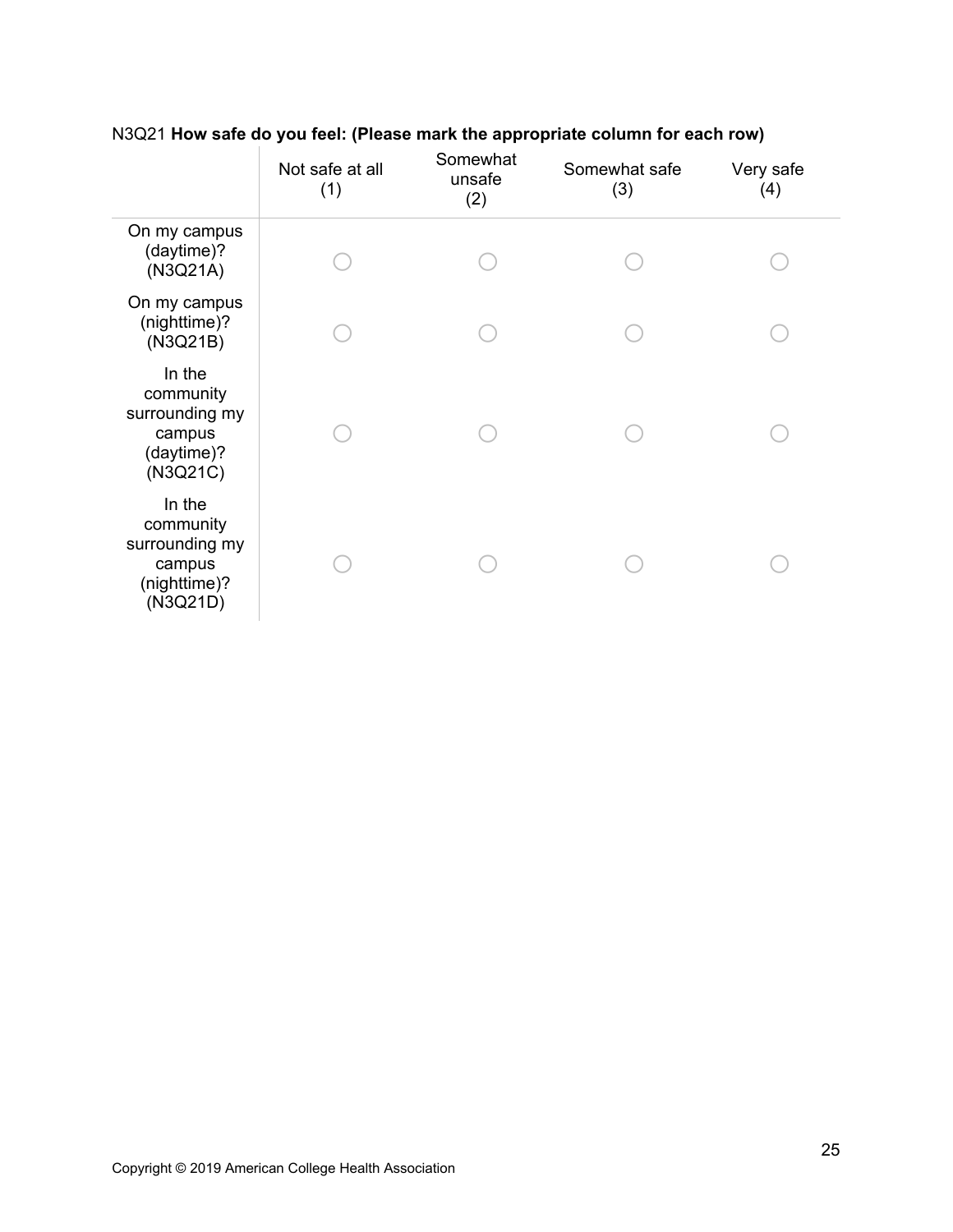N3Q21 **How safe do you feel: (Please mark the appropriate column for each row)**

| | Not safe at all (1) | Somewhat unsafe (2) | Somewhat safe (3) | Very safe (4) |
|---|---|---|---|---|
| On my campus (daytime)? (N3Q21A) | ◯ | ◯ | ◯ | ◯ |
| On my campus (nighttime)? (N3Q21B) | ◯ | ◯ | ◯ | ◯ |
| In the community surrounding my campus (daytime)? (N3Q21C) | ◯ | ◯ | ◯ | ◯ |
| In the community surrounding my campus (nighttime)? (N3Q21D) | ◯ | ◯ | ◯ | ◯ |

Copyright © 2019 American College Health Association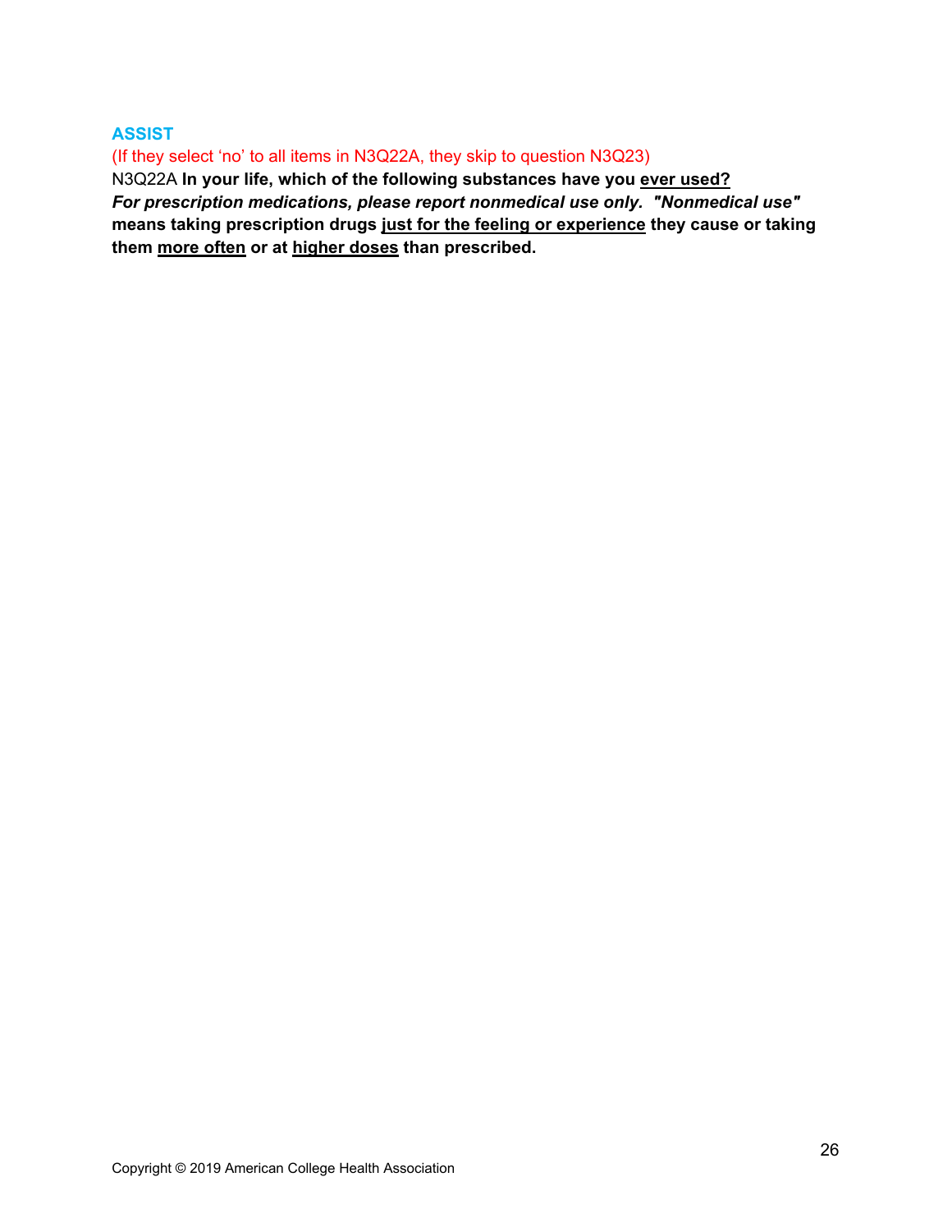### ASSIST

(If they select 'no' to all items in N3Q22A, they skip to question N3Q23)

N3Q22A **In your life, which of the following substances have you <u>ever used?</u>**
***For prescription medications, please report nonmedical use only.  "Nonmedical use"*** **means taking prescription drugs <u>just for the feeling or experience</u> they cause or taking them <u>more often</u> or at <u>higher doses</u> than prescribed.**

Copyright © 2019 American College Health Association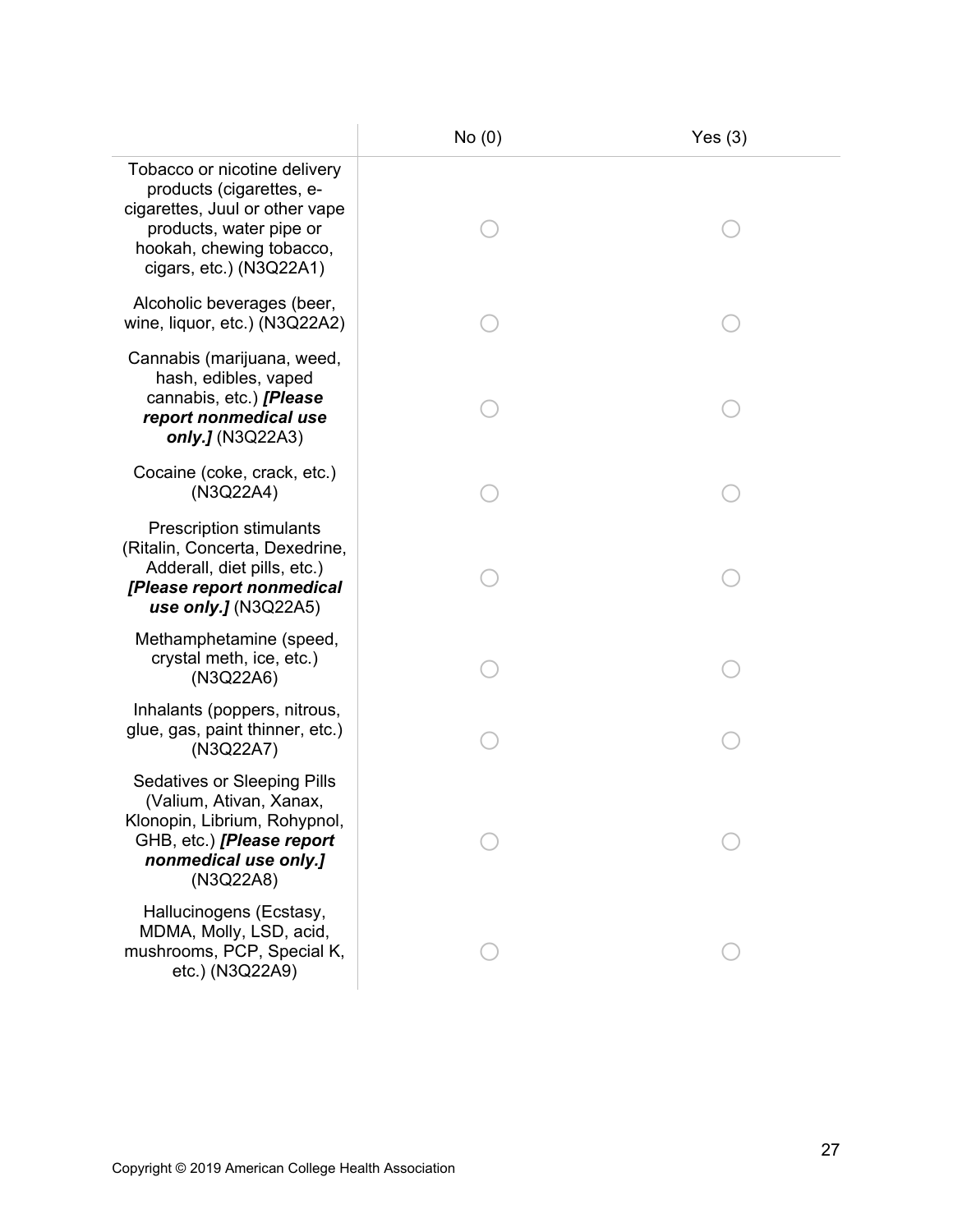| | No (0) | Yes (3) |
|---|---|---|
| Tobacco or nicotine delivery products (cigarettes, e-cigarettes, Juul or other vape products, water pipe or hookah, chewing tobacco, cigars, etc.) (N3Q22A1) | ○ | ○ |
| Alcoholic beverages (beer, wine, liquor, etc.) (N3Q22A2) | ○ | ○ |
| Cannabis (marijuana, weed, hash, edibles, vaped cannabis, etc.) ***[Please report nonmedical use only.]*** (N3Q22A3) | ○ | ○ |
| Cocaine (coke, crack, etc.) (N3Q22A4) | ○ | ○ |
| Prescription stimulants (Ritalin, Concerta, Dexedrine, Adderall, diet pills, etc.) ***[Please report nonmedical use only.]*** (N3Q22A5) | ○ | ○ |
| Methamphetamine (speed, crystal meth, ice, etc.) (N3Q22A6) | ○ | ○ |
| Inhalants (poppers, nitrous, glue, gas, paint thinner, etc.) (N3Q22A7) | ○ | ○ |
| Sedatives or Sleeping Pills (Valium, Ativan, Xanax, Klonopin, Librium, Rohypnol, GHB, etc.) ***[Please report nonmedical use only.]*** (N3Q22A8) | ○ | ○ |
| Hallucinogens (Ecstasy, MDMA, Molly, LSD, acid, mushrooms, PCP, Special K, etc.) (N3Q22A9) | ○ | ○ |

Copyright © 2019 American College Health Association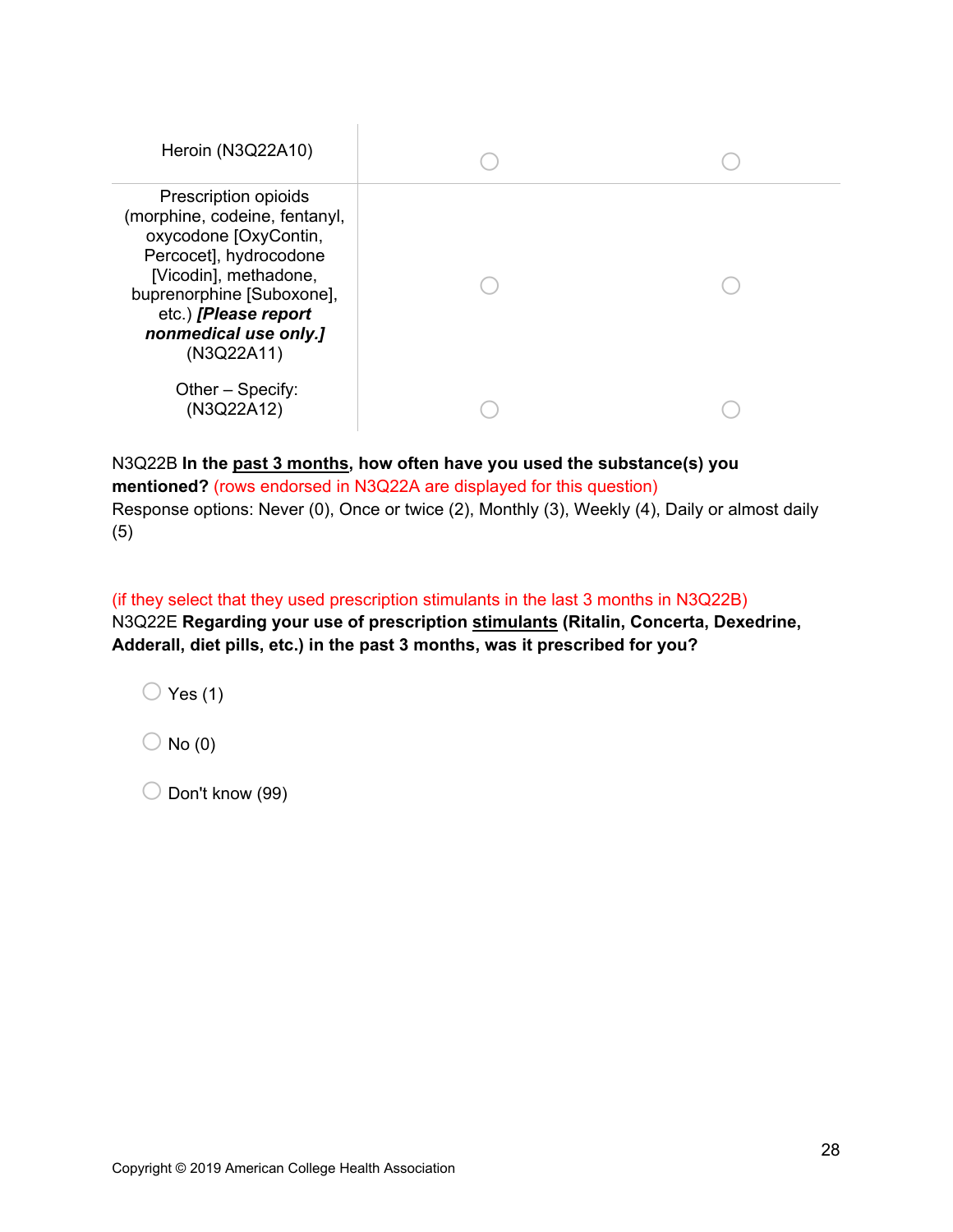| | | |
|---|---|---|
| Heroin (N3Q22A10) | ◯ | ◯ |
| Prescription opioids (morphine, codeine, fentanyl, oxycodone [OxyContin, Percocet], hydrocodone [Vicodin], methadone, buprenorphine [Suboxone], etc.) ***[Please report nonmedical use only.]*** (N3Q22A11) | ◯ | ◯ |
| Other – Specify: (N3Q22A12) | ◯ | ◯ |

N3Q22B **In the past 3 months, how often have you used the substance(s) you mentioned?** (rows endorsed in N3Q22A are displayed for this question)
Response options: Never (0), Once or twice (2), Monthly (3), Weekly (4), Daily or almost daily (5)

(if they select that they used prescription stimulants in the last 3 months in N3Q22B)
N3Q22E **Regarding your use of prescription stimulants (Ritalin, Concerta, Dexedrine, Adderall, diet pills, etc.) in the past 3 months, was it prescribed for you?**

- ◯ Yes (1)
- ◯ No (0)
- ◯ Don't know (99)

Copyright © 2019 American College Health Association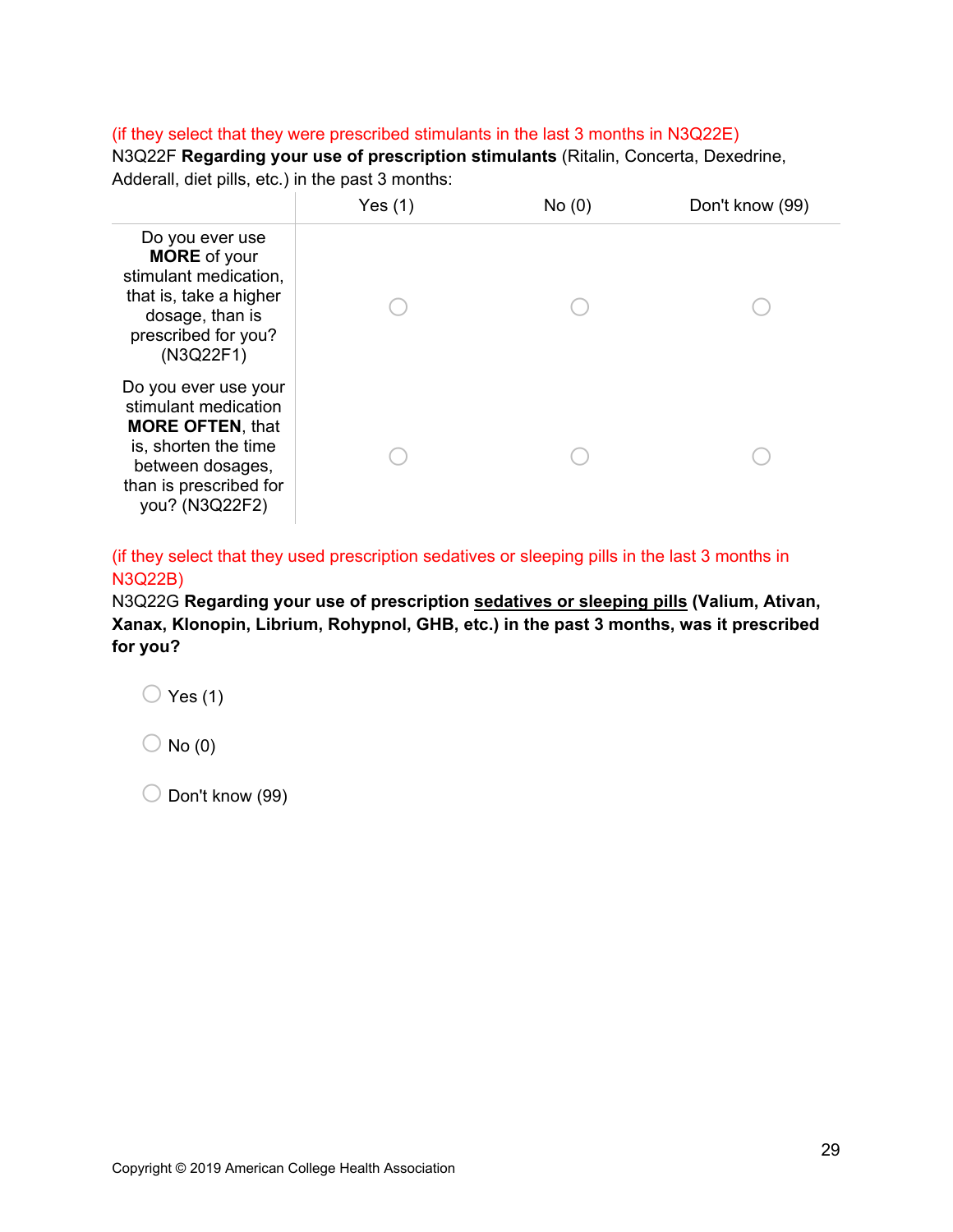(if they select that they were prescribed stimulants in the last 3 months in N3Q22E)

N3Q22F **Regarding your use of prescription stimulants** (Ritalin, Concerta, Dexedrine, Adderall, diet pills, etc.) in the past 3 months:

| | Yes (1) | No (0) | Don't know (99) |
|---|---|---|---|
| Do you ever use **MORE** of your stimulant medication, that is, take a higher dosage, than is prescribed for you? (N3Q22F1) | ○ | ○ | ○ |
| Do you ever use your stimulant medication **MORE OFTEN**, that is, shorten the time between dosages, than is prescribed for you? (N3Q22F2) | ○ | ○ | ○ |

(if they select that they used prescription sedatives or sleeping pills in the last 3 months in N3Q22B)

N3Q22G **Regarding your use of prescription <u>sedatives or sleeping pills</u> (Valium, Ativan, Xanax, Klonopin, Librium, Rohypnol, GHB, etc.) in the past 3 months, was it prescribed for you?**

○ Yes (1)

○ No (0)

○ Don't know (99)

Copyright © 2019 American College Health Association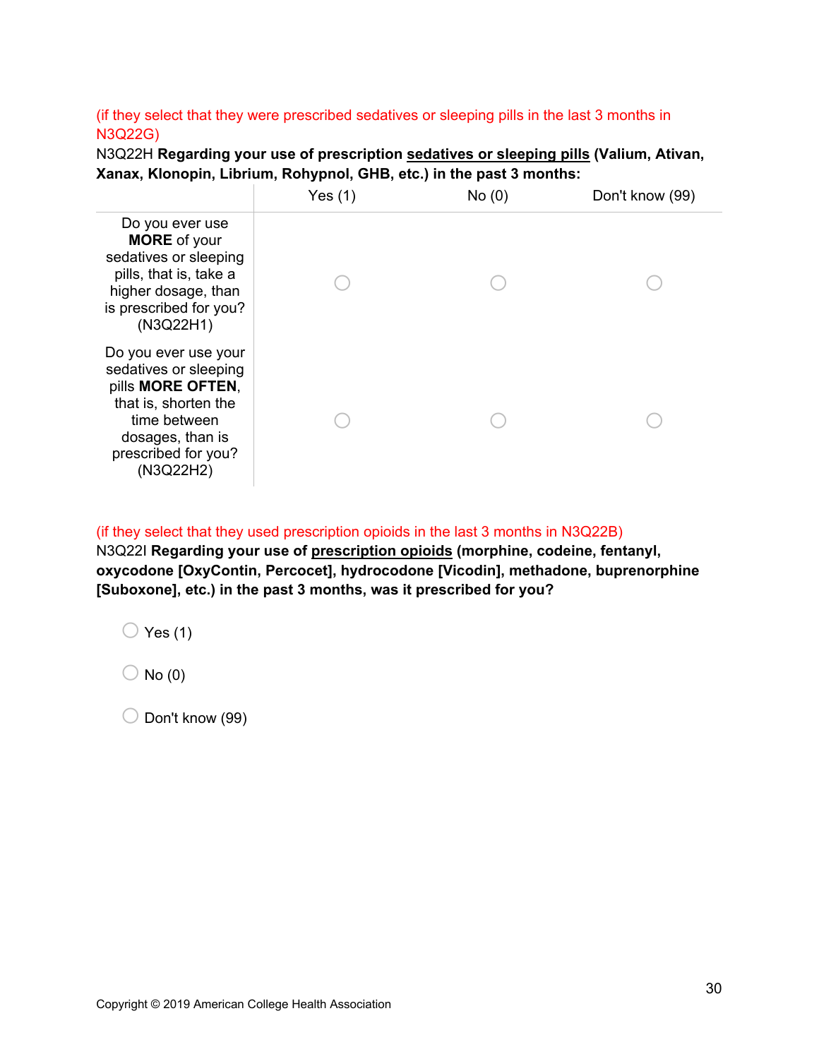(if they select that they were prescribed sedatives or sleeping pills in the last 3 months in N3Q22G)

N3Q22H **Regarding your use of prescription sedatives or sleeping pills (Valium, Ativan, Xanax, Klonopin, Librium, Rohypnol, GHB, etc.) in the past 3 months:**

| | Yes (1) | No (0) | Don't know (99) |
|---|---|---|---|
| Do you ever use **MORE** of your sedatives or sleeping pills, that is, take a higher dosage, than is prescribed for you? (N3Q22H1) | ○ | ○ | ○ |
| Do you ever use your sedatives or sleeping pills **MORE OFTEN**, that is, shorten the time between dosages, than is prescribed for you? (N3Q22H2) | ○ | ○ | ○ |

(if they select that they used prescription opioids in the last 3 months in N3Q22B)

N3Q22I **Regarding your use of prescription opioids (morphine, codeine, fentanyl, oxycodone [OxyContin, Percocet], hydrocodone [Vicodin], methadone, buprenorphine [Suboxone], etc.) in the past 3 months, was it prescribed for you?**

- ○ Yes (1)
- ○ No (0)
- ○ Don't know (99)

Copyright © 2019 American College Health Association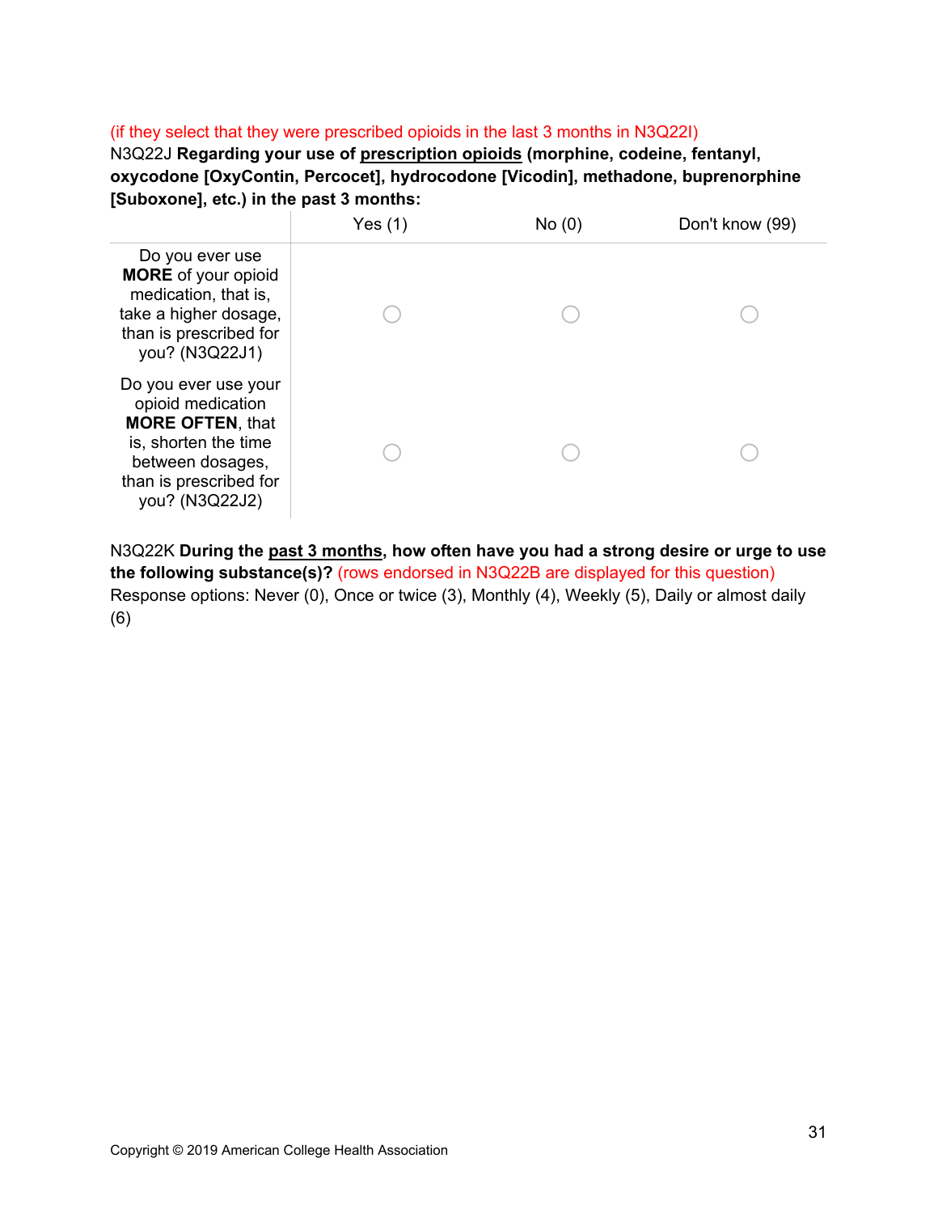(if they select that they were prescribed opioids in the last 3 months in N3Q22I)

N3Q22J **Regarding your use of prescription opioids (morphine, codeine, fentanyl, oxycodone [OxyContin, Percocet], hydrocodone [Vicodin], methadone, buprenorphine [Suboxone], etc.) in the past 3 months:**

| | Yes (1) | No (0) | Don't know (99) |
|---|---|---|---|
| Do you ever use **MORE** of your opioid medication, that is, take a higher dosage, than is prescribed for you? (N3Q22J1) | ○ | ○ | ○ |
| Do you ever use your opioid medication **MORE OFTEN**, that is, shorten the time between dosages, than is prescribed for you? (N3Q22J2) | ○ | ○ | ○ |

N3Q22K **During the past 3 months, how often have you had a strong desire or urge to use the following substance(s)?** (rows endorsed in N3Q22B are displayed for this question)

Response options: Never (0), Once or twice (3), Monthly (4), Weekly (5), Daily or almost daily (6)

Copyright © 2019 American College Health Association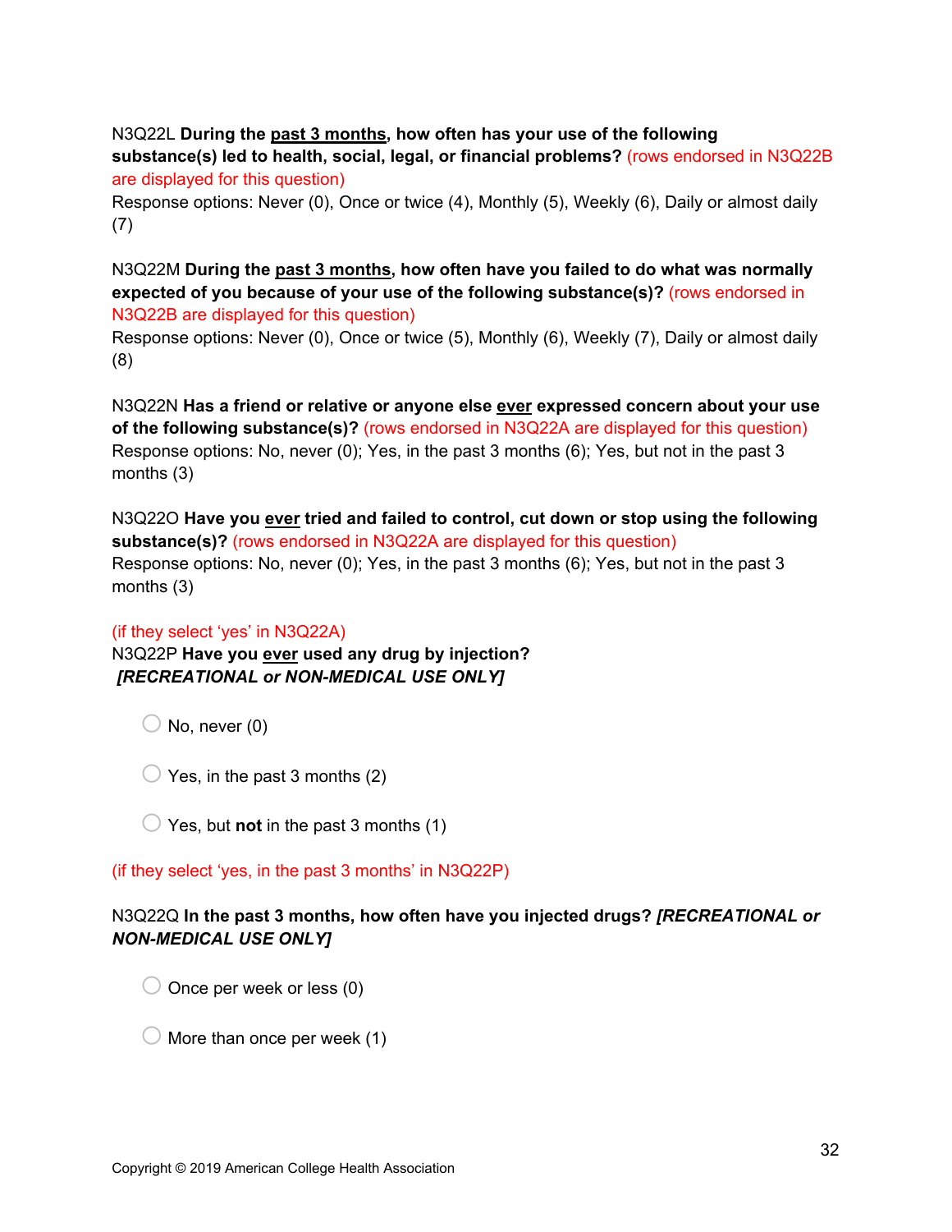N3Q22L **During the <u>past 3 months</u>, how often has your use of the following substance(s) led to health, social, legal, or financial problems?** (rows endorsed in N3Q22B are displayed for this question)
Response options: Never (0), Once or twice (4), Monthly (5), Weekly (6), Daily or almost daily (7)

N3Q22M **During the <u>past 3 months</u>, how often have you failed to do what was normally expected of you because of your use of the following substance(s)?** (rows endorsed in N3Q22B are displayed for this question)
Response options: Never (0), Once or twice (5), Monthly (6), Weekly (7), Daily or almost daily (8)

N3Q22N **Has a friend or relative or anyone else <u>ever</u> expressed concern about your use of the following substance(s)?** (rows endorsed in N3Q22A are displayed for this question)
Response options: No, never (0); Yes, in the past 3 months (6); Yes, but not in the past 3 months (3)

N3Q22O **Have you <u>ever</u> tried and failed to control, cut down or stop using the following substance(s)?** (rows endorsed in N3Q22A are displayed for this question)
Response options: No, never (0); Yes, in the past 3 months (6); Yes, but not in the past 3 months (3)

(if they select 'yes' in N3Q22A)
N3Q22P **Have you <u>ever</u> used any drug by injection?**
***[RECREATIONAL or NON-MEDICAL USE ONLY]***

- No, never (0)
- Yes, in the past 3 months (2)
- Yes, but **not** in the past 3 months (1)

(if they select 'yes, in the past 3 months' in N3Q22P)

N3Q22Q **In the past 3 months, how often have you injected drugs? *[RECREATIONAL or NON-MEDICAL USE ONLY]***

- Once per week or less (0)
- More than once per week (1)

Copyright © 2019 American College Health Association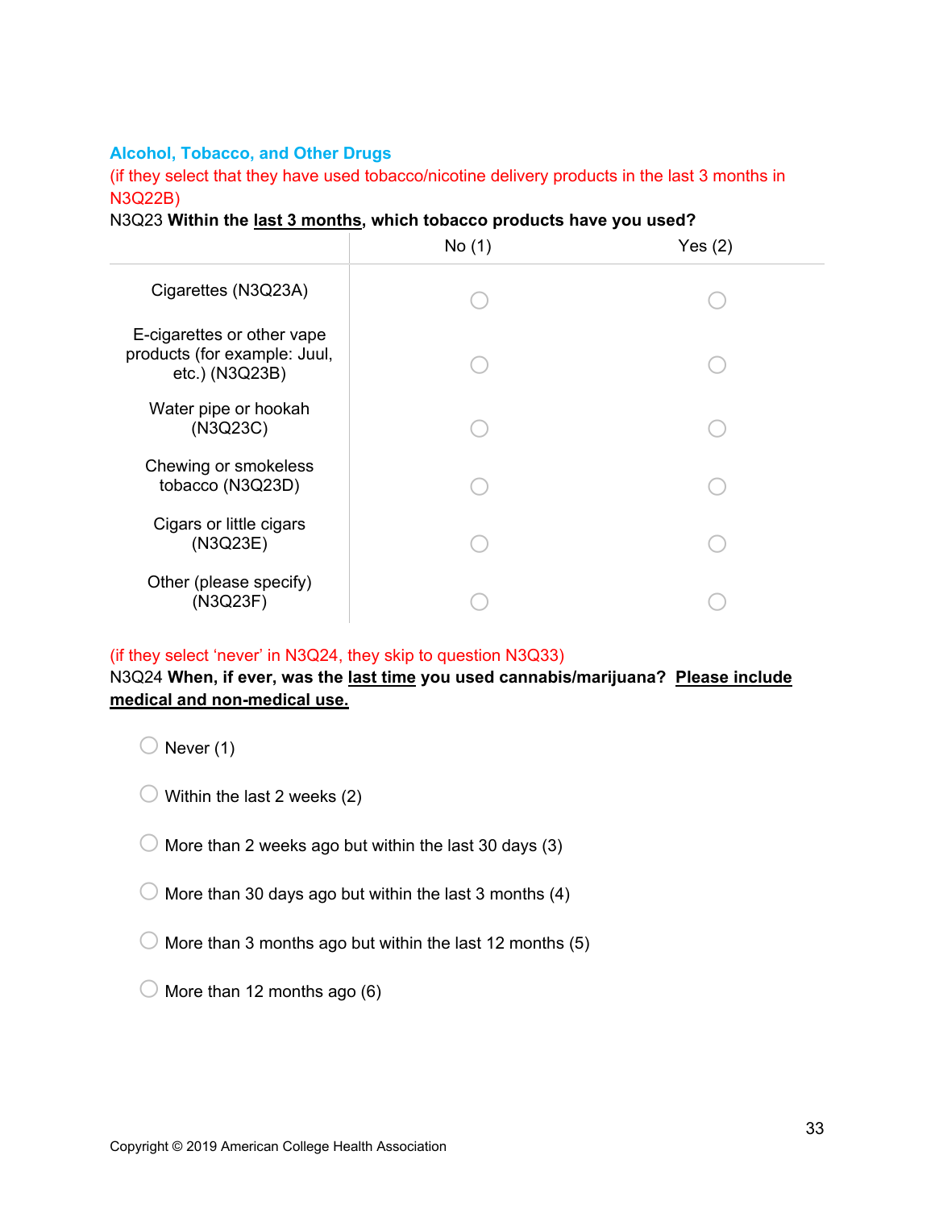## Alcohol, Tobacco, and Other Drugs

(if they select that they have used tobacco/nicotine delivery products in the last 3 months in N3Q22B)

N3Q23 **Within the <u>last 3 months</u>, which tobacco products have you used?**

| | No (1) | Yes (2) |
|---|---|---|
| Cigarettes (N3Q23A) | ○ | ○ |
| E-cigarettes or other vape products (for example: Juul, etc.) (N3Q23B) | ○ | ○ |
| Water pipe or hookah (N3Q23C) | ○ | ○ |
| Chewing or smokeless tobacco (N3Q23D) | ○ | ○ |
| Cigars or little cigars (N3Q23E) | ○ | ○ |
| Other (please specify) (N3Q23F) | ○ | ○ |

(if they select 'never' in N3Q24, they skip to question N3Q33)

N3Q24 **When, if ever, was the <u>last time</u> you used cannabis/marijuana? <u>Please include medical and non-medical use.</u>**

- ○ Never (1)
- ○ Within the last 2 weeks (2)
- ○ More than 2 weeks ago but within the last 30 days (3)
- ○ More than 30 days ago but within the last 3 months (4)
- ○ More than 3 months ago but within the last 12 months (5)
- ○ More than 12 months ago (6)

Copyright © 2019 American College Health Association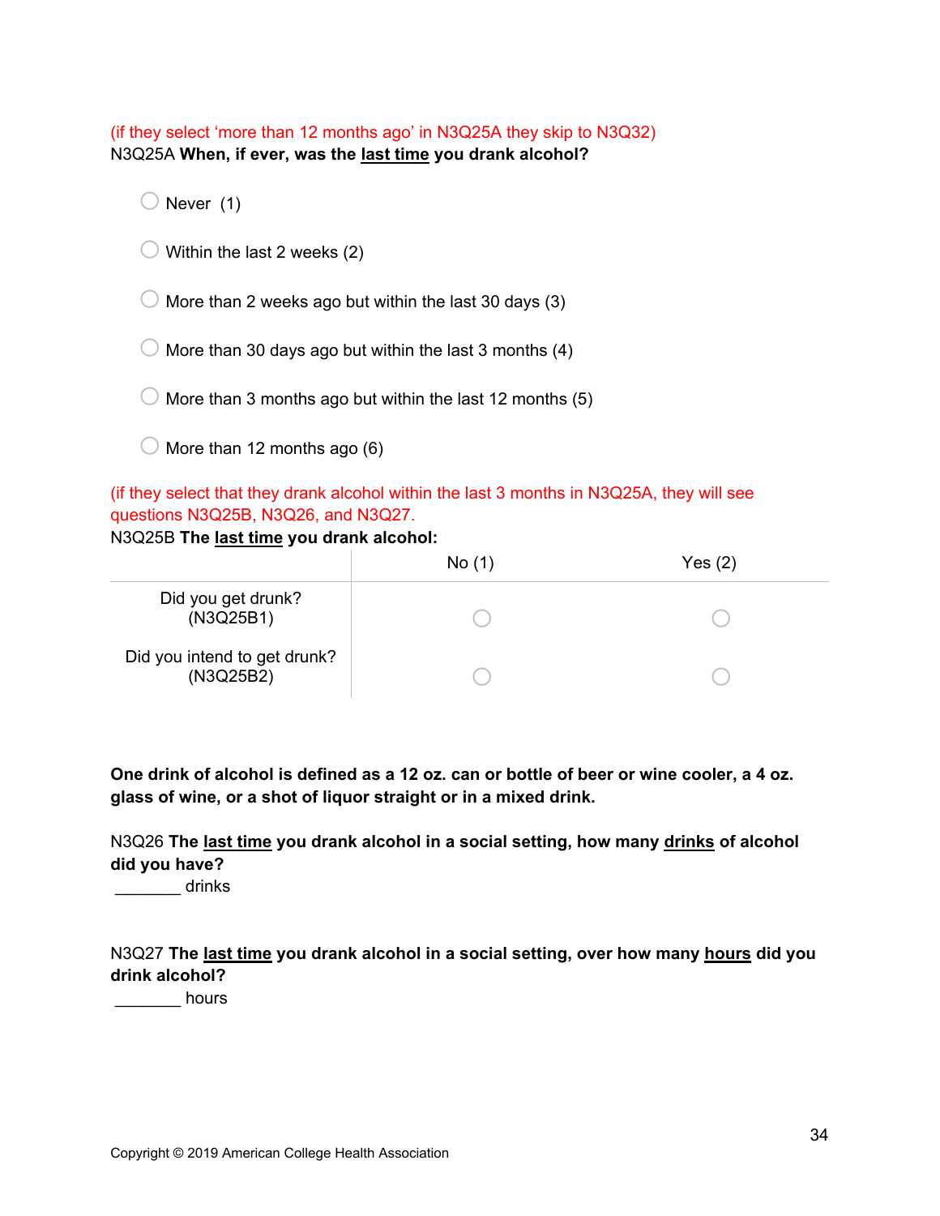(if they select 'more than 12 months ago' in N3Q25A they skip to N3Q32)

N3Q25A **When, if ever, was the <u>last time</u> you drank alcohol?**

- Never (1)
- Within the last 2 weeks (2)
- More than 2 weeks ago but within the last 30 days (3)
- More than 30 days ago but within the last 3 months (4)
- More than 3 months ago but within the last 12 months (5)
- More than 12 months ago (6)

(if they select that they drank alcohol within the last 3 months in N3Q25A, they will see questions N3Q25B, N3Q26, and N3Q27.

N3Q25B **The <u>last time</u> you drank alcohol:**

| | No (1) | Yes (2) |
|---|---|---|
| Did you get drunk? (N3Q25B1) | ○ | ○ |
| Did you intend to get drunk? (N3Q25B2) | ○ | ○ |

**One drink of alcohol is defined as a 12 oz. can or bottle of beer or wine cooler, a 4 oz. glass of wine, or a shot of liquor straight or in a mixed drink.**

N3Q26 **The <u>last time</u> you drank alcohol in a social setting, how many <u>drinks</u> of alcohol did you have?**

_______ drinks

N3Q27 **The <u>last time</u> you drank alcohol in a social setting, over how many <u>hours</u> did you drink alcohol?**

_______ hours

Copyright © 2019 American College Health Association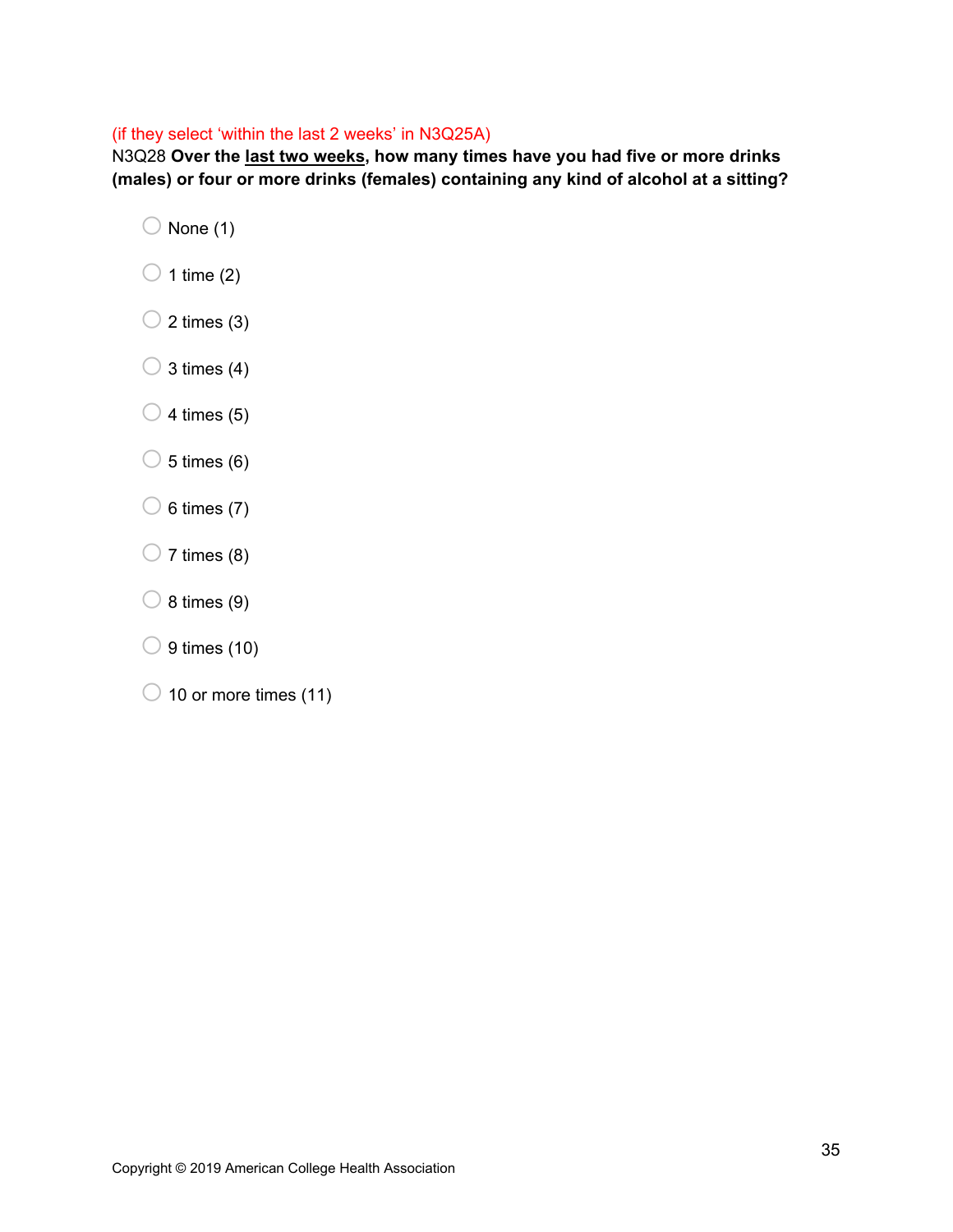(if they select ‘within the last 2 weeks’ in N3Q25A)

N3Q28 **Over the <u>last two weeks</u>, how many times have you had five or more drinks (males) or four or more drinks (females) containing any kind of alcohol at a sitting?**

- None (1)
- 1 time (2)
- 2 times (3)
- 3 times (4)
- 4 times (5)
- 5 times (6)
- 6 times (7)
- 7 times (8)
- 8 times (9)
- 9 times (10)
- 10 or more times (11)

Copyright © 2019 American College Health Association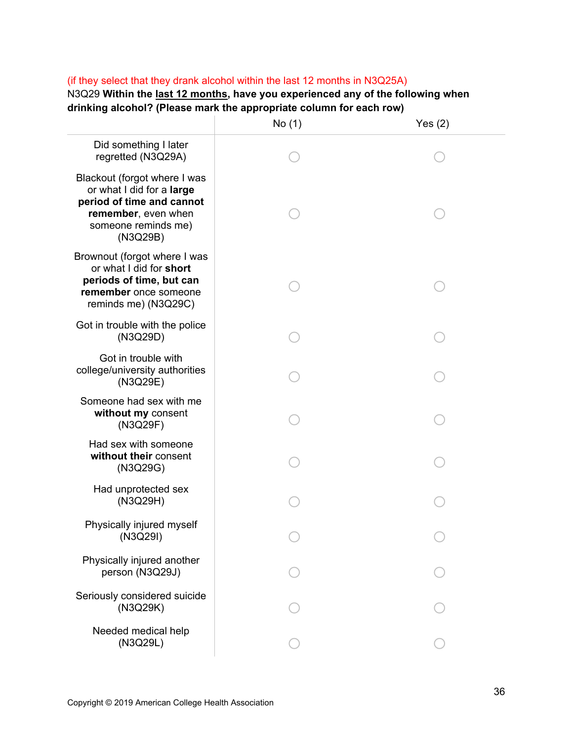(if they select that they drank alcohol within the last 12 months in N3Q25A)

N3Q29 **Within the last 12 months, have you experienced any of the following when drinking alcohol? (Please mark the appropriate column for each row)**

| | No (1) | Yes (2) |
|---|---|---|
| Did something I later regretted (N3Q29A) | ○ | ○ |
| Blackout (forgot where I was or what I did for a **large period of time and cannot remember**, even when someone reminds me) (N3Q29B) | ○ | ○ |
| Brownout (forgot where I was or what I did for **short periods of time, but can remember** once someone reminds me) (N3Q29C) | ○ | ○ |
| Got in trouble with the police (N3Q29D) | ○ | ○ |
| Got in trouble with college/university authorities (N3Q29E) | ○ | ○ |
| Someone had sex with me **without my** consent (N3Q29F) | ○ | ○ |
| Had sex with someone **without their** consent (N3Q29G) | ○ | ○ |
| Had unprotected sex (N3Q29H) | ○ | ○ |
| Physically injured myself (N3Q29I) | ○ | ○ |
| Physically injured another person (N3Q29J) | ○ | ○ |
| Seriously considered suicide (N3Q29K) | ○ | ○ |
| Needed medical help (N3Q29L) | ○ | ○ |

Copyright © 2019 American College Health Association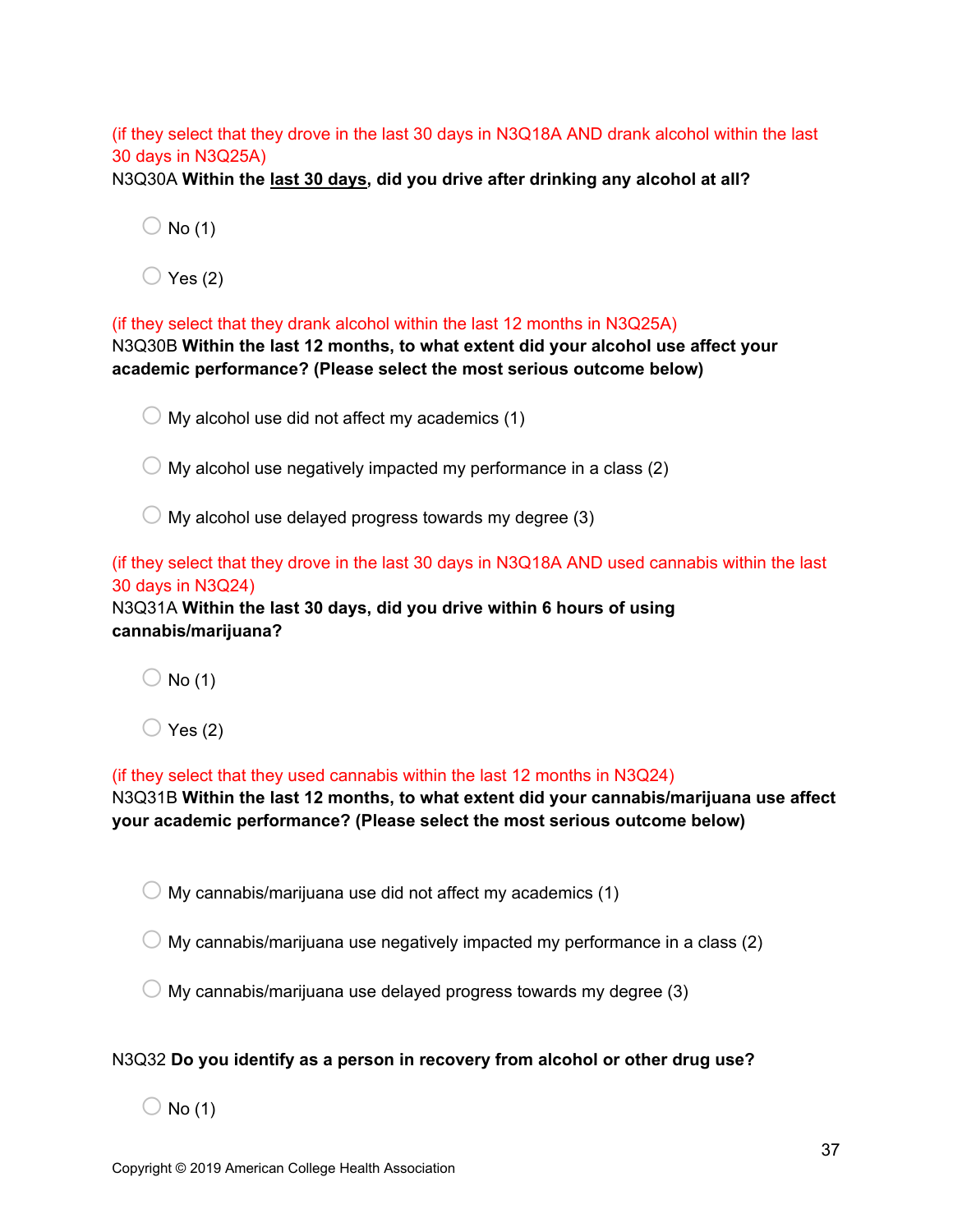(if they select that they drove in the last 30 days in N3Q18A AND drank alcohol within the last 30 days in N3Q25A)

N3Q30A **Within the <u>last 30 days</u>, did you drive after drinking any alcohol at all?**

- ○ No (1)
- ○ Yes (2)

(if they select that they drank alcohol within the last 12 months in N3Q25A)

N3Q30B **Within the last 12 months, to what extent did your alcohol use affect your academic performance? (Please select the most serious outcome below)**

- ○ My alcohol use did not affect my academics (1)
- ○ My alcohol use negatively impacted my performance in a class (2)
- ○ My alcohol use delayed progress towards my degree (3)

(if they select that they drove in the last 30 days in N3Q18A AND used cannabis within the last 30 days in N3Q24)

N3Q31A **Within the last 30 days, did you drive within 6 hours of using cannabis/marijuana?**

- ○ No (1)
- ○ Yes (2)

(if they select that they used cannabis within the last 12 months in N3Q24)

N3Q31B **Within the last 12 months, to what extent did your cannabis/marijuana use affect your academic performance? (Please select the most serious outcome below)**

- ○ My cannabis/marijuana use did not affect my academics (1)
- ○ My cannabis/marijuana use negatively impacted my performance in a class (2)
- ○ My cannabis/marijuana use delayed progress towards my degree (3)

N3Q32 **Do you identify as a person in recovery from alcohol or other drug use?**

- ○ No (1)

Copyright © 2019 American College Health Association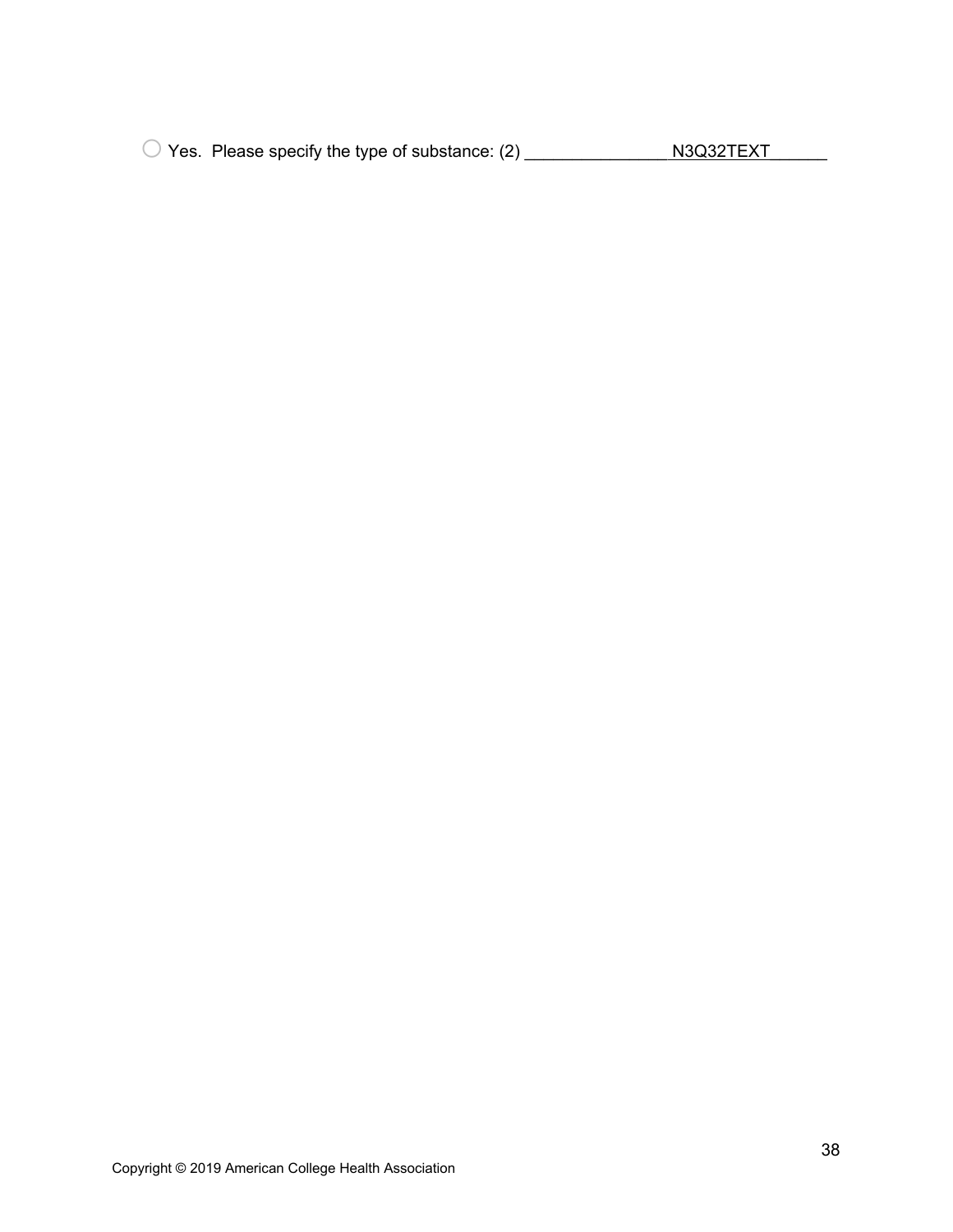○ Yes. Please specify the type of substance: (2) ________________N3Q32TEXT_______

Copyright © 2019 American College Health Association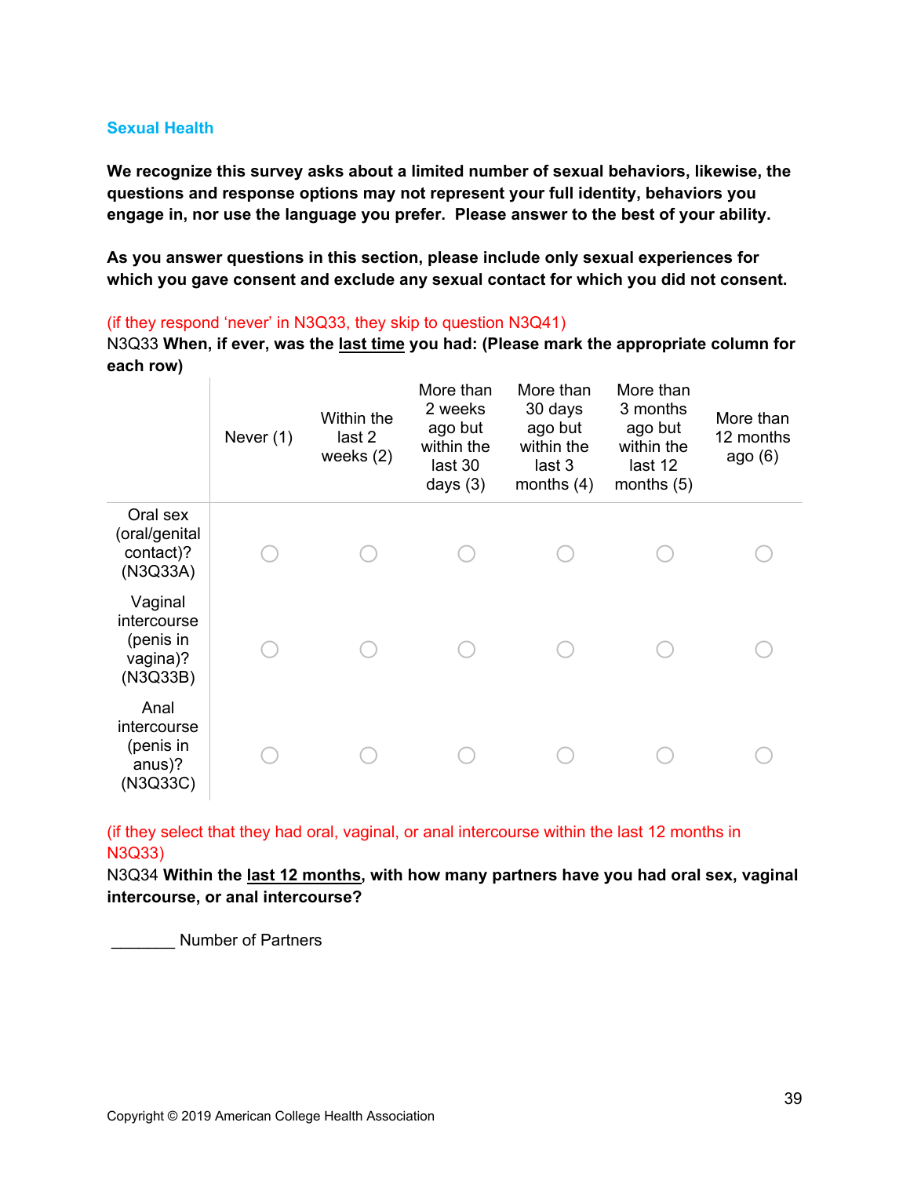## Sexual Health

**We recognize this survey asks about a limited number of sexual behaviors, likewise, the questions and response options may not represent your full identity, behaviors you engage in, nor use the language you prefer. Please answer to the best of your ability.**

**As you answer questions in this section, please include only sexual experiences for which you gave consent and exclude any sexual contact for which you did not consent.**

(if they respond 'never' in N3Q33, they skip to question N3Q41)

N3Q33 **When, if ever, was the last time you had: (Please mark the appropriate column for each row)**

| | Never (1) | Within the last 2 weeks (2) | More than 2 weeks ago but within the last 30 days (3) | More than 30 days ago but within the last 3 months (4) | More than 3 months ago but within the last 12 months (5) | More than 12 months ago (6) |
|---|---|---|---|---|---|---|
| Oral sex (oral/genital contact)? (N3Q33A) | ○ | ○ | ○ | ○ | ○ | ○ |
| Vaginal intercourse (penis in vagina)? (N3Q33B) | ○ | ○ | ○ | ○ | ○ | ○ |
| Anal intercourse (penis in anus)? (N3Q33C) | ○ | ○ | ○ | ○ | ○ | ○ |

(if they select that they had oral, vaginal, or anal intercourse within the last 12 months in N3Q33)

N3Q34 **Within the last 12 months, with how many partners have you had oral sex, vaginal intercourse, or anal intercourse?**

_______ Number of Partners

Copyright © 2019 American College Health Association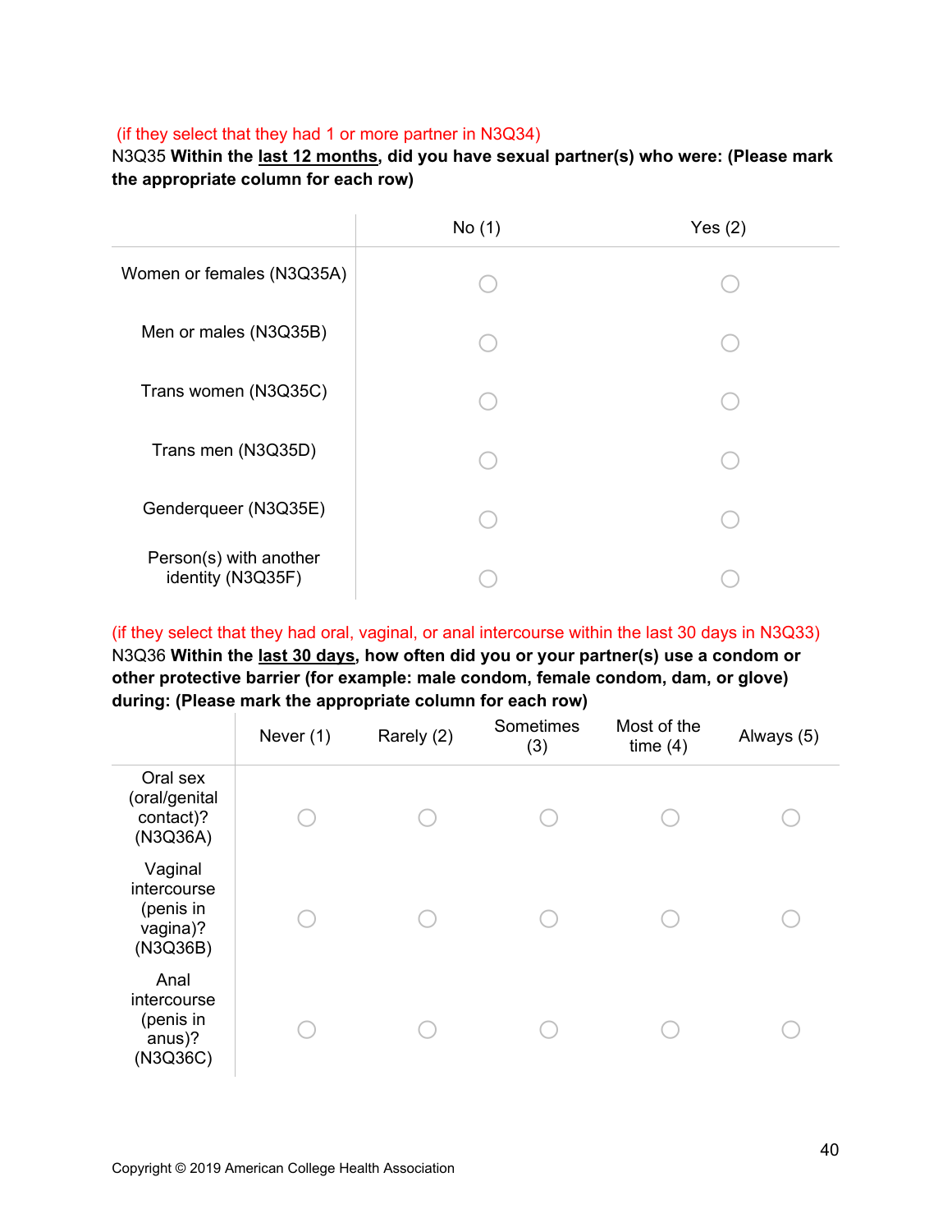(if they select that they had 1 or more partner in N3Q34)

N3Q35 **Within the <u>last 12 months</u>, did you have sexual partner(s) who were: (Please mark the appropriate column for each row)**

| | No (1) | Yes (2) |
|---|---|---|
| Women or females (N3Q35A) | ○ | ○ |
| Men or males (N3Q35B) | ○ | ○ |
| Trans women (N3Q35C) | ○ | ○ |
| Trans men (N3Q35D) | ○ | ○ |
| Genderqueer (N3Q35E) | ○ | ○ |
| Person(s) with another identity (N3Q35F) | ○ | ○ |

(if they select that they had oral, vaginal, or anal intercourse within the last 30 days in N3Q33)

N3Q36 **Within the <u>last 30 days</u>, how often did you or your partner(s) use a condom or other protective barrier (for example: male condom, female condom, dam, or glove) during: (Please mark the appropriate column for each row)**

| | Never (1) | Rarely (2) | Sometimes (3) | Most of the time (4) | Always (5) |
|---|---|---|---|---|---|
| Oral sex (oral/genital contact)? (N3Q36A) | ○ | ○ | ○ | ○ | ○ |
| Vaginal intercourse (penis in vagina)? (N3Q36B) | ○ | ○ | ○ | ○ | ○ |
| Anal intercourse (penis in anus)? (N3Q36C) | ○ | ○ | ○ | ○ | ○ |

Copyright © 2019 American College Health Association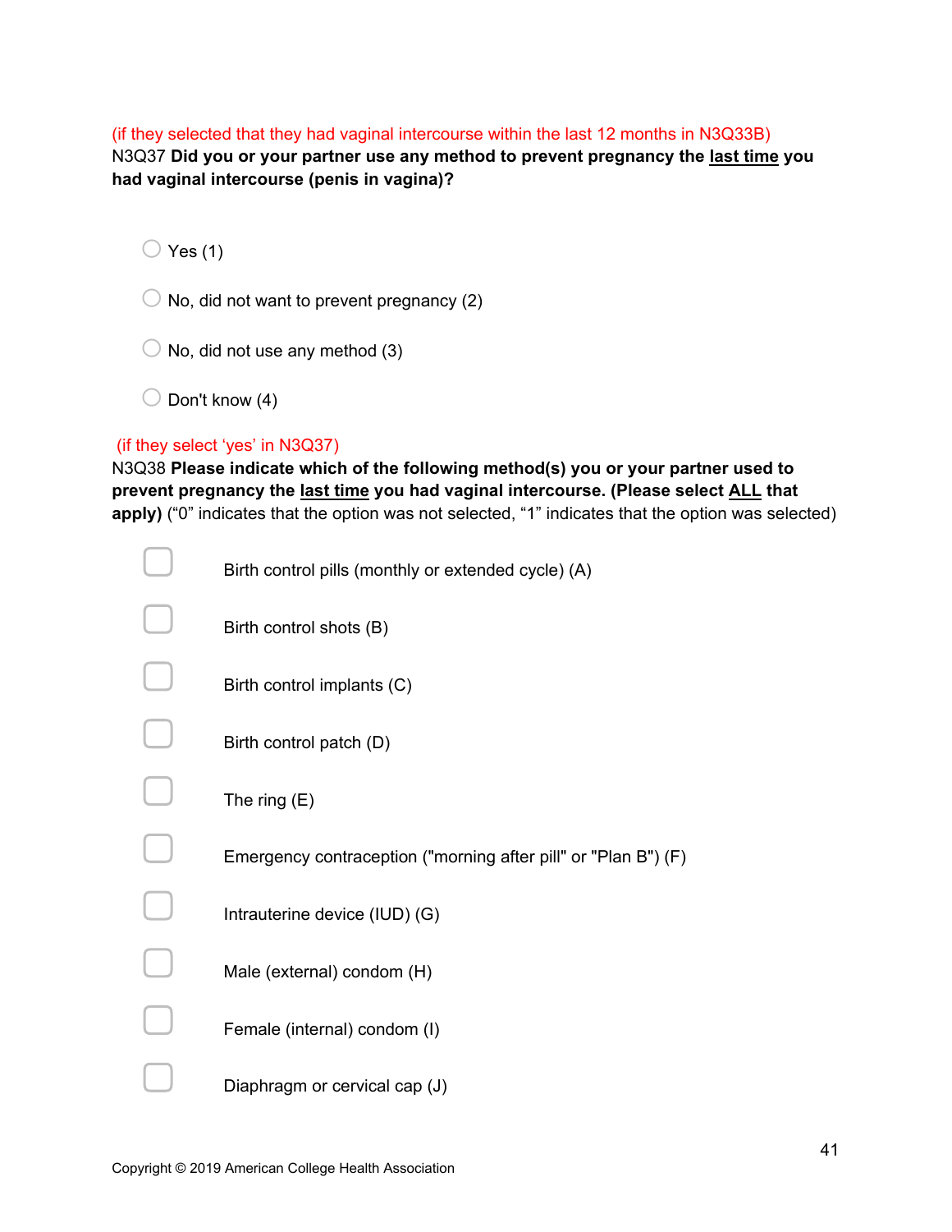(if they selected that they had vaginal intercourse within the last 12 months in N3Q33B)

N3Q37 **Did you or your partner use any method to prevent pregnancy the last time you had vaginal intercourse (penis in vagina)?**

- ○ Yes (1)
- ○ No, did not want to prevent pregnancy (2)
- ○ No, did not use any method (3)
- ○ Don't know (4)

(if they select 'yes' in N3Q37)

N3Q38 **Please indicate which of the following method(s) you or your partner used to prevent pregnancy the last time you had vaginal intercourse. (Please select ALL that apply)** ("0" indicates that the option was not selected, "1" indicates that the option was selected)

- ☐ Birth control pills (monthly or extended cycle) (A)
- ☐ Birth control shots (B)
- ☐ Birth control implants (C)
- ☐ Birth control patch (D)
- ☐ The ring (E)
- ☐ Emergency contraception ("morning after pill" or "Plan B") (F)
- ☐ Intrauterine device (IUD) (G)
- ☐ Male (external) condom (H)
- ☐ Female (internal) condom (I)
- ☐ Diaphragm or cervical cap (J)

Copyright © 2019 American College Health Association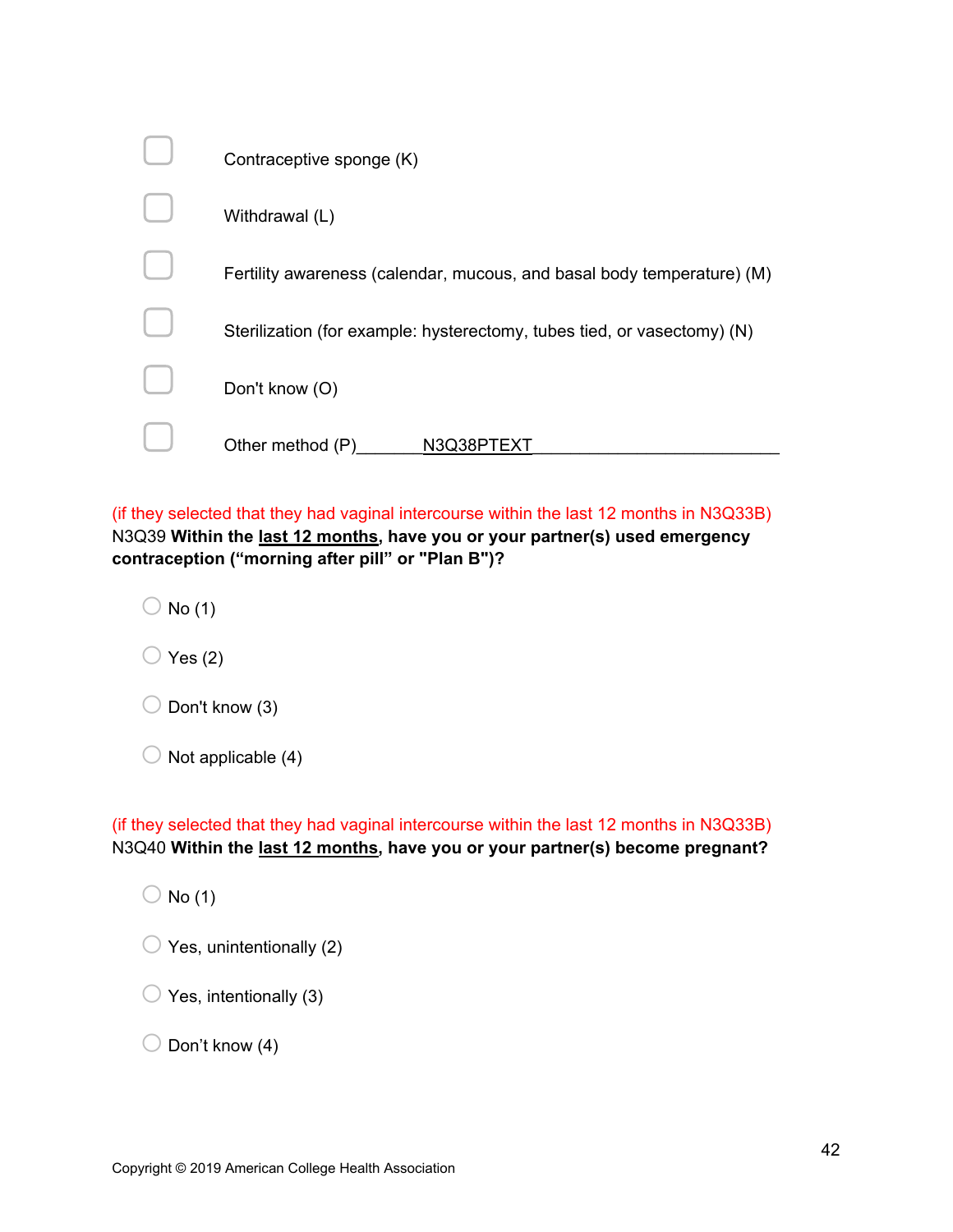- ☐ Contraceptive sponge (K)
- ☐ Withdrawal (L)
- ☐ Fertility awareness (calendar, mucous, and basal body temperature) (M)
- ☐ Sterilization (for example: hysterectomy, tubes tied, or vasectomy) (N)
- ☐ Don't know (O)
- ☐ Other method (P)________N3Q38PTEXT__________________________

(if they selected that they had vaginal intercourse within the last 12 months in N3Q33B)
N3Q39 **Within the <u>last 12 months</u>, have you or your partner(s) used emergency contraception ("morning after pill" or "Plan B")?**

- ○ No (1)
- ○ Yes (2)
- ○ Don't know (3)
- ○ Not applicable (4)

(if they selected that they had vaginal intercourse within the last 12 months in N3Q33B)
N3Q40 **Within the <u>last 12 months</u>, have you or your partner(s) become pregnant?**

- ○ No (1)
- ○ Yes, unintentionally (2)
- ○ Yes, intentionally (3)
- ○ Don't know (4)

Copyright © 2019 American College Health Association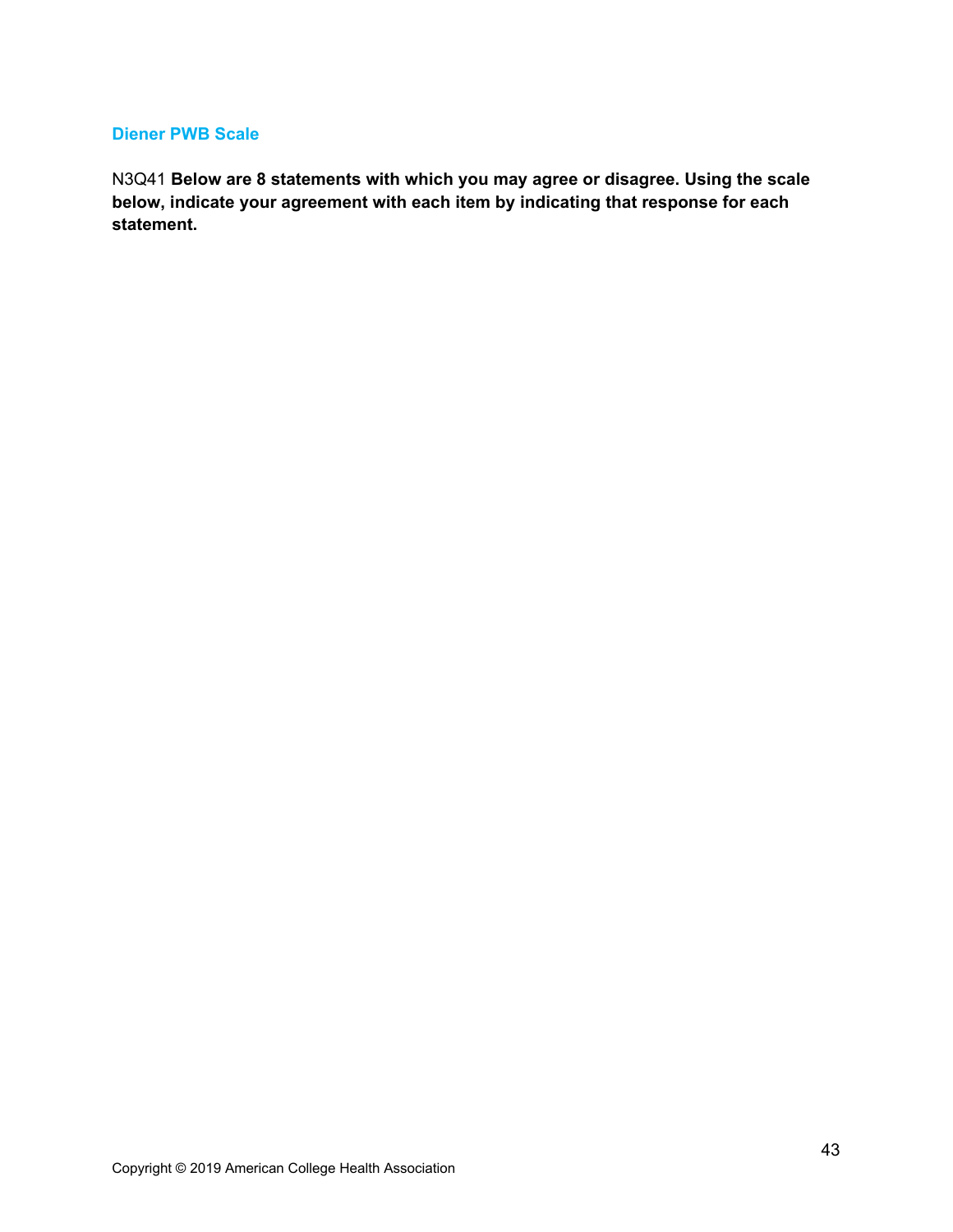### Diener PWB Scale

N3Q41 **Below are 8 statements with which you may agree or disagree. Using the scale below, indicate your agreement with each item by indicating that response for each statement.**

Copyright © 2019 American College Health Association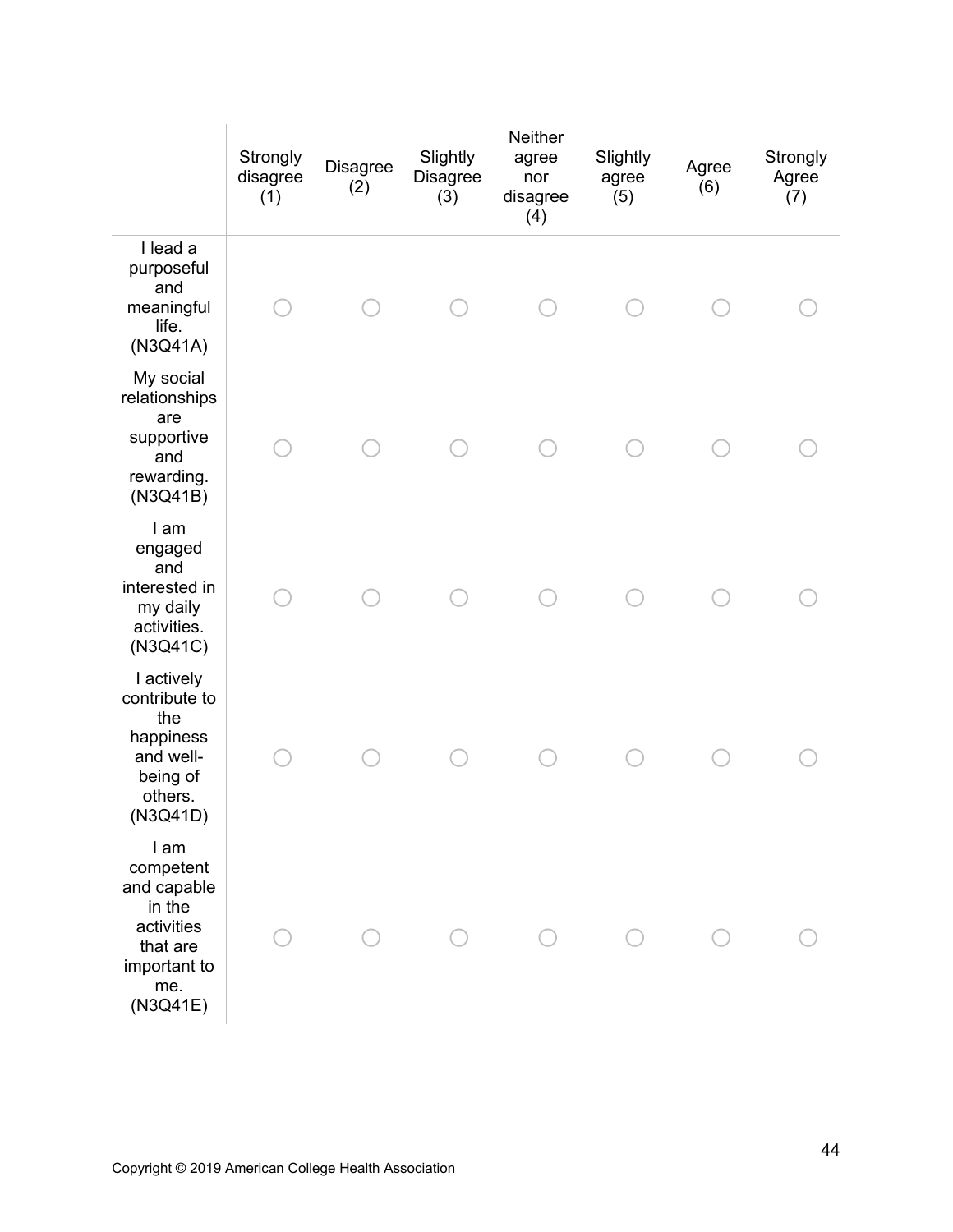| | Strongly disagree (1) | Disagree (2) | Slightly Disagree (3) | Neither agree nor disagree (4) | Slightly agree (5) | Agree (6) | Strongly Agree (7) |
|---|---|---|---|---|---|---|---|
| I lead a purposeful and meaningful life. (N3Q41A) | ○ | ○ | ○ | ○ | ○ | ○ | ○ |
| My social relationships are supportive and rewarding. (N3Q41B) | ○ | ○ | ○ | ○ | ○ | ○ | ○ |
| I am engaged and interested in my daily activities. (N3Q41C) | ○ | ○ | ○ | ○ | ○ | ○ | ○ |
| I actively contribute to the happiness and well-being of others. (N3Q41D) | ○ | ○ | ○ | ○ | ○ | ○ | ○ |
| I am competent and capable in the activities that are important to me. (N3Q41E) | ○ | ○ | ○ | ○ | ○ | ○ | ○ |

Copyright © 2019 American College Health Association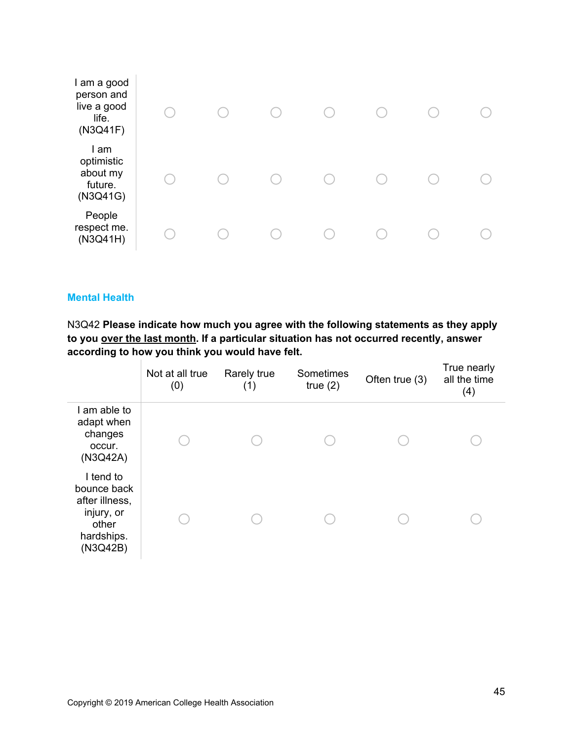| | | | | | | | |
|---|---|---|---|---|---|---|---|
| I am a good person and live a good life. (N3Q41F) | ○ | ○ | ○ | ○ | ○ | ○ | ○ |
| I am optimistic about my future. (N3Q41G) | ○ | ○ | ○ | ○ | ○ | ○ | ○ |
| People respect me. (N3Q41H) | ○ | ○ | ○ | ○ | ○ | ○ | ○ |

## Mental Health

N3Q42 **Please indicate how much you agree with the following statements as they apply to you <u>over the last month</u>. If a particular situation has not occurred recently, answer according to how you think you would have felt.**

| | Not at all true (0) | Rarely true (1) | Sometimes true (2) | Often true (3) | True nearly all the time (4) |
|---|---|---|---|---|---|
| I am able to adapt when changes occur. (N3Q42A) | ○ | ○ | ○ | ○ | ○ |
| I tend to bounce back after illness, injury, or other hardships. (N3Q42B) | ○ | ○ | ○ | ○ | ○ |

Copyright © 2019 American College Health Association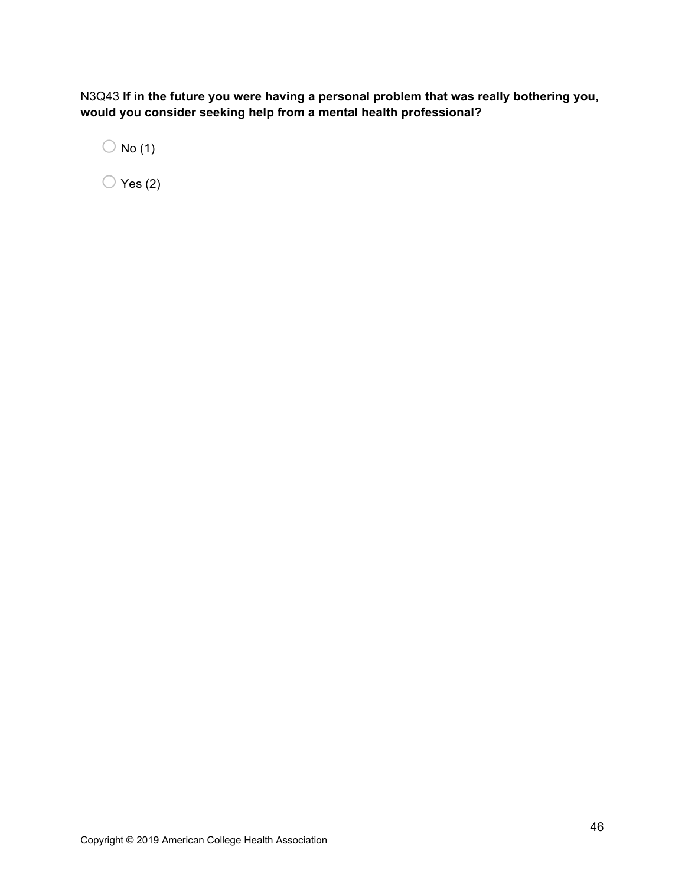N3Q43 **If in the future you were having a personal problem that was really bothering you, would you consider seeking help from a mental health professional?**

- No (1)
- Yes (2)

Copyright © 2019 American College Health Association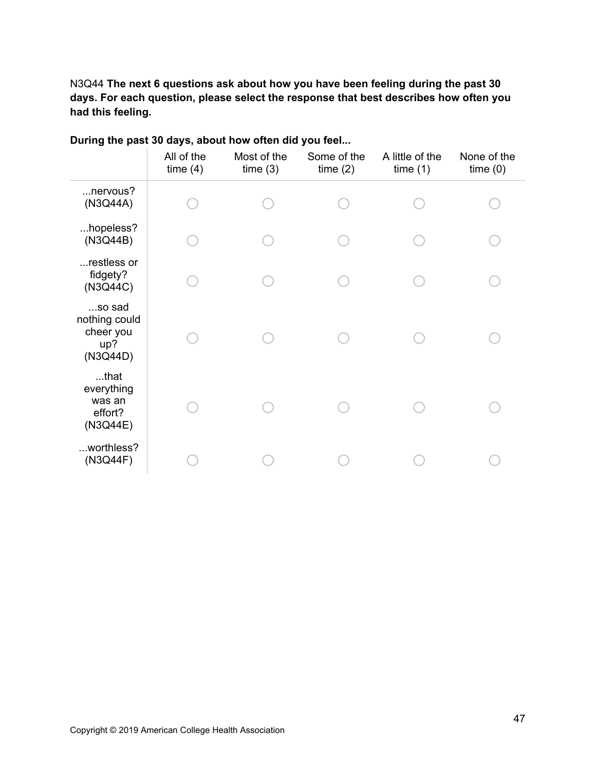N3Q44 **The next 6 questions ask about how you have been feeling during the past 30 days. For each question, please select the response that best describes how often you had this feeling.**

**During the past 30 days, about how often did you feel...**

| | All of the time (4) | Most of the time (3) | Some of the time (2) | A little of the time (1) | None of the time (0) |
|---|---|---|---|---|---|
| ...nervous? (N3Q44A) | ○ | ○ | ○ | ○ | ○ |
| ...hopeless? (N3Q44B) | ○ | ○ | ○ | ○ | ○ |
| ...restless or fidgety? (N3Q44C) | ○ | ○ | ○ | ○ | ○ |
| ...so sad nothing could cheer you up? (N3Q44D) | ○ | ○ | ○ | ○ | ○ |
| ...that everything was an effort? (N3Q44E) | ○ | ○ | ○ | ○ | ○ |
| ...worthless? (N3Q44F) | ○ | ○ | ○ | ○ | ○ |

Copyright © 2019 American College Health Association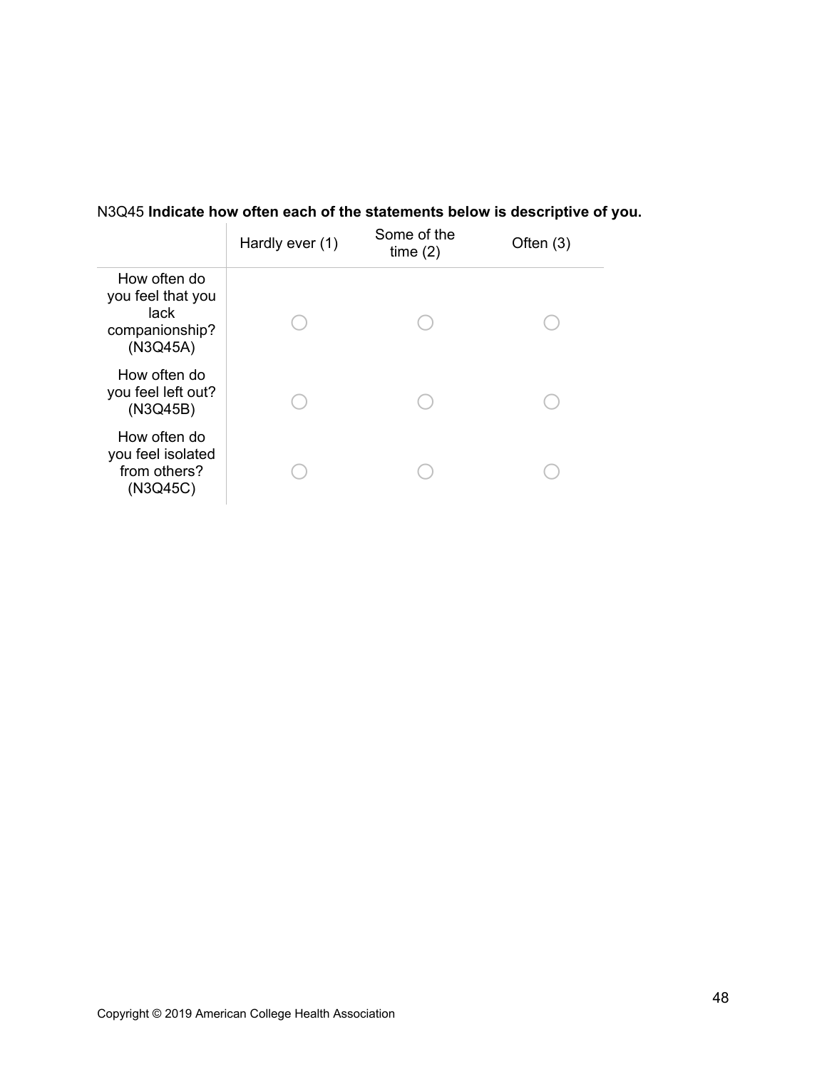N3Q45 **Indicate how often each of the statements below is descriptive of you.**

| | Hardly ever (1) | Some of the time (2) | Often (3) |
|---|---|---|---|
| How often do you feel that you lack companionship? (N3Q45A) | ○ | ○ | ○ |
| How often do you feel left out? (N3Q45B) | ○ | ○ | ○ |
| How often do you feel isolated from others? (N3Q45C) | ○ | ○ | ○ |

Copyright © 2019 American College Health Association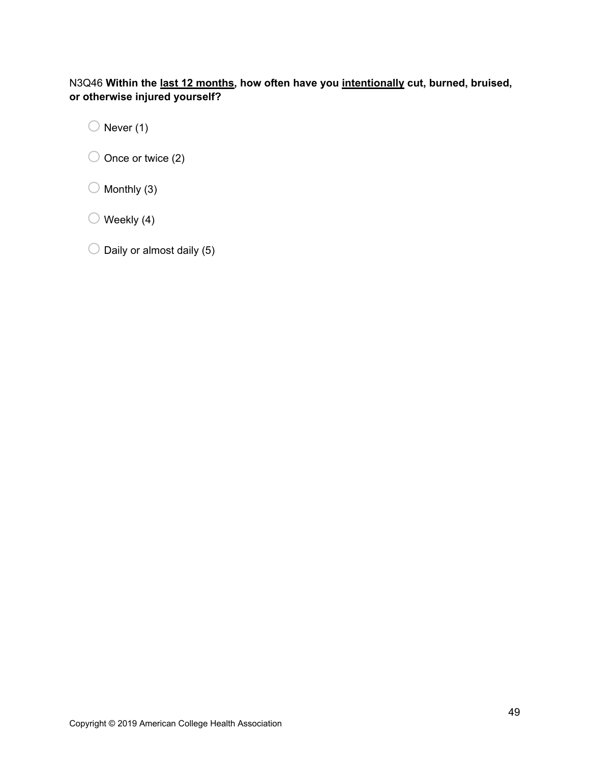N3Q46 **Within the <u>last 12 months</u>, how often have you <u>intentionally</u> cut, burned, bruised, or otherwise injured yourself?**

- Never (1)
- Once or twice (2)
- Monthly (3)
- Weekly (4)
- Daily or almost daily (5)

Copyright © 2019 American College Health Association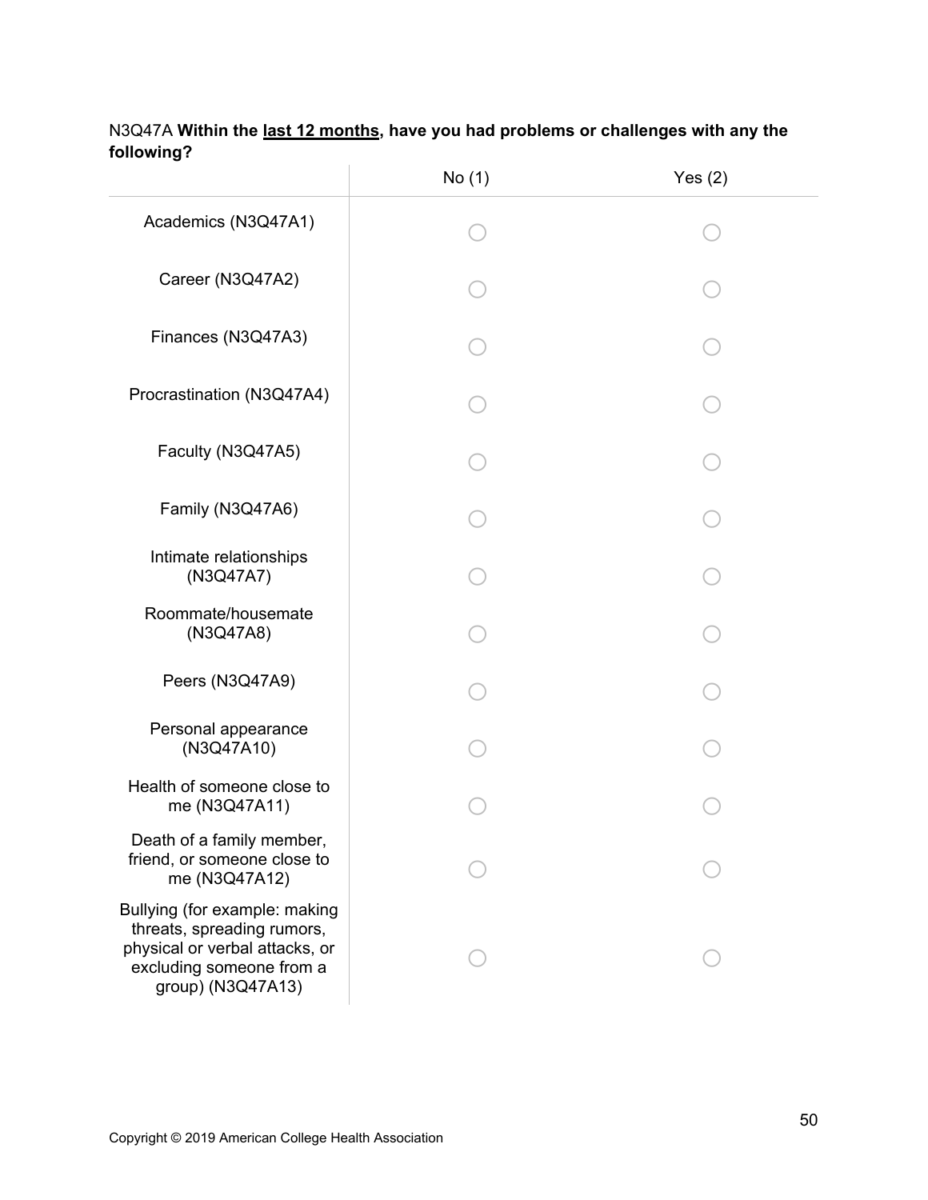N3Q47A **Within the <u>last 12 months</u>, have you had problems or challenges with any the following?**

| | No (1) | Yes (2) |
|---|---|---|
| Academics (N3Q47A1) | ○ | ○ |
| Career (N3Q47A2) | ○ | ○ |
| Finances (N3Q47A3) | ○ | ○ |
| Procrastination (N3Q47A4) | ○ | ○ |
| Faculty (N3Q47A5) | ○ | ○ |
| Family (N3Q47A6) | ○ | ○ |
| Intimate relationships (N3Q47A7) | ○ | ○ |
| Roommate/housemate (N3Q47A8) | ○ | ○ |
| Peers (N3Q47A9) | ○ | ○ |
| Personal appearance (N3Q47A10) | ○ | ○ |
| Health of someone close to me (N3Q47A11) | ○ | ○ |
| Death of a family member, friend, or someone close to me (N3Q47A12) | ○ | ○ |
| Bullying (for example: making threats, spreading rumors, physical or verbal attacks, or excluding someone from a group) (N3Q47A13) | ○ | ○ |

Copyright © 2019 American College Health Association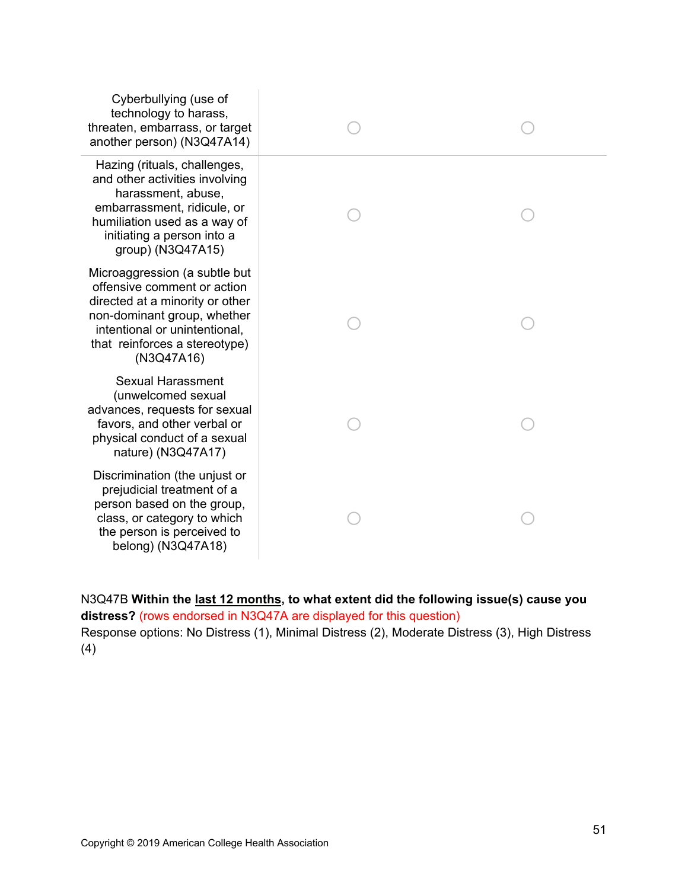| | | |
|---|---|---|
| Cyberbullying (use of technology to harass, threaten, embarrass, or target another person) (N3Q47A14) | ○ | ○ |
| Hazing (rituals, challenges, and other activities involving harassment, abuse, embarrassment, ridicule, or humiliation used as a way of initiating a person into a group) (N3Q47A15) | ○ | ○ |
| Microaggression (a subtle but offensive comment or action directed at a minority or other non-dominant group, whether intentional or unintentional, that reinforces a stereotype) (N3Q47A16) | ○ | ○ |
| Sexual Harassment (unwelcomed sexual advances, requests for sexual favors, and other verbal or physical conduct of a sexual nature) (N3Q47A17) | ○ | ○ |
| Discrimination (the unjust or prejudicial treatment of a person based on the group, class, or category to which the person is perceived to belong) (N3Q47A18) | ○ | ○ |

N3Q47B **Within the <u>last 12 months</u>, to what extent did the following issue(s) cause you distress?** (rows endorsed in N3Q47A are displayed for this question)
Response options: No Distress (1), Minimal Distress (2), Moderate Distress (3), High Distress (4)

Copyright © 2019 American College Health Association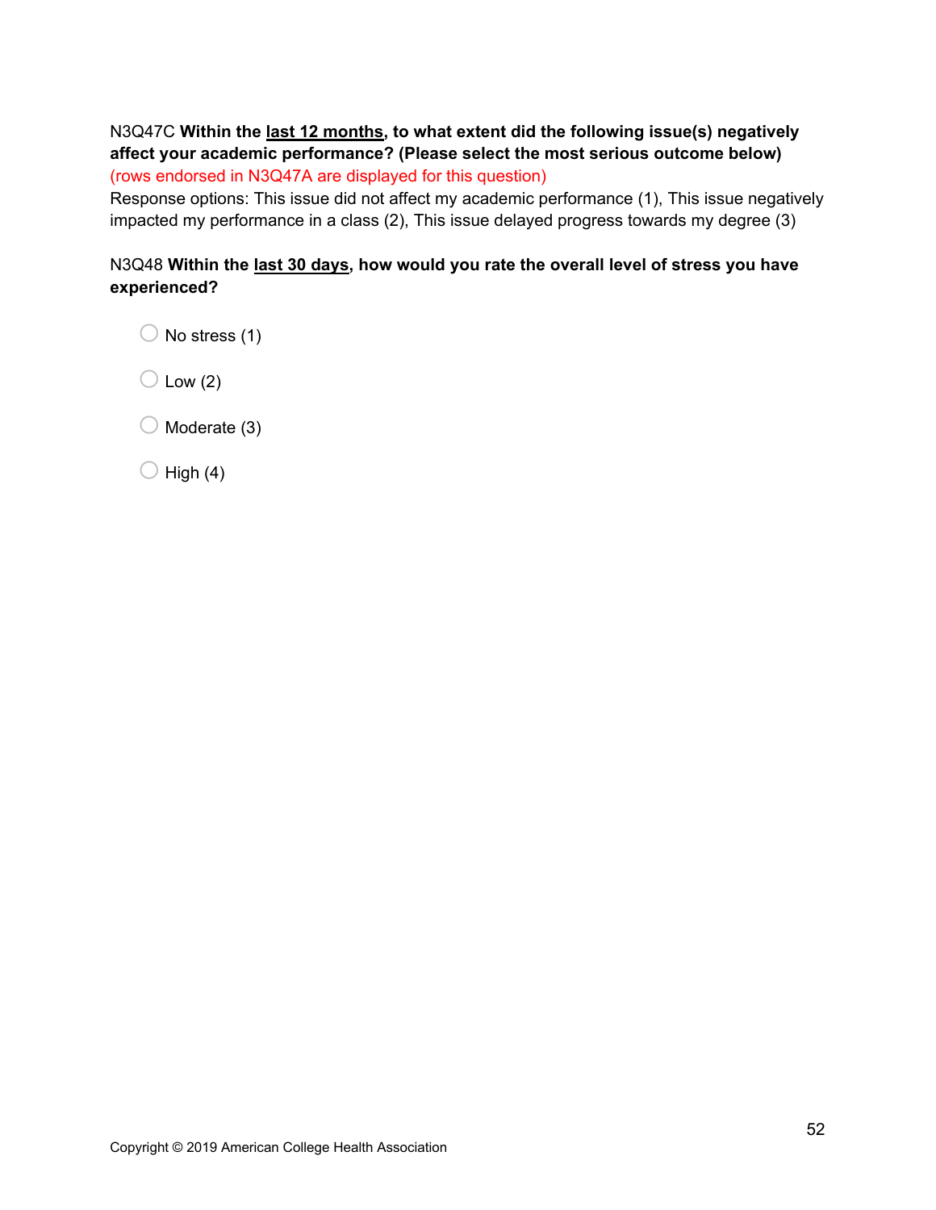N3Q47C **Within the <u>last 12 months</u>, to what extent did the following issue(s) negatively affect your academic performance? (Please select the most serious outcome below)**
(rows endorsed in N3Q47A are displayed for this question)
Response options: This issue did not affect my academic performance (1), This issue negatively impacted my performance in a class (2), This issue delayed progress towards my degree (3)

N3Q48 **Within the <u>last 30 days</u>, how would you rate the overall level of stress you have experienced?**

- No stress (1)
- Low (2)
- Moderate (3)
- High (4)

Copyright © 2019 American College Health Association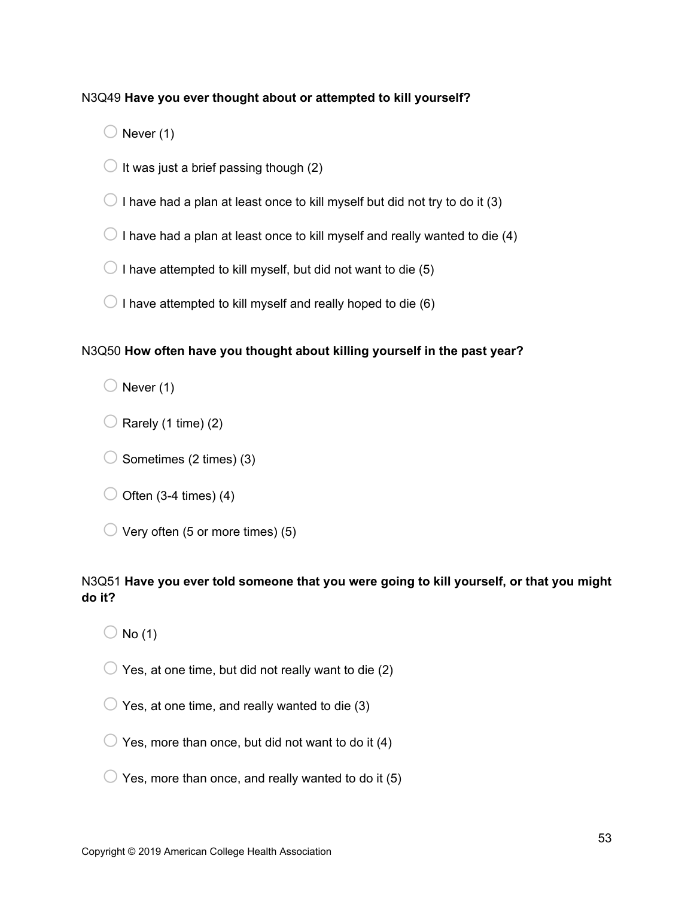N3Q49 **Have you ever thought about or attempted to kill yourself?**

- ◯ Never (1)
- ◯ It was just a brief passing though (2)
- ◯ I have had a plan at least once to kill myself but did not try to do it (3)
- ◯ I have had a plan at least once to kill myself and really wanted to die (4)
- ◯ I have attempted to kill myself, but did not want to die (5)
- ◯ I have attempted to kill myself and really hoped to die (6)

N3Q50 **How often have you thought about killing yourself in the past year?**

- ◯ Never (1)
- ◯ Rarely (1 time) (2)
- ◯ Sometimes (2 times) (3)
- ◯ Often (3-4 times) (4)
- ◯ Very often (5 or more times) (5)

N3Q51 **Have you ever told someone that you were going to kill yourself, or that you might do it?**

- ◯ No (1)
- ◯ Yes, at one time, but did not really want to die (2)
- ◯ Yes, at one time, and really wanted to die (3)
- ◯ Yes, more than once, but did not want to do it (4)
- ◯ Yes, more than once, and really wanted to do it (5)

Copyright © 2019 American College Health Association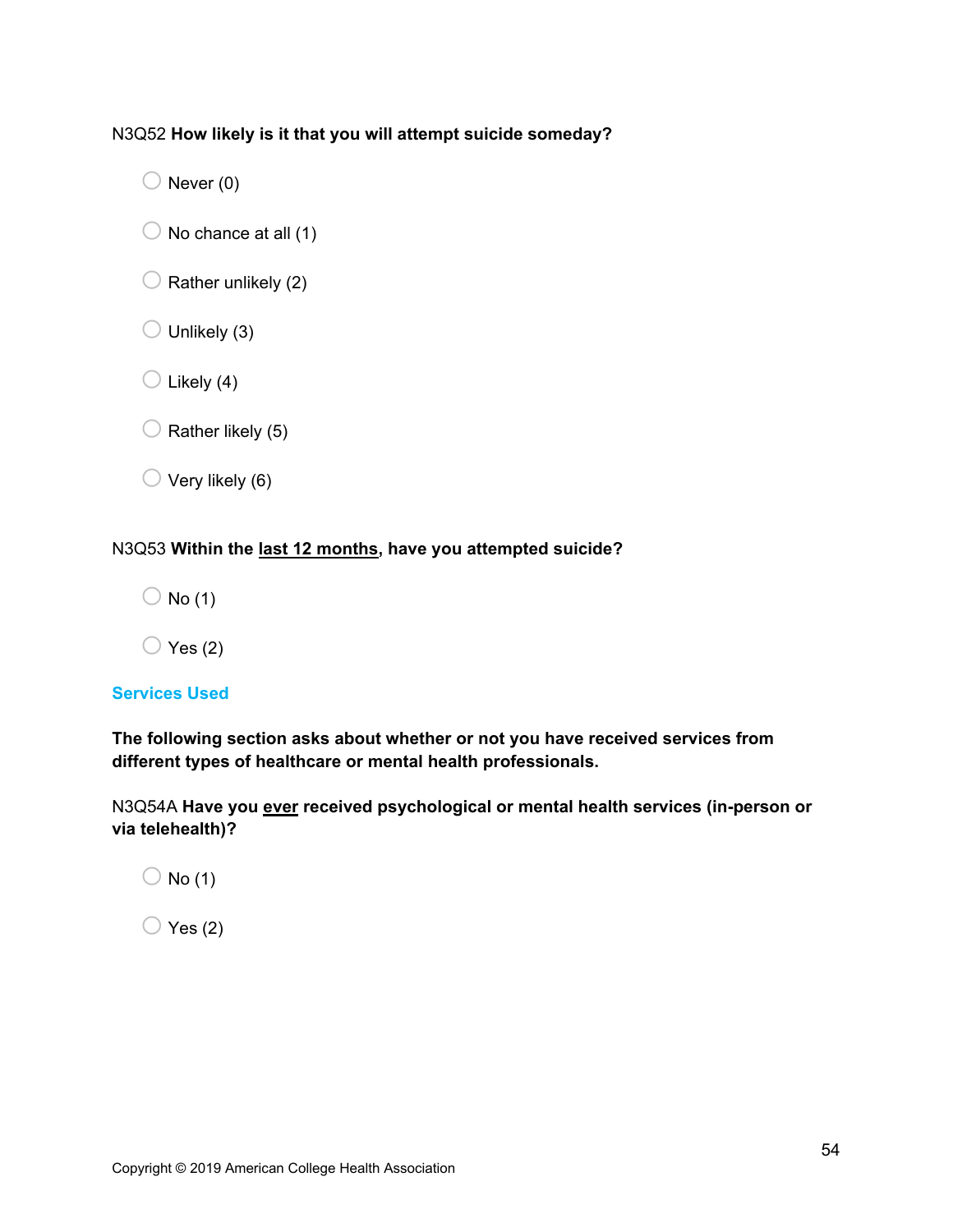N3Q52 **How likely is it that you will attempt suicide someday?**

- Never (0)
- No chance at all (1)
- Rather unlikely (2)
- Unlikely (3)
- Likely (4)
- Rather likely (5)
- Very likely (6)

N3Q53 **Within the <u>last 12 months</u>, have you attempted suicide?**

- No (1)
- Yes (2)

## Services Used

**The following section asks about whether or not you have received services from different types of healthcare or mental health professionals.**

N3Q54A **Have you <u>ever</u> received psychological or mental health services (in-person or via telehealth)?**

- No (1)
- Yes (2)

Copyright © 2019 American College Health Association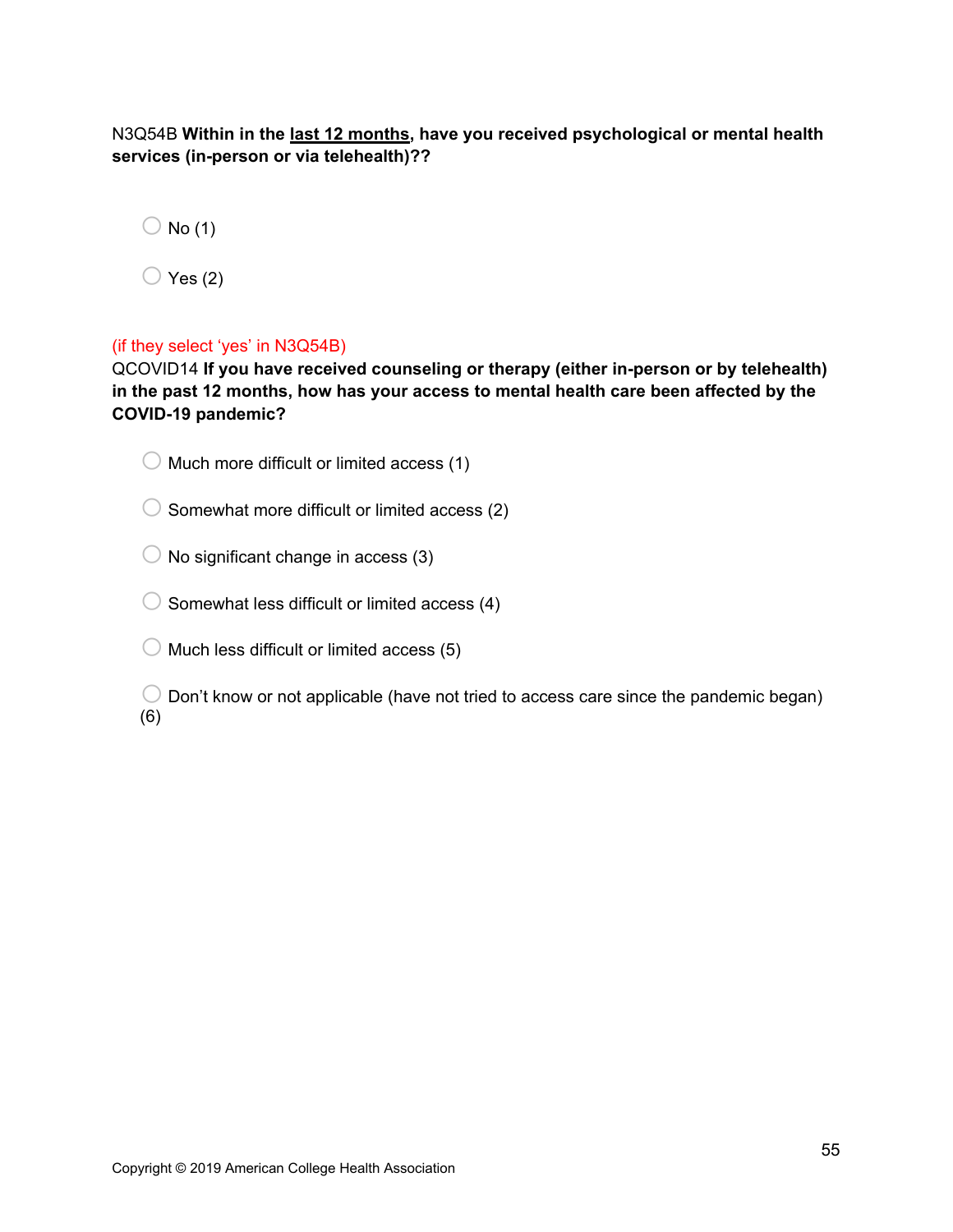N3Q54B **Within in the <u>last 12 months</u>, have you received psychological or mental health services (in-person or via telehealth)??**

- ◯ No (1)
- ◯ Yes (2)

(if they select 'yes' in N3Q54B)

QCOVID14 **If you have received counseling or therapy (either in-person or by telehealth) in the past 12 months, how has your access to mental health care been affected by the COVID-19 pandemic?**

- ◯ Much more difficult or limited access (1)
- ◯ Somewhat more difficult or limited access (2)
- ◯ No significant change in access (3)
- ◯ Somewhat less difficult or limited access (4)
- ◯ Much less difficult or limited access (5)
- ◯ Don't know or not applicable (have not tried to access care since the pandemic began) (6)

Copyright © 2019 American College Health Association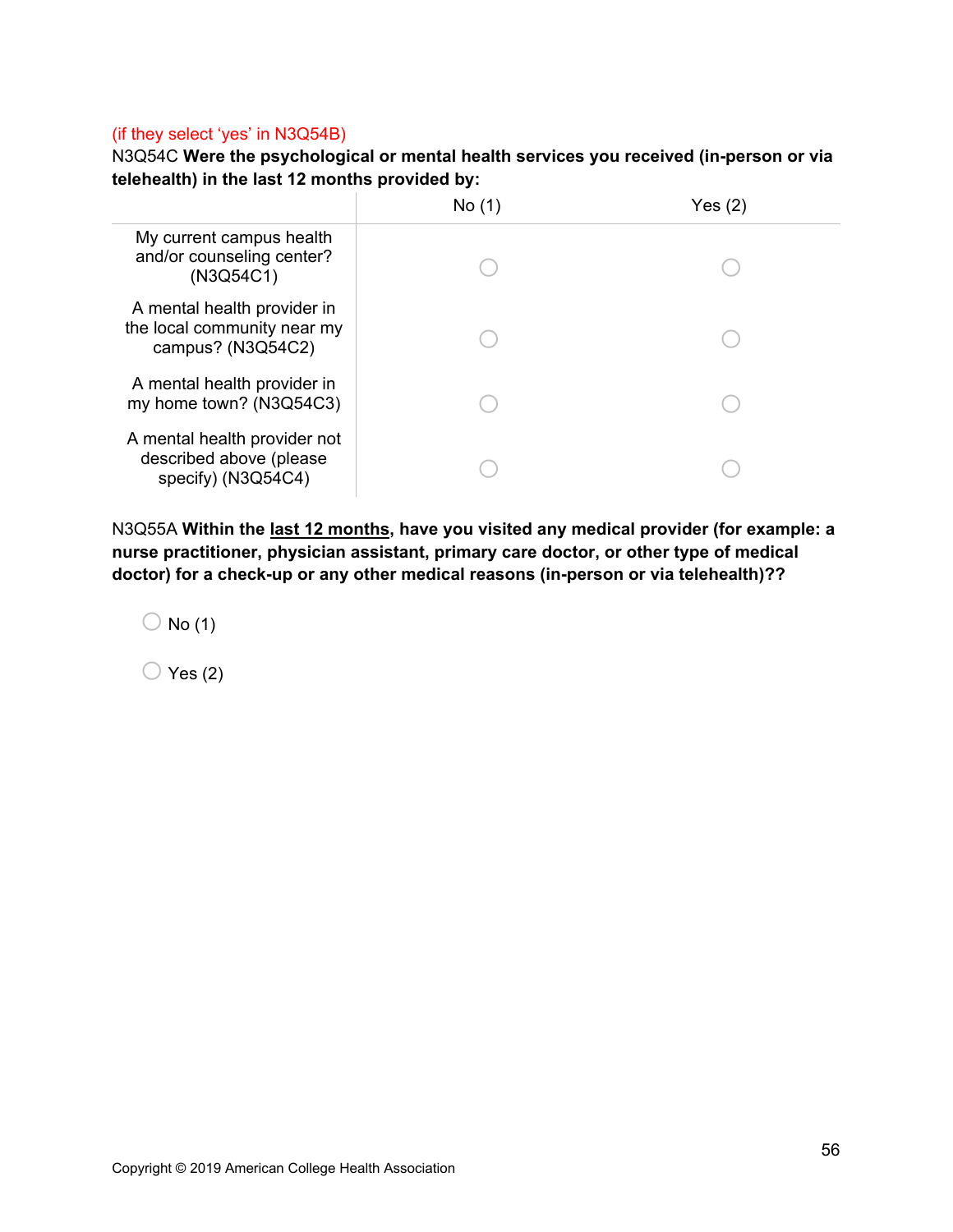(if they select 'yes' in N3Q54B)

N3Q54C **Were the psychological or mental health services you received (in-person or via telehealth) in the last 12 months provided by:**

| | No (1) | Yes (2) |
|---|---|---|
| My current campus health and/or counseling center? (N3Q54C1) | ○ | ○ |
| A mental health provider in the local community near my campus? (N3Q54C2) | ○ | ○ |
| A mental health provider in my home town? (N3Q54C3) | ○ | ○ |
| A mental health provider not described above (please specify) (N3Q54C4) | ○ | ○ |

N3Q55A **Within the last 12 months, have you visited any medical provider (for example: a nurse practitioner, physician assistant, primary care doctor, or other type of medical doctor) for a check-up or any other medical reasons (in-person or via telehealth)??**

○ No (1)

○ Yes (2)

Copyright © 2019 American College Health Association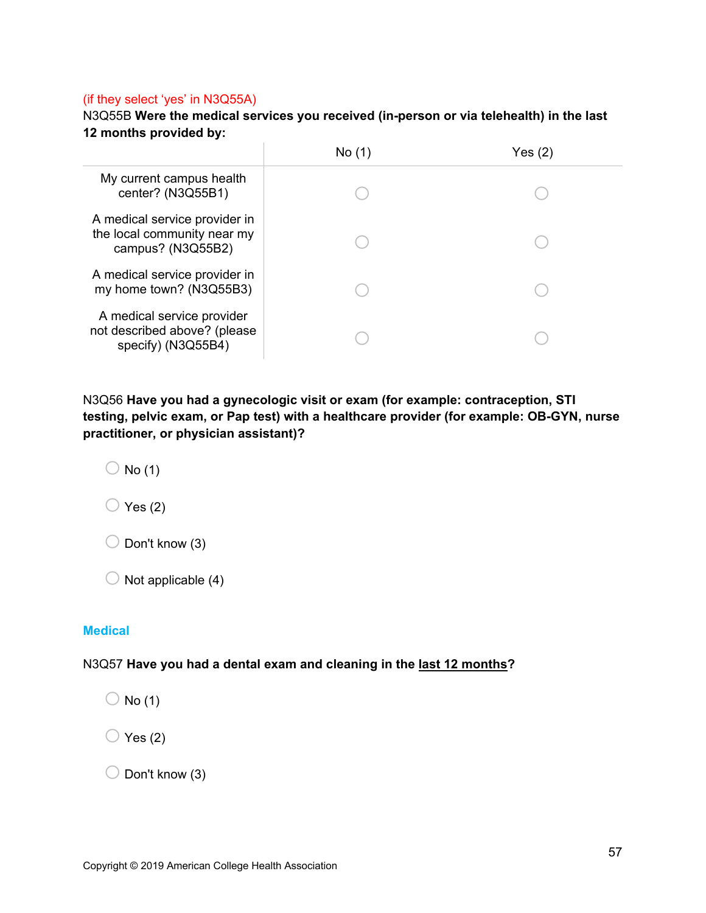(if they select 'yes' in N3Q55A)

N3Q55B **Were the medical services you received (in-person or via telehealth) in the last 12 months provided by:**

| | No (1) | Yes (2) |
|---|---|---|
| My current campus health center? (N3Q55B1) | ○ | ○ |
| A medical service provider in the local community near my campus? (N3Q55B2) | ○ | ○ |
| A medical service provider in my home town? (N3Q55B3) | ○ | ○ |
| A medical service provider not described above? (please specify) (N3Q55B4) | ○ | ○ |

N3Q56 **Have you had a gynecologic visit or exam (for example: contraception, STI testing, pelvic exam, or Pap test) with a healthcare provider (for example: OB-GYN, nurse practitioner, or physician assistant)?**

○ No (1)

○ Yes (2)

○ Don't know (3)

○ Not applicable (4)

**Medical**

N3Q57 **Have you had a dental exam and cleaning in the last 12 months?**

○ No (1)

○ Yes (2)

○ Don't know (3)

Copyright © 2019 American College Health Association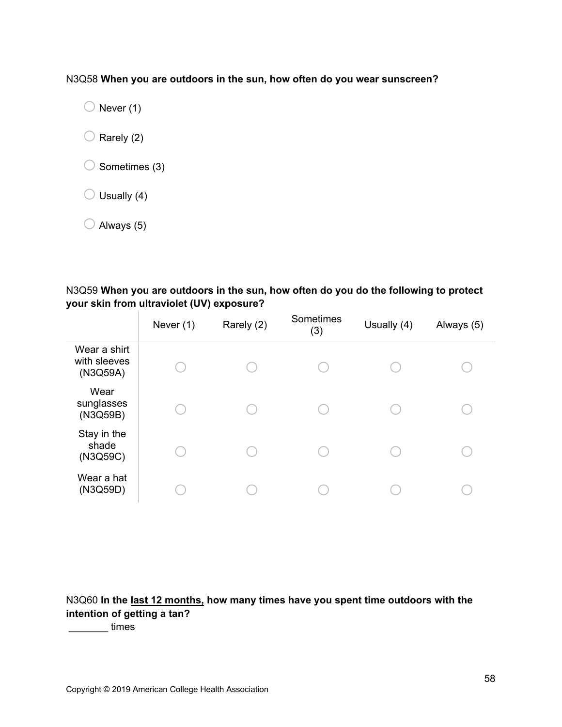N3Q58 **When you are outdoors in the sun, how often do you wear sunscreen?**

- Never (1)
- Rarely (2)
- Sometimes (3)
- Usually (4)
- Always (5)

N3Q59 **When you are outdoors in the sun, how often do you do the following to protect your skin from ultraviolet (UV) exposure?**

| | Never (1) | Rarely (2) | Sometimes (3) | Usually (4) | Always (5) |
|---|---|---|---|---|---|
| Wear a shirt with sleeves (N3Q59A) | ○ | ○ | ○ | ○ | ○ |
| Wear sunglasses (N3Q59B) | ○ | ○ | ○ | ○ | ○ |
| Stay in the shade (N3Q59C) | ○ | ○ | ○ | ○ | ○ |
| Wear a hat (N3Q59D) | ○ | ○ | ○ | ○ | ○ |

N3Q60 **In the <u>last 12 months,</u> how many times have you spent time outdoors with the intention of getting a tan?**

_______ times

Copyright © 2019 American College Health Association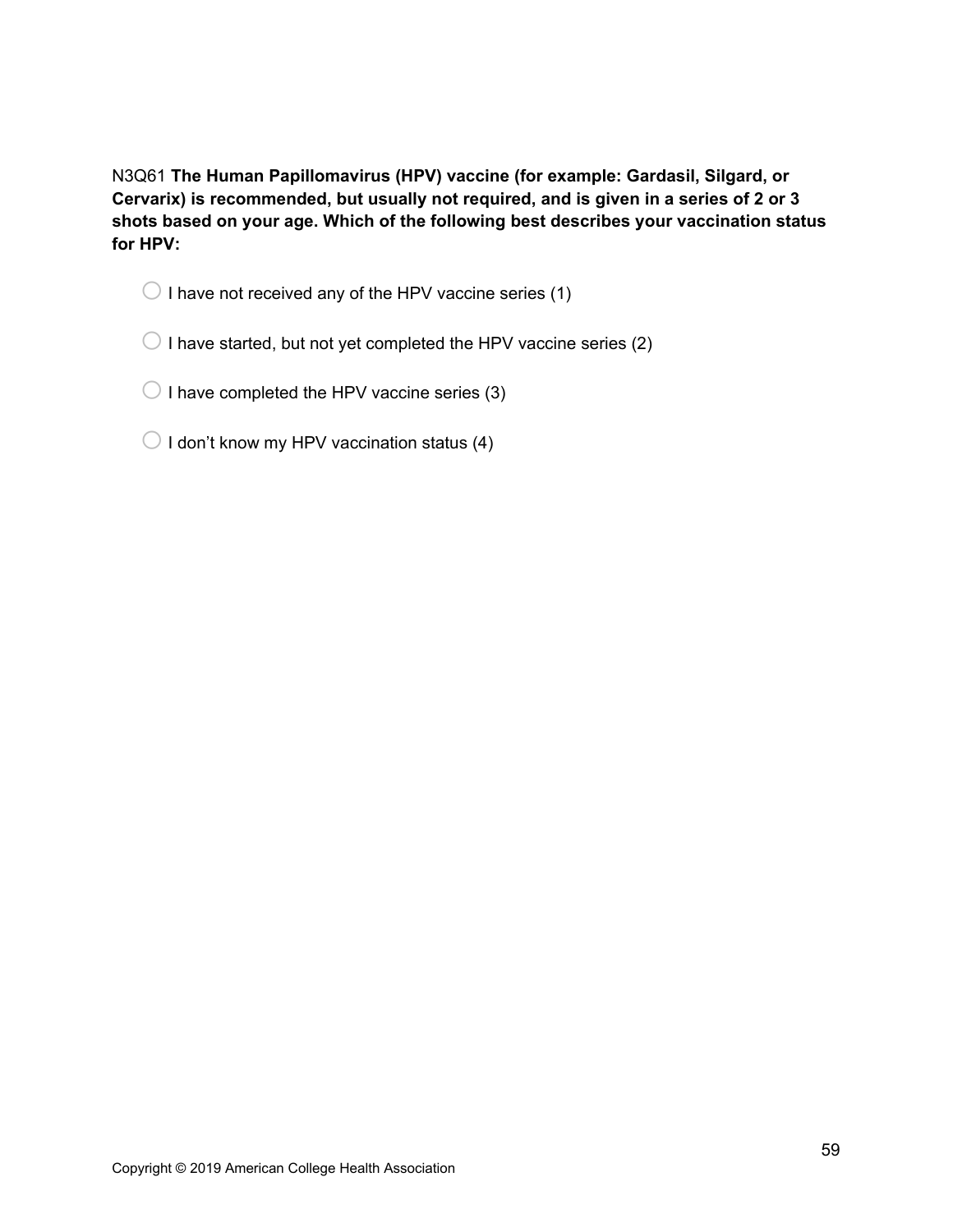N3Q61 **The Human Papillomavirus (HPV) vaccine (for example: Gardasil, Silgard, or Cervarix) is recommended, but usually not required, and is given in a series of 2 or 3 shots based on your age. Which of the following best describes your vaccination status for HPV:**

- ◯ I have not received any of the HPV vaccine series (1)
- ◯ I have started, but not yet completed the HPV vaccine series (2)
- ◯ I have completed the HPV vaccine series (3)
- ◯ I don't know my HPV vaccination status (4)

Copyright © 2019 American College Health Association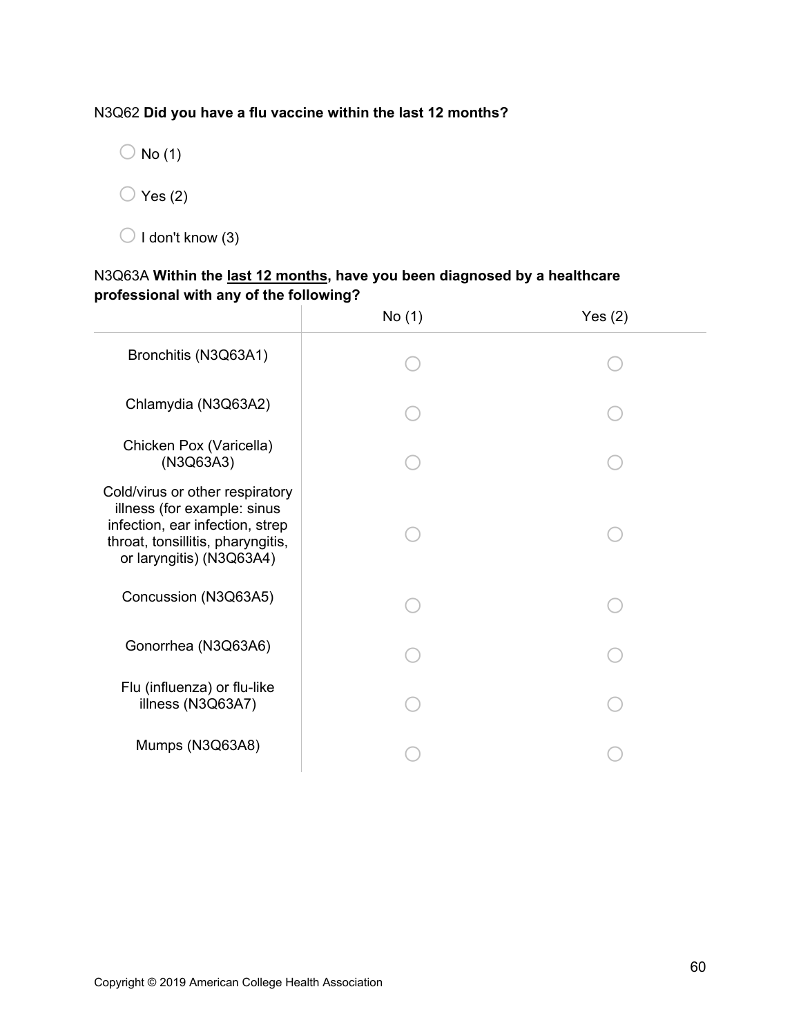N3Q62 **Did you have a flu vaccine within the last 12 months?**

- No (1)
- Yes (2)
- I don't know (3)

N3Q63A **Within the last 12 months, have you been diagnosed by a healthcare professional with any of the following?**

| | No (1) | Yes (2) |
|---|---|---|
| Bronchitis (N3Q63A1) | ○ | ○ |
| Chlamydia (N3Q63A2) | ○ | ○ |
| Chicken Pox (Varicella) (N3Q63A3) | ○ | ○ |
| Cold/virus or other respiratory illness (for example: sinus infection, ear infection, strep throat, tonsillitis, pharyngitis, or laryngitis) (N3Q63A4) | ○ | ○ |
| Concussion (N3Q63A5) | ○ | ○ |
| Gonorrhea (N3Q63A6) | ○ | ○ |
| Flu (influenza) or flu-like illness (N3Q63A7) | ○ | ○ |
| Mumps (N3Q63A8) | ○ | ○ |

Copyright © 2019 American College Health Association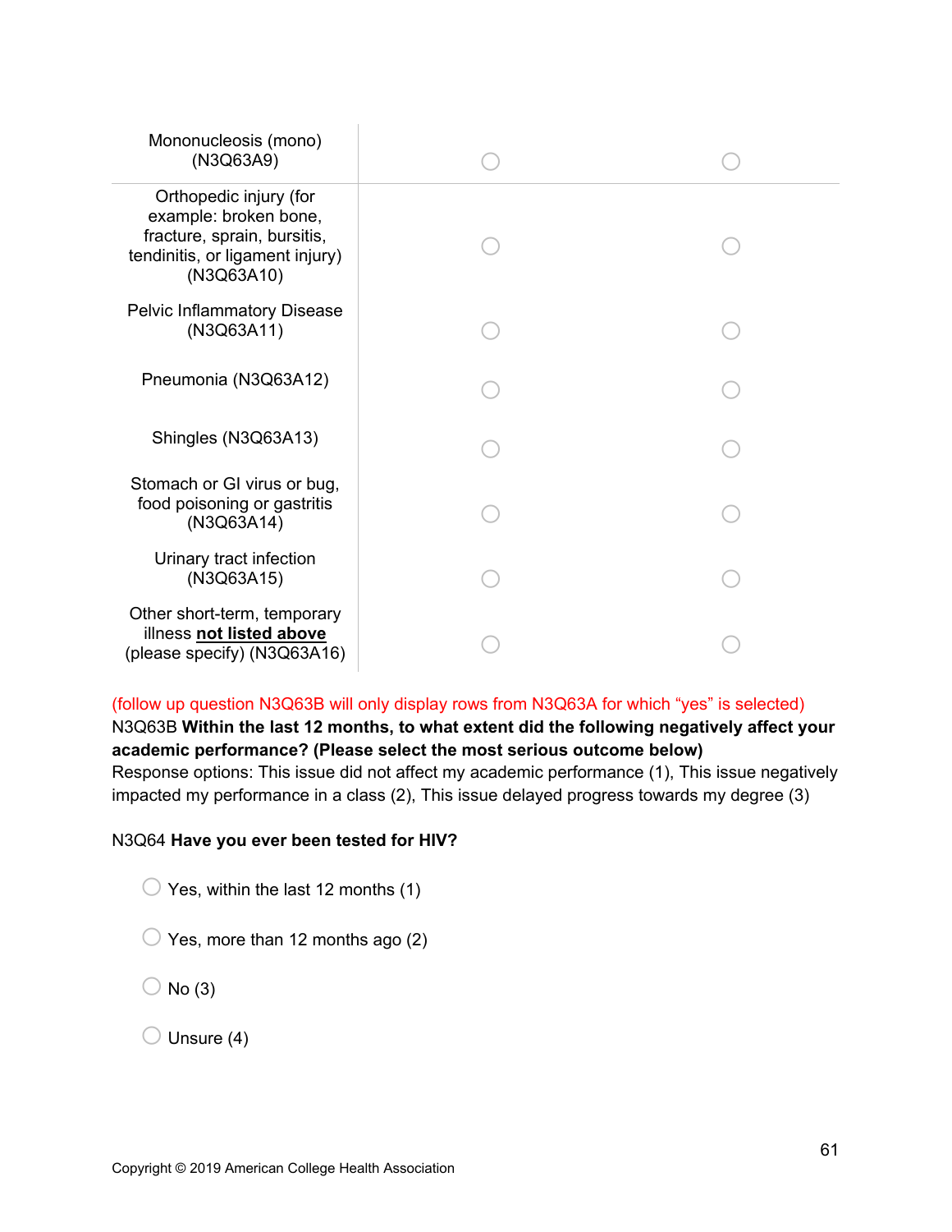| | | |
|---|---|---|
| Mononucleosis (mono) (N3Q63A9) | ○ | ○ |
| Orthopedic injury (for example: broken bone, fracture, sprain, bursitis, tendinitis, or ligament injury) (N3Q63A10) | ○ | ○ |
| Pelvic Inflammatory Disease (N3Q63A11) | ○ | ○ |
| Pneumonia (N3Q63A12) | ○ | ○ |
| Shingles (N3Q63A13) | ○ | ○ |
| Stomach or GI virus or bug, food poisoning or gastritis (N3Q63A14) | ○ | ○ |
| Urinary tract infection (N3Q63A15) | ○ | ○ |
| Other short-term, temporary illness **not listed above** (please specify) (N3Q63A16) | ○ | ○ |

(follow up question N3Q63B will only display rows from N3Q63A for which "yes" is selected)

N3Q63B **Within the last 12 months, to what extent did the following negatively affect your academic performance? (Please select the most serious outcome below)**

Response options: This issue did not affect my academic performance (1), This issue negatively impacted my performance in a class (2), This issue delayed progress towards my degree (3)

N3Q64 **Have you ever been tested for HIV?**

- ○ Yes, within the last 12 months (1)
- ○ Yes, more than 12 months ago (2)
- ○ No (3)
- ○ Unsure (4)

Copyright © 2019 American College Health Association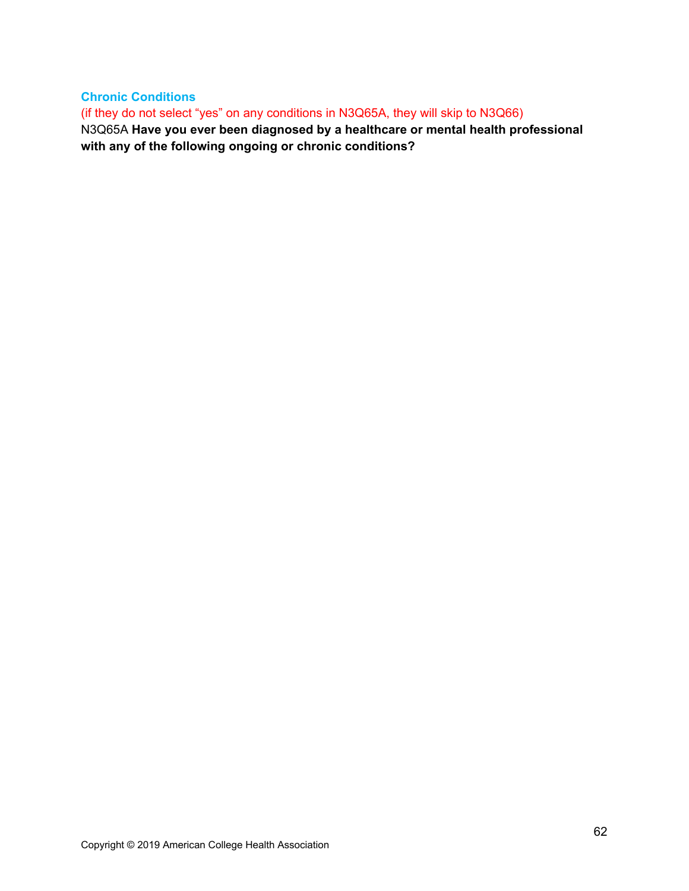### Chronic Conditions

(if they do not select “yes” on any conditions in N3Q65A, they will skip to N3Q66)

N3Q65A **Have you ever been diagnosed by a healthcare or mental health professional with any of the following ongoing or chronic conditions?**

Copyright © 2019 American College Health Association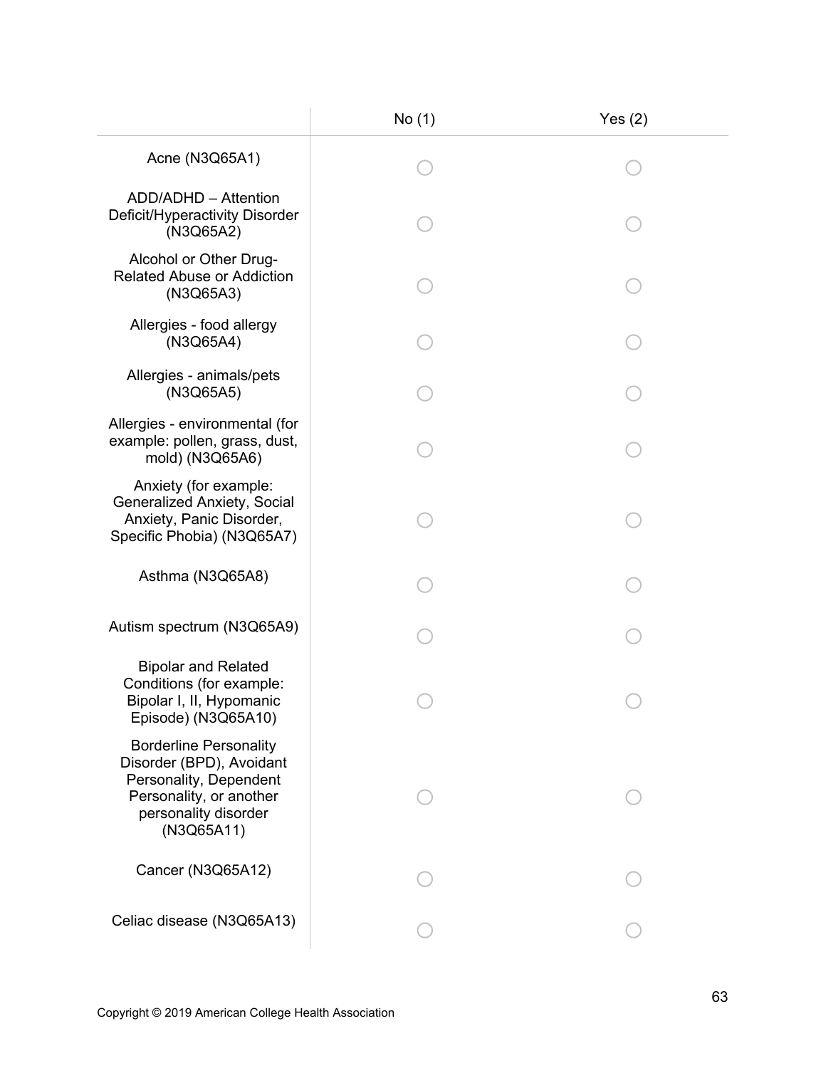| | No (1) | Yes (2) |
|---|---|---|
| Acne (N3Q65A1) | ◯ | ◯ |
| ADD/ADHD – Attention Deficit/Hyperactivity Disorder (N3Q65A2) | ◯ | ◯ |
| Alcohol or Other Drug-Related Abuse or Addiction (N3Q65A3) | ◯ | ◯ |
| Allergies - food allergy (N3Q65A4) | ◯ | ◯ |
| Allergies - animals/pets (N3Q65A5) | ◯ | ◯ |
| Allergies - environmental (for example: pollen, grass, dust, mold) (N3Q65A6) | ◯ | ◯ |
| Anxiety (for example: Generalized Anxiety, Social Anxiety, Panic Disorder, Specific Phobia) (N3Q65A7) | ◯ | ◯ |
| Asthma (N3Q65A8) | ◯ | ◯ |
| Autism spectrum (N3Q65A9) | ◯ | ◯ |
| Bipolar and Related Conditions (for example: Bipolar I, II, Hypomanic Episode) (N3Q65A10) | ◯ | ◯ |
| Borderline Personality Disorder (BPD), Avoidant Personality, Dependent Personality, or another personality disorder (N3Q65A11) | ◯ | ◯ |
| Cancer (N3Q65A12) | ◯ | ◯ |
| Celiac disease (N3Q65A13) | ◯ | ◯ |

Copyright © 2019 American College Health Association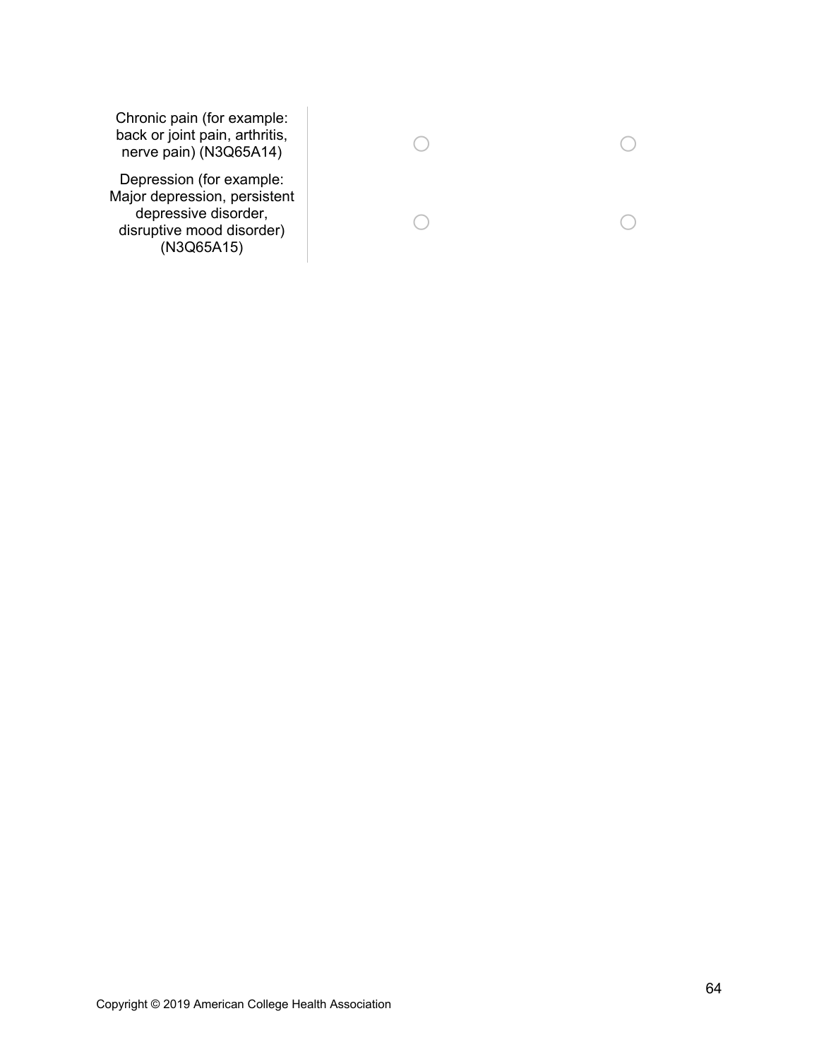| | | |
|---|---|---|
| Chronic pain (for example: back or joint pain, arthritis, nerve pain) (N3Q65A14) | ○ | ○ |
| Depression (for example: Major depression, persistent depressive disorder, disruptive mood disorder) (N3Q65A15) | ○ | ○ |

Copyright © 2019 American College Health Association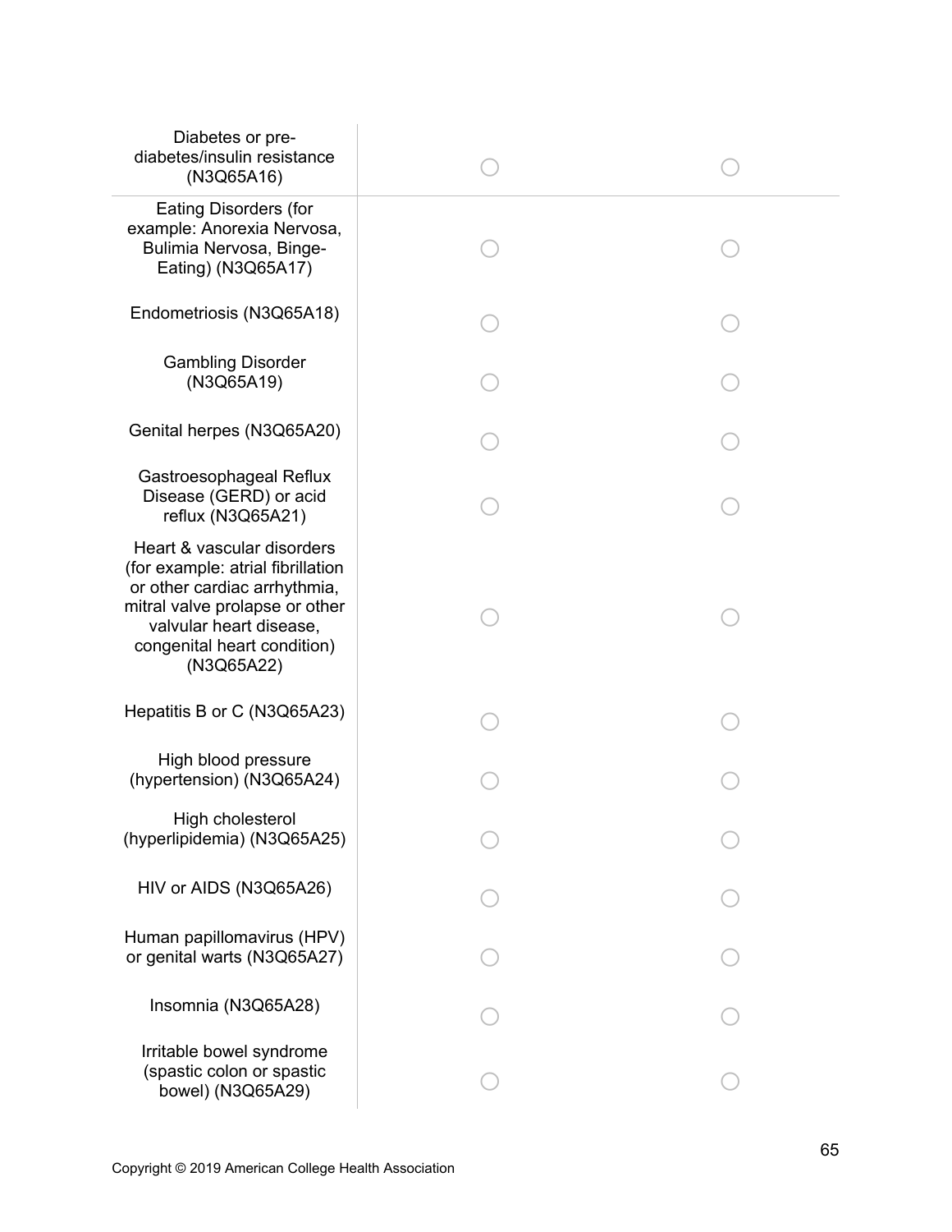| | | |
|---|---|---|
| Diabetes or pre-diabetes/insulin resistance (N3Q65A16) | ◯ | ◯ |
| Eating Disorders (for example: Anorexia Nervosa, Bulimia Nervosa, Binge-Eating) (N3Q65A17) | ◯ | ◯ |
| Endometriosis (N3Q65A18) | ◯ | ◯ |
| Gambling Disorder (N3Q65A19) | ◯ | ◯ |
| Genital herpes (N3Q65A20) | ◯ | ◯ |
| Gastroesophageal Reflux Disease (GERD) or acid reflux (N3Q65A21) | ◯ | ◯ |
| Heart & vascular disorders (for example: atrial fibrillation or other cardiac arrhythmia, mitral valve prolapse or other valvular heart disease, congenital heart condition) (N3Q65A22) | ◯ | ◯ |
| Hepatitis B or C (N3Q65A23) | ◯ | ◯ |
| High blood pressure (hypertension) (N3Q65A24) | ◯ | ◯ |
| High cholesterol (hyperlipidemia) (N3Q65A25) | ◯ | ◯ |
| HIV or AIDS (N3Q65A26) | ◯ | ◯ |
| Human papillomavirus (HPV) or genital warts (N3Q65A27) | ◯ | ◯ |
| Insomnia (N3Q65A28) | ◯ | ◯ |
| Irritable bowel syndrome (spastic colon or spastic bowel) (N3Q65A29) | ◯ | ◯ |

Copyright © 2019 American College Health Association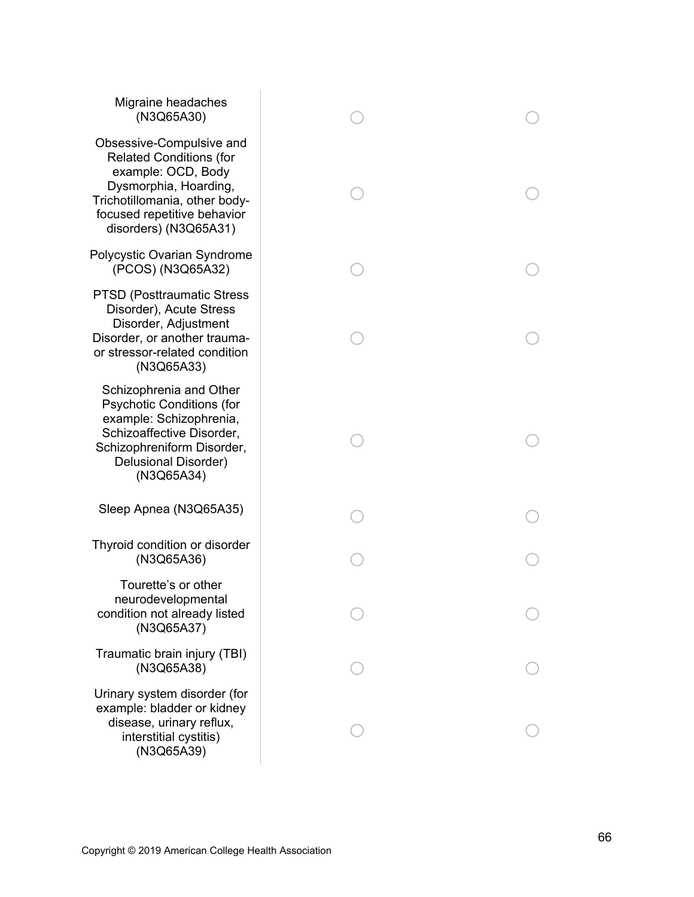| | | |
|---|---|---|
| Migraine headaches (N3Q65A30) | ◯ | ◯ |
| Obsessive-Compulsive and Related Conditions (for example: OCD, Body Dysmorphia, Hoarding, Trichotillomania, other body-focused repetitive behavior disorders) (N3Q65A31) | ◯ | ◯ |
| Polycystic Ovarian Syndrome (PCOS) (N3Q65A32) | ◯ | ◯ |
| PTSD (Posttraumatic Stress Disorder), Acute Stress Disorder, Adjustment Disorder, or another trauma- or stressor-related condition (N3Q65A33) | ◯ | ◯ |
| Schizophrenia and Other Psychotic Conditions (for example: Schizophrenia, Schizoaffective Disorder, Schizophreniform Disorder, Delusional Disorder) (N3Q65A34) | ◯ | ◯ |
| Sleep Apnea (N3Q65A35) | ◯ | ◯ |
| Thyroid condition or disorder (N3Q65A36) | ◯ | ◯ |
| Tourette's or other neurodevelopmental condition not already listed (N3Q65A37) | ◯ | ◯ |
| Traumatic brain injury (TBI) (N3Q65A38) | ◯ | ◯ |
| Urinary system disorder (for example: bladder or kidney disease, urinary reflux, interstitial cystitis) (N3Q65A39) | ◯ | ◯ |

Copyright © 2019 American College Health Association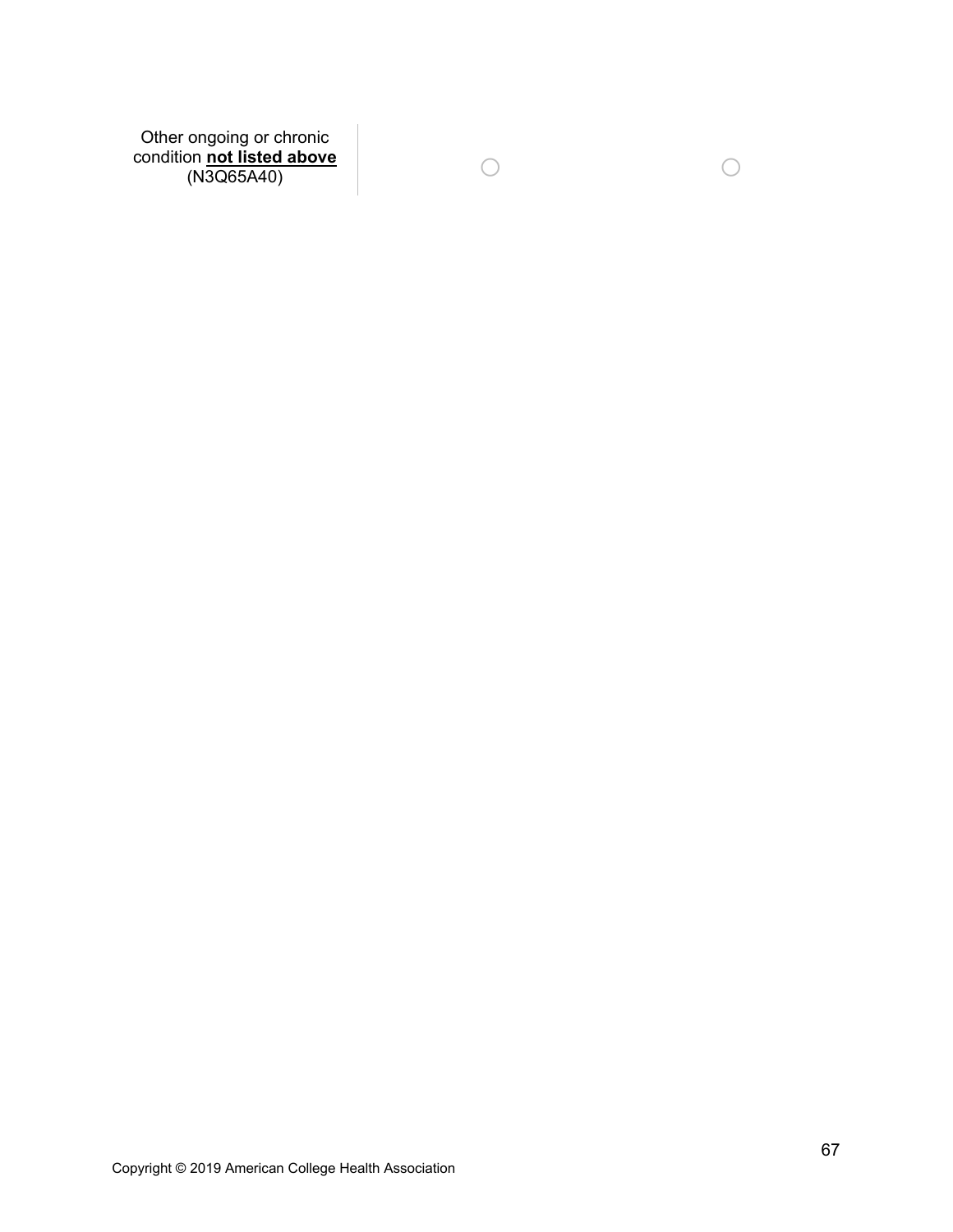| | | |
|---|---|---|
| Other ongoing or chronic condition **not listed above** (N3Q65A40) | ○ | ○ |

Copyright © 2019 American College Health Association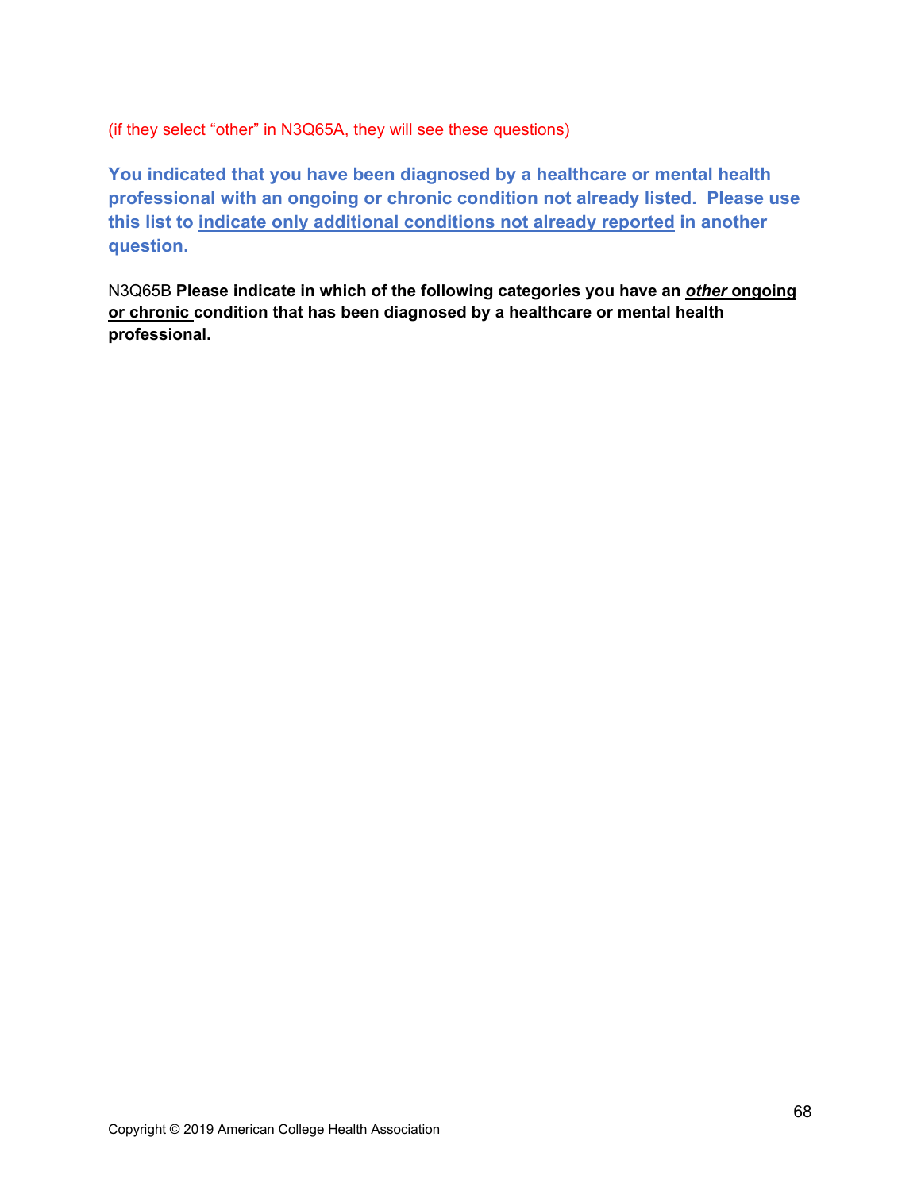(if they select “other” in N3Q65A, they will see these questions)

**You indicated that you have been diagnosed by a healthcare or mental health professional with an ongoing or chronic condition not already listed. Please use this list to <u>indicate only additional conditions not already reported</u> in another question.**

N3Q65B **Please indicate in which of the following categories you have an <u>*other* ongoing or chronic</u> condition that has been diagnosed by a healthcare or mental health professional.**

Copyright © 2019 American College Health Association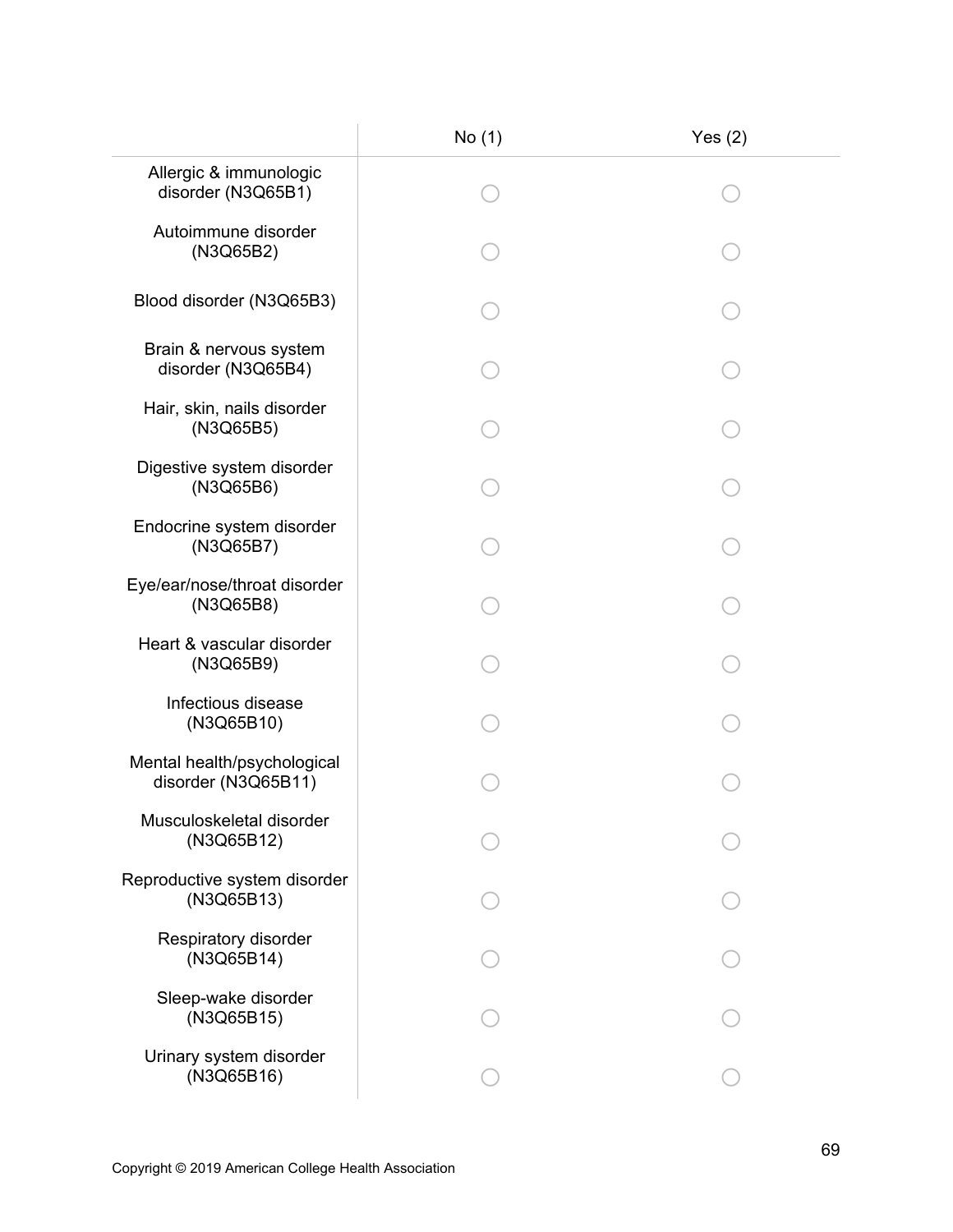| | No (1) | Yes (2) |
|---|---|---|
| Allergic & immunologic disorder (N3Q65B1) | ◯ | ◯ |
| Autoimmune disorder (N3Q65B2) | ◯ | ◯ |
| Blood disorder (N3Q65B3) | ◯ | ◯ |
| Brain & nervous system disorder (N3Q65B4) | ◯ | ◯ |
| Hair, skin, nails disorder (N3Q65B5) | ◯ | ◯ |
| Digestive system disorder (N3Q65B6) | ◯ | ◯ |
| Endocrine system disorder (N3Q65B7) | ◯ | ◯ |
| Eye/ear/nose/throat disorder (N3Q65B8) | ◯ | ◯ |
| Heart & vascular disorder (N3Q65B9) | ◯ | ◯ |
| Infectious disease (N3Q65B10) | ◯ | ◯ |
| Mental health/psychological disorder (N3Q65B11) | ◯ | ◯ |
| Musculoskeletal disorder (N3Q65B12) | ◯ | ◯ |
| Reproductive system disorder (N3Q65B13) | ◯ | ◯ |
| Respiratory disorder (N3Q65B14) | ◯ | ◯ |
| Sleep-wake disorder (N3Q65B15) | ◯ | ◯ |
| Urinary system disorder (N3Q65B16) | ◯ | ◯ |

Copyright © 2019 American College Health Association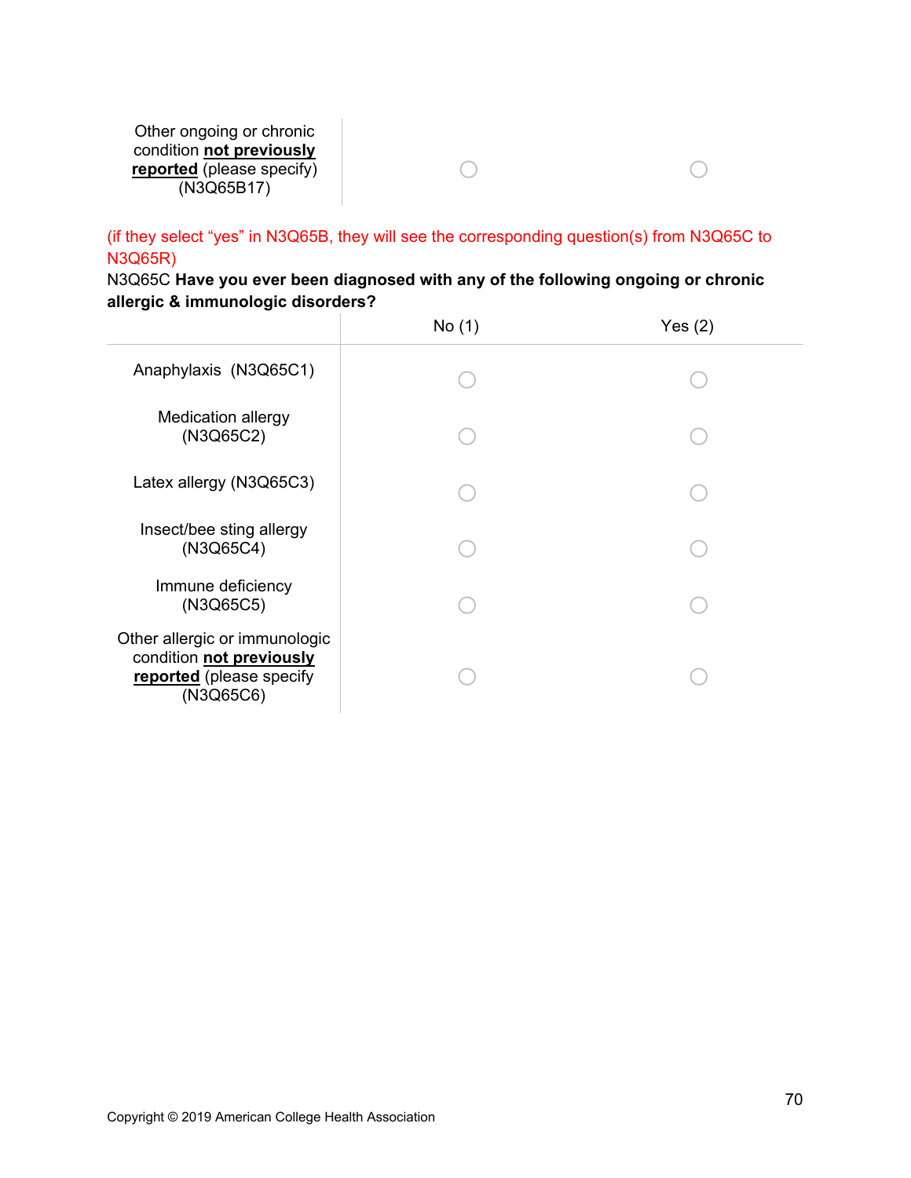| | | |
|---|---|---|
| Other ongoing or chronic condition **not previously reported** (please specify) (N3Q65B17) | ◯ | ◯ |

(if they select “yes” in N3Q65B, they will see the corresponding question(s) from N3Q65C to N3Q65R)

N3Q65C **Have you ever been diagnosed with any of the following ongoing or chronic allergic & immunologic disorders?**

| | No (1) | Yes (2) |
|---|---|---|
| Anaphylaxis (N3Q65C1) | ◯ | ◯ |
| Medication allergy (N3Q65C2) | ◯ | ◯ |
| Latex allergy (N3Q65C3) | ◯ | ◯ |
| Insect/bee sting allergy (N3Q65C4) | ◯ | ◯ |
| Immune deficiency (N3Q65C5) | ◯ | ◯ |
| Other allergic or immunologic condition **not previously reported** (please specify (N3Q65C6) | ◯ | ◯ |

Copyright © 2019 American College Health Association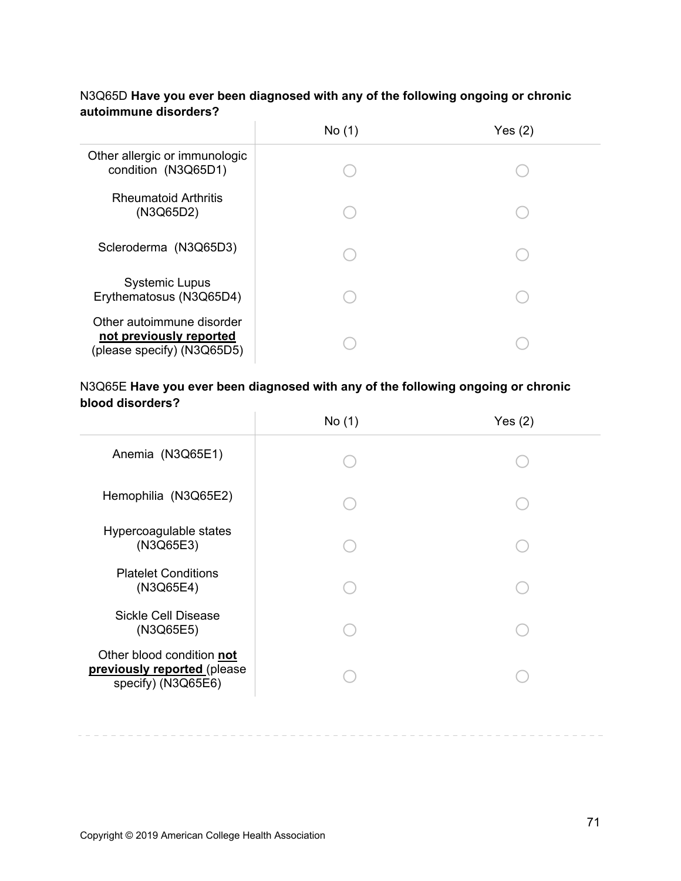N3Q65D **Have you ever been diagnosed with any of the following ongoing or chronic autoimmune disorders?**

| | No (1) | Yes (2) |
|---|---|---|
| Other allergic or immunologic condition (N3Q65D1) | ○ | ○ |
| Rheumatoid Arthritis (N3Q65D2) | ○ | ○ |
| Scleroderma (N3Q65D3) | ○ | ○ |
| Systemic Lupus Erythematosus (N3Q65D4) | ○ | ○ |
| Other autoimmune disorder **not previously reported** (please specify) (N3Q65D5) | ○ | ○ |

N3Q65E **Have you ever been diagnosed with any of the following ongoing or chronic blood disorders?**

| | No (1) | Yes (2) |
|---|---|---|
| Anemia (N3Q65E1) | ○ | ○ |
| Hemophilia (N3Q65E2) | ○ | ○ |
| Hypercoagulable states (N3Q65E3) | ○ | ○ |
| Platelet Conditions (N3Q65E4) | ○ | ○ |
| Sickle Cell Disease (N3Q65E5) | ○ | ○ |
| Other blood condition **not previously reported** (please specify) (N3Q65E6) | ○ | ○ |

Copyright © 2019 American College Health Association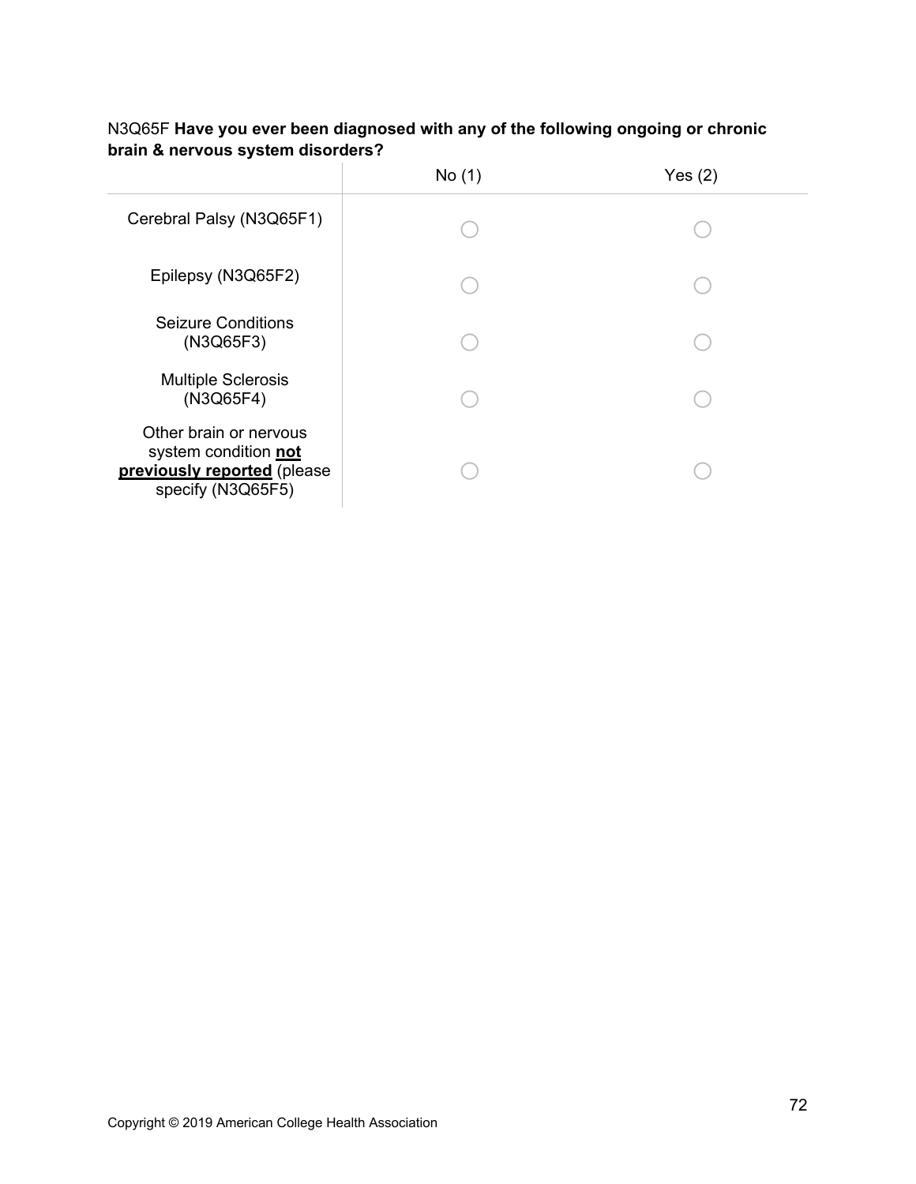N3Q65F **Have you ever been diagnosed with any of the following ongoing or chronic brain & nervous system disorders?**

| | No (1) | Yes (2) |
|---|---|---|
| Cerebral Palsy (N3Q65F1) | ○ | ○ |
| Epilepsy (N3Q65F2) | ○ | ○ |
| Seizure Conditions (N3Q65F3) | ○ | ○ |
| Multiple Sclerosis (N3Q65F4) | ○ | ○ |
| Other brain or nervous system condition **not previously reported** (please specify (N3Q65F5) | ○ | ○ |

Copyright © 2019 American College Health Association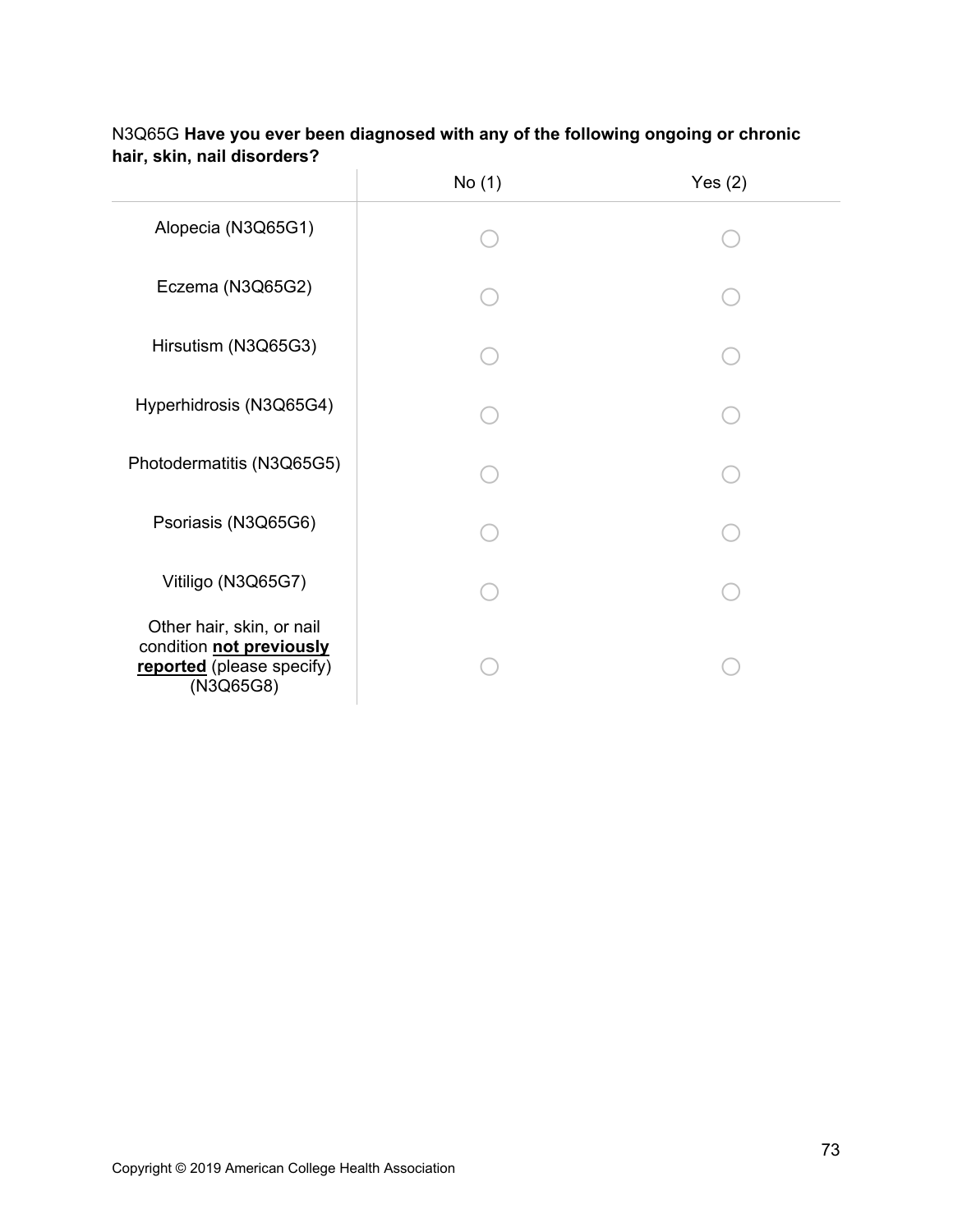N3Q65G **Have you ever been diagnosed with any of the following ongoing or chronic hair, skin, nail disorders?**

| | No (1) | Yes (2) |
|---|---|---|
| Alopecia (N3Q65G1) | ◯ | ◯ |
| Eczema (N3Q65G2) | ◯ | ◯ |
| Hirsutism (N3Q65G3) | ◯ | ◯ |
| Hyperhidrosis (N3Q65G4) | ◯ | ◯ |
| Photodermatitis (N3Q65G5) | ◯ | ◯ |
| Psoriasis (N3Q65G6) | ◯ | ◯ |
| Vitiligo (N3Q65G7) | ◯ | ◯ |
| Other hair, skin, or nail condition **not previously reported** (please specify) (N3Q65G8) | ◯ | ◯ |

Copyright © 2019 American College Health Association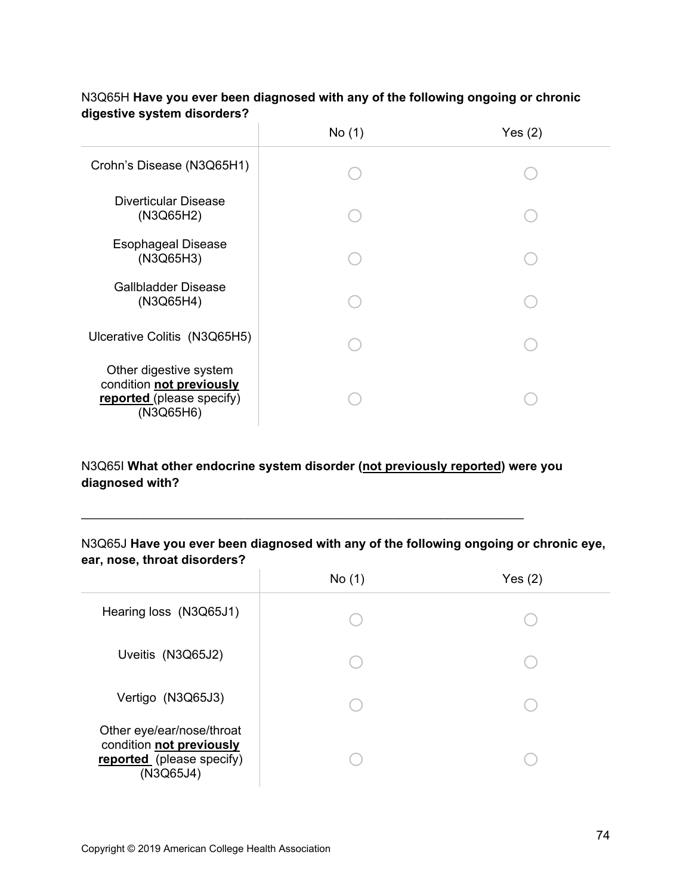N3Q65H **Have you ever been diagnosed with any of the following ongoing or chronic digestive system disorders?**

| | No (1) | Yes (2) |
|---|---|---|
| Crohn's Disease (N3Q65H1) | ◯ | ◯ |
| Diverticular Disease (N3Q65H2) | ◯ | ◯ |
| Esophageal Disease (N3Q65H3) | ◯ | ◯ |
| Gallbladder Disease (N3Q65H4) | ◯ | ◯ |
| Ulcerative Colitis (N3Q65H5) | ◯ | ◯ |
| Other digestive system condition **<u>not previously reported</u>** (please specify) (N3Q65H6) | ◯ | ◯ |

N3Q65I **What other endocrine system disorder (<u>not previously reported</u>) were you diagnosed with?**

________________________________________________________________

N3Q65J **Have you ever been diagnosed with any of the following ongoing or chronic eye, ear, nose, throat disorders?**

| | No (1) | Yes (2) |
|---|---|---|
| Hearing loss (N3Q65J1) | ◯ | ◯ |
| Uveitis (N3Q65J2) | ◯ | ◯ |
| Vertigo (N3Q65J3) | ◯ | ◯ |
| Other eye/ear/nose/throat condition **<u>not previously reported</u>** (please specify) (N3Q65J4) | ◯ | ◯ |

Copyright © 2019 American College Health Association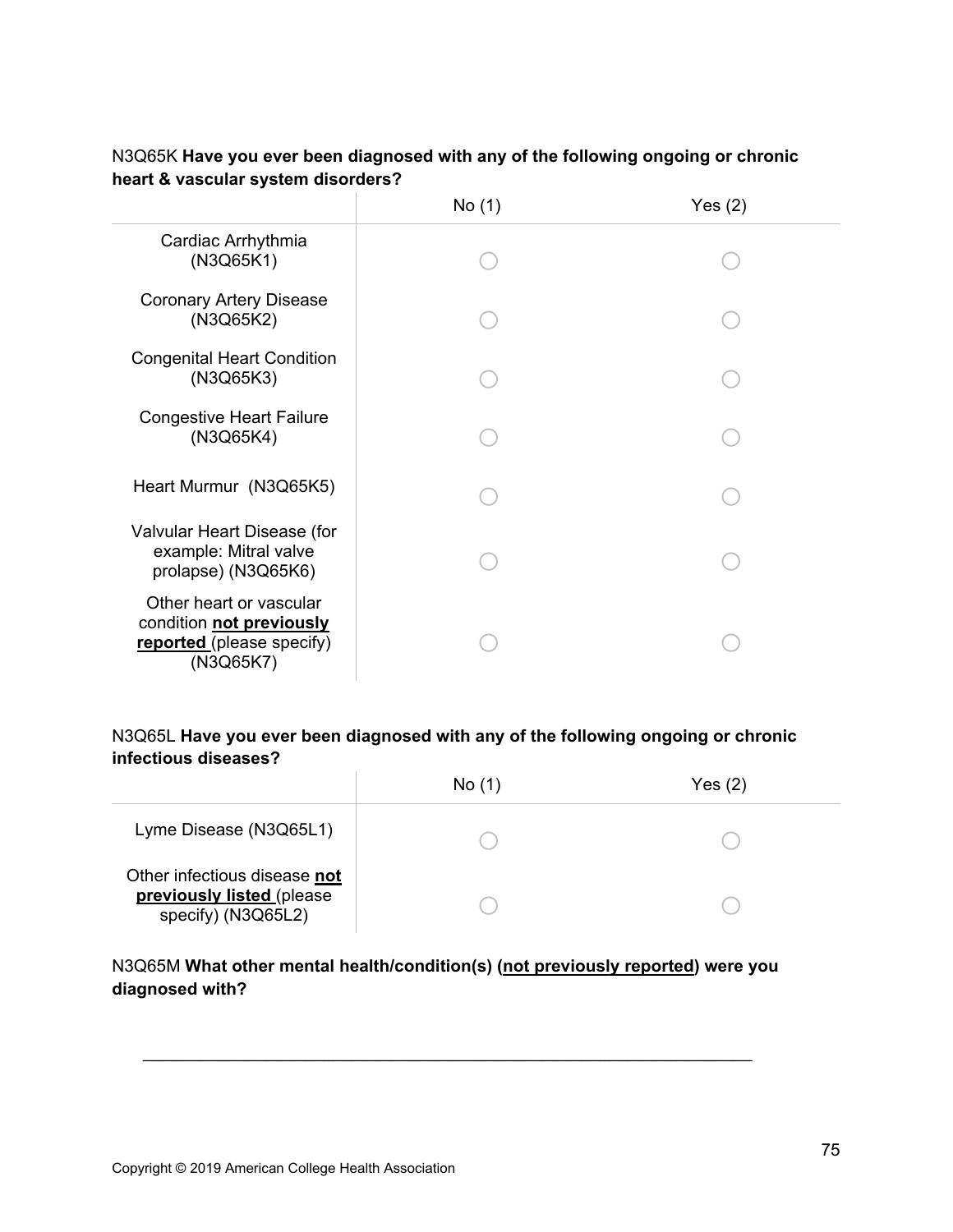N3Q65K **Have you ever been diagnosed with any of the following ongoing or chronic heart & vascular system disorders?**

| | No (1) | Yes (2) |
|---|---|---|
| Cardiac Arrhythmia (N3Q65K1) | ◯ | ◯ |
| Coronary Artery Disease (N3Q65K2) | ◯ | ◯ |
| Congenital Heart Condition (N3Q65K3) | ◯ | ◯ |
| Congestive Heart Failure (N3Q65K4) | ◯ | ◯ |
| Heart Murmur (N3Q65K5) | ◯ | ◯ |
| Valvular Heart Disease (for example: Mitral valve prolapse) (N3Q65K6) | ◯ | ◯ |
| Other heart or vascular condition **<u>not previously reported</u>** (please specify) (N3Q65K7) | ◯ | ◯ |

N3Q65L **Have you ever been diagnosed with any of the following ongoing or chronic infectious diseases?**

| | No (1) | Yes (2) |
|---|---|---|
| Lyme Disease (N3Q65L1) | ◯ | ◯ |
| Other infectious disease **<u>not previously listed</u>** (please specify) (N3Q65L2) | ◯ | ◯ |

N3Q65M **What other mental health/condition(s) (<u>not previously reported</u>) were you diagnosed with?**

________________________________________________________________

Copyright © 2019 American College Health Association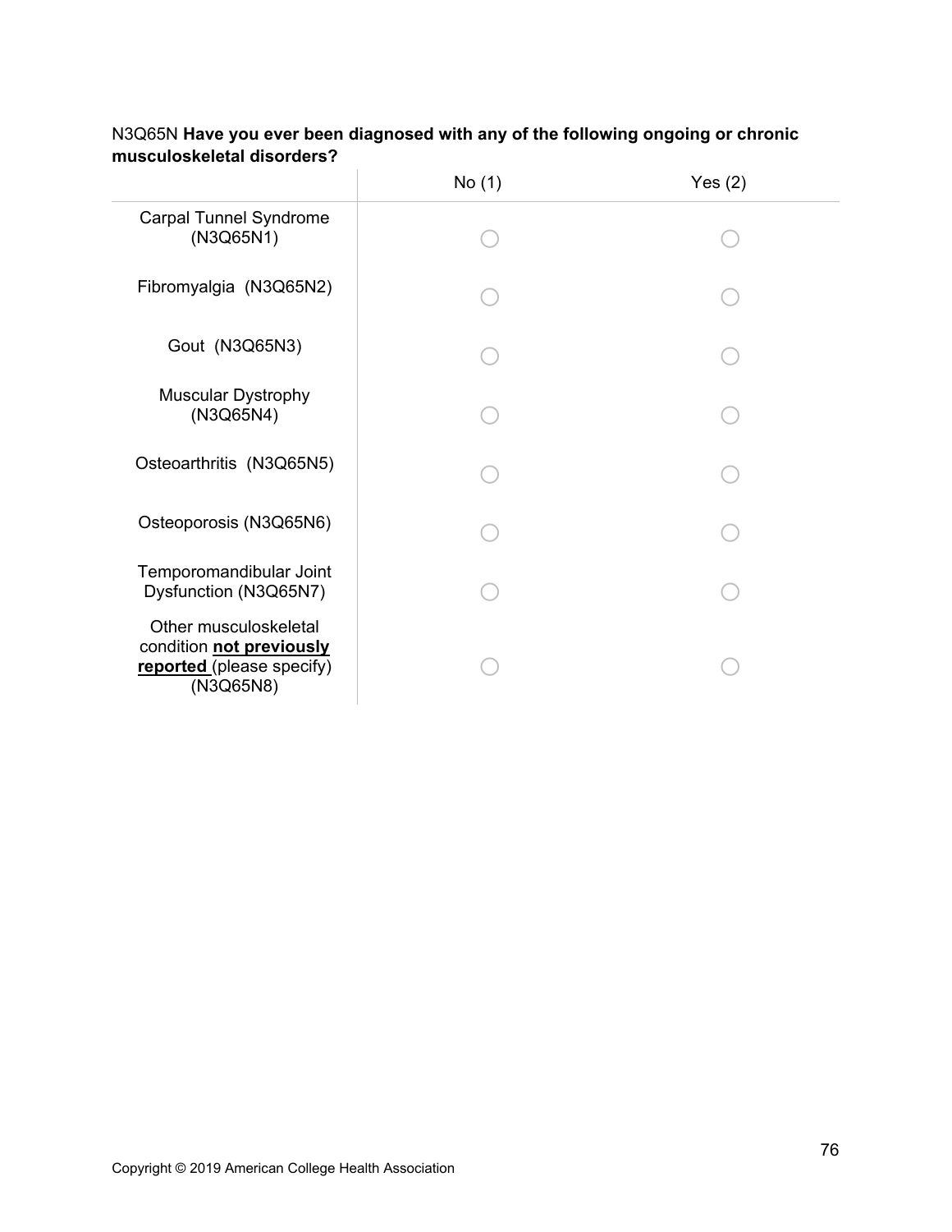N3Q65N **Have you ever been diagnosed with any of the following ongoing or chronic musculoskeletal disorders?**

| | No (1) | Yes (2) |
| --- | --- | --- |
| Carpal Tunnel Syndrome (N3Q65N1) | ○ | ○ |
| Fibromyalgia (N3Q65N2) | ○ | ○ |
| Gout (N3Q65N3) | ○ | ○ |
| Muscular Dystrophy (N3Q65N4) | ○ | ○ |
| Osteoarthritis (N3Q65N5) | ○ | ○ |
| Osteoporosis (N3Q65N6) | ○ | ○ |
| Temporomandibular Joint Dysfunction (N3Q65N7) | ○ | ○ |
| Other musculoskeletal condition **not previously reported** (please specify) (N3Q65N8) | ○ | ○ |

Copyright © 2019 American College Health Association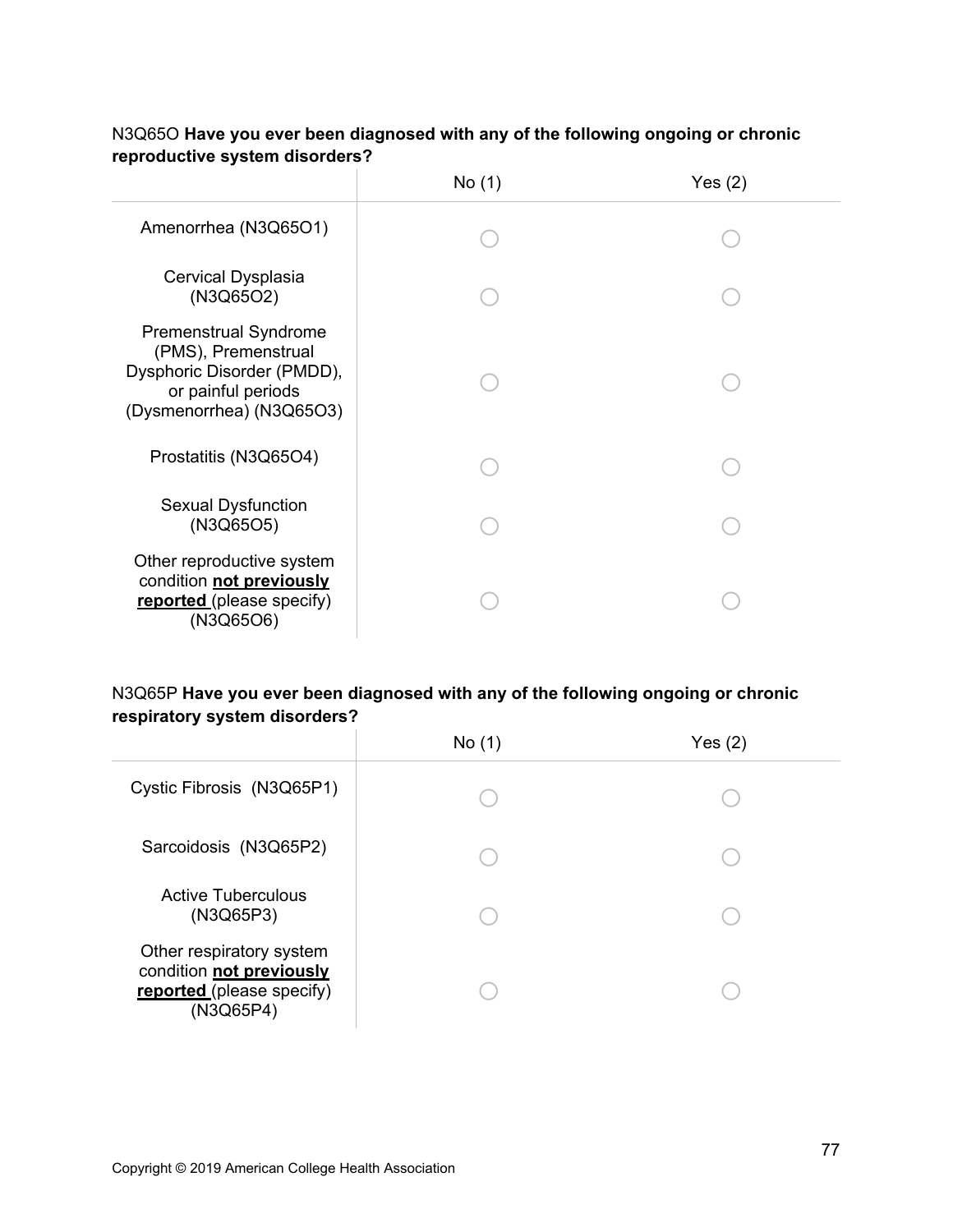N3Q65O **Have you ever been diagnosed with any of the following ongoing or chronic reproductive system disorders?**

| | No (1) | Yes (2) |
|---|---|---|
| Amenorrhea (N3Q65O1) | ◯ | ◯ |
| Cervical Dysplasia (N3Q65O2) | ◯ | ◯ |
| Premenstrual Syndrome (PMS), Premenstrual Dysphoric Disorder (PMDD), or painful periods (Dysmenorrhea) (N3Q65O3) | ◯ | ◯ |
| Prostatitis (N3Q65O4) | ◯ | ◯ |
| Sexual Dysfunction (N3Q65O5) | ◯ | ◯ |
| Other reproductive system condition **not previously reported** (please specify) (N3Q65O6) | ◯ | ◯ |

N3Q65P **Have you ever been diagnosed with any of the following ongoing or chronic respiratory system disorders?**

| | No (1) | Yes (2) |
|---|---|---|
| Cystic Fibrosis (N3Q65P1) | ◯ | ◯ |
| Sarcoidosis (N3Q65P2) | ◯ | ◯ |
| Active Tuberculous (N3Q65P3) | ◯ | ◯ |
| Other respiratory system condition **not previously reported** (please specify) (N3Q65P4) | ◯ | ◯ |

Copyright © 2019 American College Health Association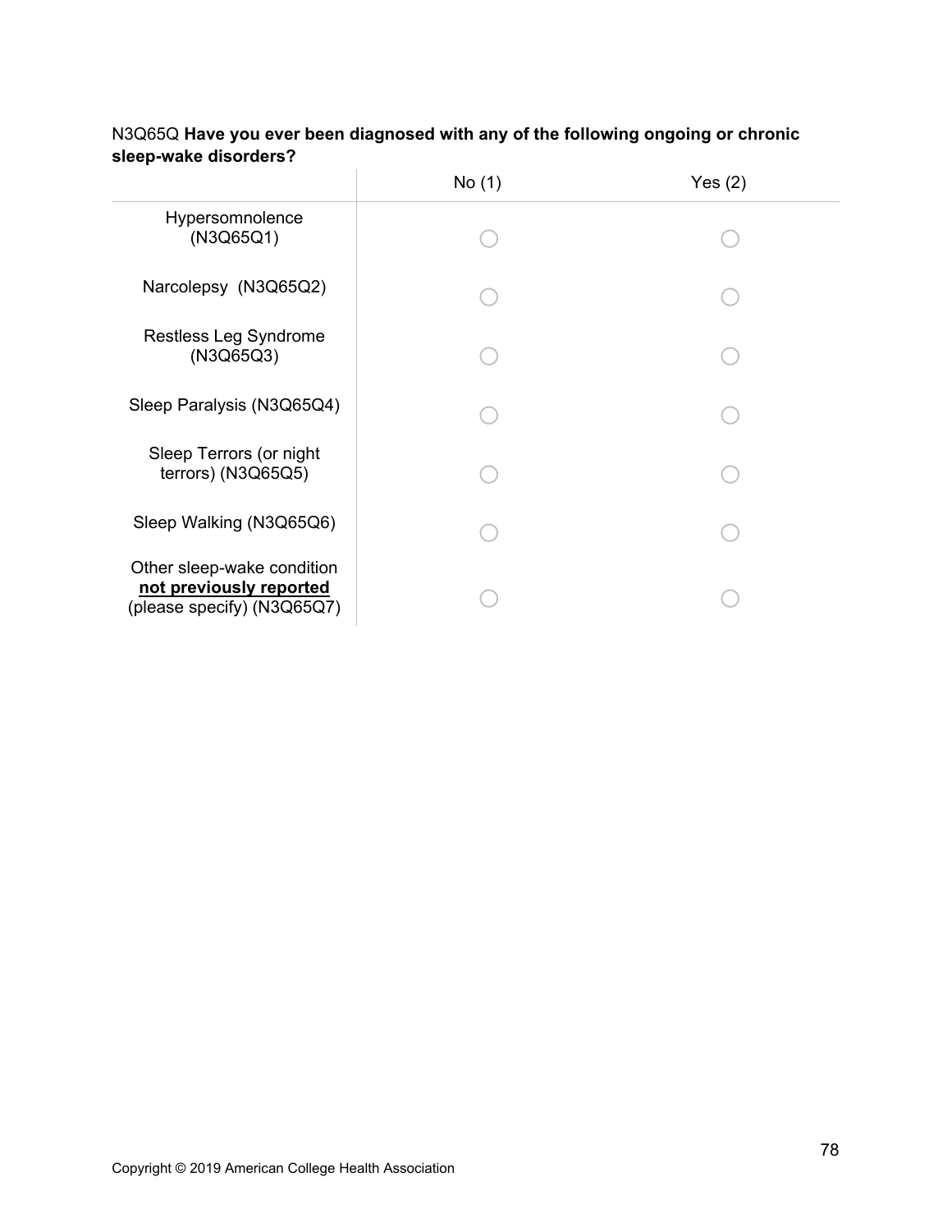N3Q65Q **Have you ever been diagnosed with any of the following ongoing or chronic sleep-wake disorders?**

| | No (1) | Yes (2) |
|---|---|---|
| Hypersomnolence (N3Q65Q1) | ◯ | ◯ |
| Narcolepsy (N3Q65Q2) | ◯ | ◯ |
| Restless Leg Syndrome (N3Q65Q3) | ◯ | ◯ |
| Sleep Paralysis (N3Q65Q4) | ◯ | ◯ |
| Sleep Terrors (or night terrors) (N3Q65Q5) | ◯ | ◯ |
| Sleep Walking (N3Q65Q6) | ◯ | ◯ |
| Other sleep-wake condition **not previously reported** (please specify) (N3Q65Q7) | ◯ | ◯ |

Copyright © 2019 American College Health Association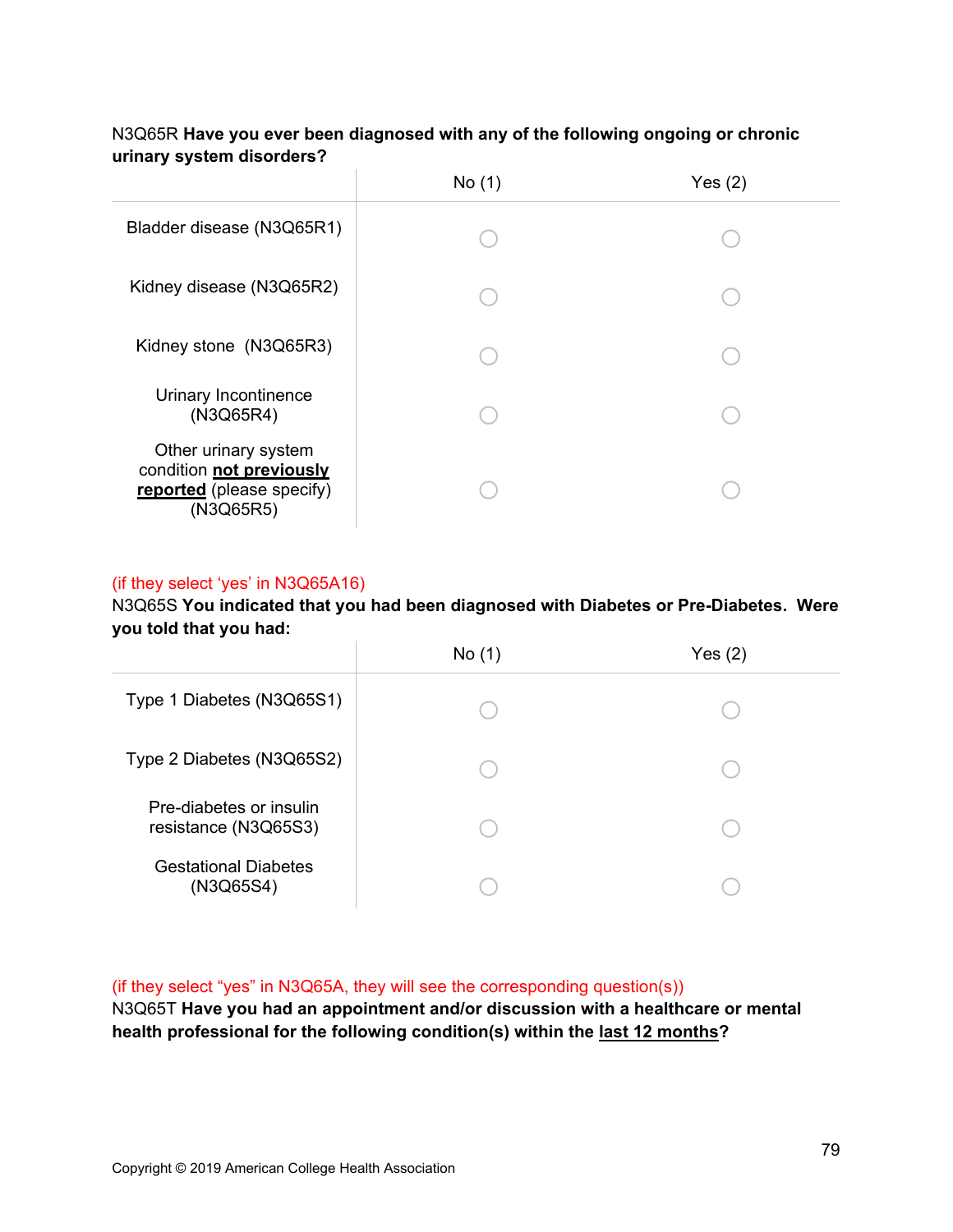N3Q65R **Have you ever been diagnosed with any of the following ongoing or chronic urinary system disorders?**

| | No (1) | Yes (2) |
|---|---|---|
| Bladder disease (N3Q65R1) | ○ | ○ |
| Kidney disease (N3Q65R2) | ○ | ○ |
| Kidney stone (N3Q65R3) | ○ | ○ |
| Urinary Incontinence (N3Q65R4) | ○ | ○ |
| Other urinary system condition **not previously reported** (please specify) (N3Q65R5) | ○ | ○ |

(if they select 'yes' in N3Q65A16)

N3Q65S **You indicated that you had been diagnosed with Diabetes or Pre-Diabetes. Were you told that you had:**

| | No (1) | Yes (2) |
|---|---|---|
| Type 1 Diabetes (N3Q65S1) | ○ | ○ |
| Type 2 Diabetes (N3Q65S2) | ○ | ○ |
| Pre-diabetes or insulin resistance (N3Q65S3) | ○ | ○ |
| Gestational Diabetes (N3Q65S4) | ○ | ○ |

(if they select "yes" in N3Q65A, they will see the corresponding question(s))

N3Q65T **Have you had an appointment and/or discussion with a healthcare or mental health professional for the following condition(s) within the last 12 months?**

Copyright © 2019 American College Health Association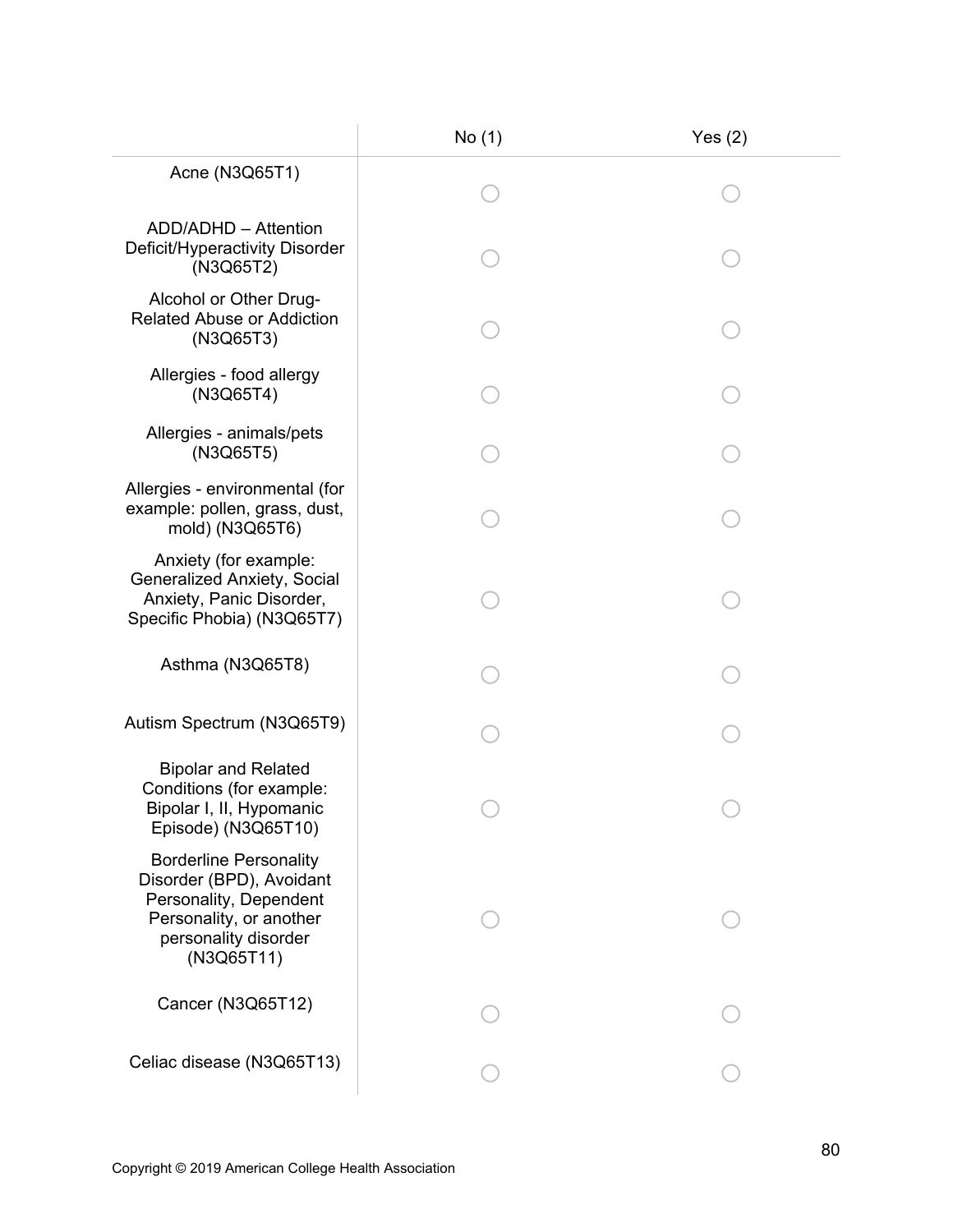| | No (1) | Yes (2) |
|---|---|---|
| Acne (N3Q65T1) | ◯ | ◯ |
| ADD/ADHD – Attention Deficit/Hyperactivity Disorder (N3Q65T2) | ◯ | ◯ |
| Alcohol or Other Drug-Related Abuse or Addiction (N3Q65T3) | ◯ | ◯ |
| Allergies - food allergy (N3Q65T4) | ◯ | ◯ |
| Allergies - animals/pets (N3Q65T5) | ◯ | ◯ |
| Allergies - environmental (for example: pollen, grass, dust, mold) (N3Q65T6) | ◯ | ◯ |
| Anxiety (for example: Generalized Anxiety, Social Anxiety, Panic Disorder, Specific Phobia) (N3Q65T7) | ◯ | ◯ |
| Asthma (N3Q65T8) | ◯ | ◯ |
| Autism Spectrum (N3Q65T9) | ◯ | ◯ |
| Bipolar and Related Conditions (for example: Bipolar I, II, Hypomanic Episode) (N3Q65T10) | ◯ | ◯ |
| Borderline Personality Disorder (BPD), Avoidant Personality, Dependent Personality, or another personality disorder (N3Q65T11) | ◯ | ◯ |
| Cancer (N3Q65T12) | ◯ | ◯ |
| Celiac disease (N3Q65T13) | ◯ | ◯ |

Copyright © 2019 American College Health Association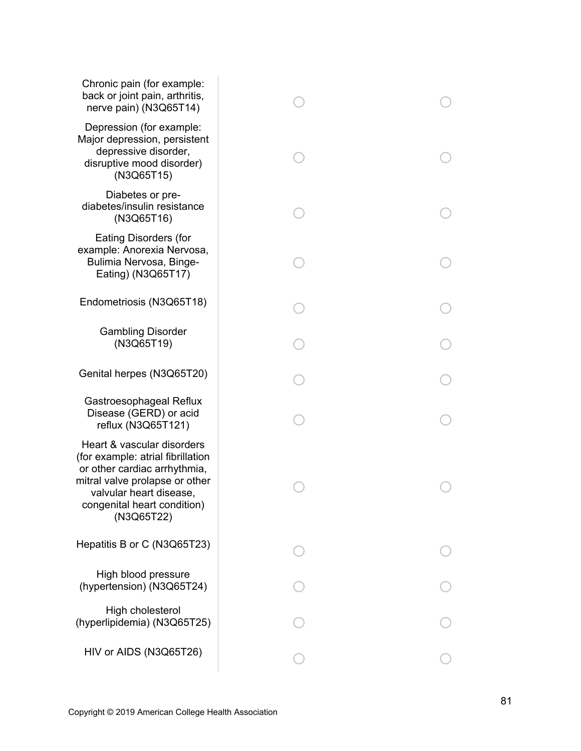| | | |
|---|---|---|
| Chronic pain (for example: back or joint pain, arthritis, nerve pain) (N3Q65T14) | ◯ | ◯ |
| Depression (for example: Major depression, persistent depressive disorder, disruptive mood disorder) (N3Q65T15) | ◯ | ◯ |
| Diabetes or pre-diabetes/insulin resistance (N3Q65T16) | ◯ | ◯ |
| Eating Disorders (for example: Anorexia Nervosa, Bulimia Nervosa, Binge-Eating) (N3Q65T17) | ◯ | ◯ |
| Endometriosis (N3Q65T18) | ◯ | ◯ |
| Gambling Disorder (N3Q65T19) | ◯ | ◯ |
| Genital herpes (N3Q65T20) | ◯ | ◯ |
| Gastroesophageal Reflux Disease (GERD) or acid reflux (N3Q65T121) | ◯ | ◯ |
| Heart & vascular disorders (for example: atrial fibrillation or other cardiac arrhythmia, mitral valve prolapse or other valvular heart disease, congenital heart condition) (N3Q65T22) | ◯ | ◯ |
| Hepatitis B or C (N3Q65T23) | ◯ | ◯ |
| High blood pressure (hypertension) (N3Q65T24) | ◯ | ◯ |
| High cholesterol (hyperlipidemia) (N3Q65T25) | ◯ | ◯ |
| HIV or AIDS (N3Q65T26) | ◯ | ◯ |

Copyright © 2019 American College Health Association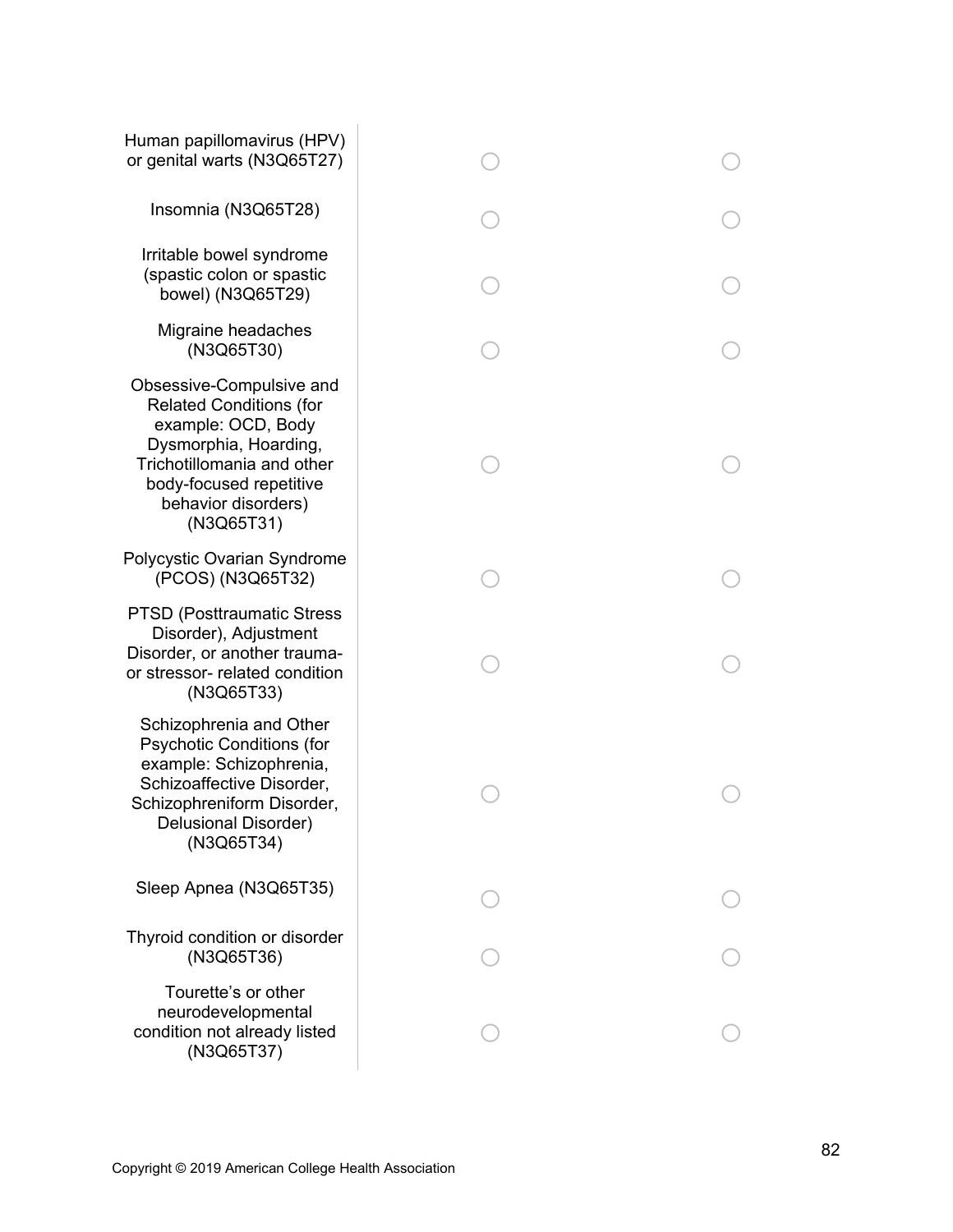| | | |
|---|---|---|
| Human papillomavirus (HPV) or genital warts (N3Q65T27) | ◯ | ◯ |
| Insomnia (N3Q65T28) | ◯ | ◯ |
| Irritable bowel syndrome (spastic colon or spastic bowel) (N3Q65T29) | ◯ | ◯ |
| Migraine headaches (N3Q65T30) | ◯ | ◯ |
| Obsessive-Compulsive and Related Conditions (for example: OCD, Body Dysmorphia, Hoarding, Trichotillomania and other body-focused repetitive behavior disorders) (N3Q65T31) | ◯ | ◯ |
| Polycystic Ovarian Syndrome (PCOS) (N3Q65T32) | ◯ | ◯ |
| PTSD (Posttraumatic Stress Disorder), Adjustment Disorder, or another trauma- or stressor- related condition (N3Q65T33) | ◯ | ◯ |
| Schizophrenia and Other Psychotic Conditions (for example: Schizophrenia, Schizoaffective Disorder, Schizophreniform Disorder, Delusional Disorder) (N3Q65T34) | ◯ | ◯ |
| Sleep Apnea (N3Q65T35) | ◯ | ◯ |
| Thyroid condition or disorder (N3Q65T36) | ◯ | ◯ |
| Tourette's or other neurodevelopmental condition not already listed (N3Q65T37) | ◯ | ◯ |

Copyright © 2019 American College Health Association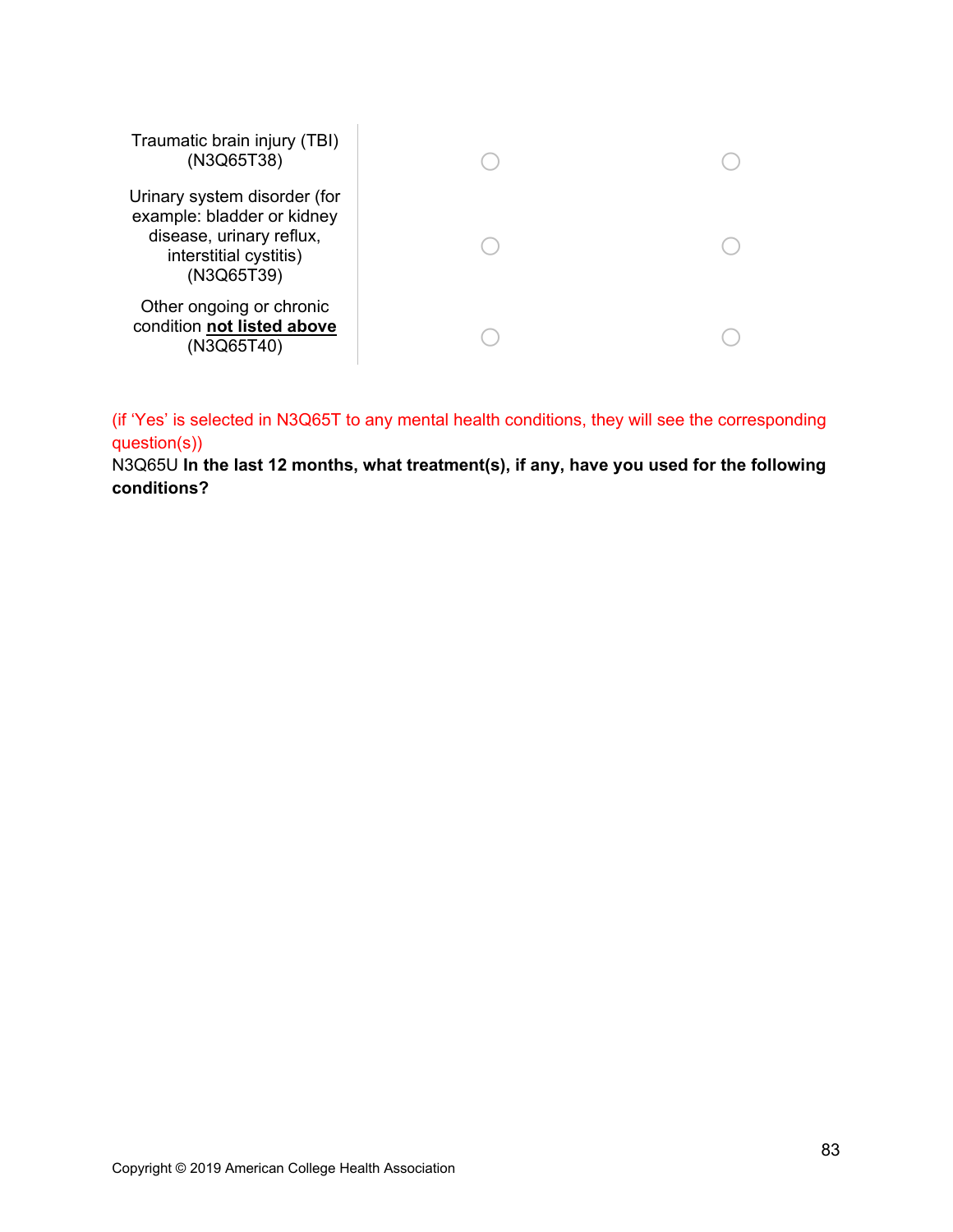| | | |
|---|---|---|
| Traumatic brain injury (TBI) (N3Q65T38) | ○ | ○ |
| Urinary system disorder (for example: bladder or kidney disease, urinary reflux, interstitial cystitis) (N3Q65T39) | ○ | ○ |
| Other ongoing or chronic condition **not listed above** (N3Q65T40) | ○ | ○ |

(if 'Yes' is selected in N3Q65T to any mental health conditions, they will see the corresponding question(s))

N3Q65U **In the last 12 months, what treatment(s), if any, have you used for the following conditions?**

Copyright © 2019 American College Health Association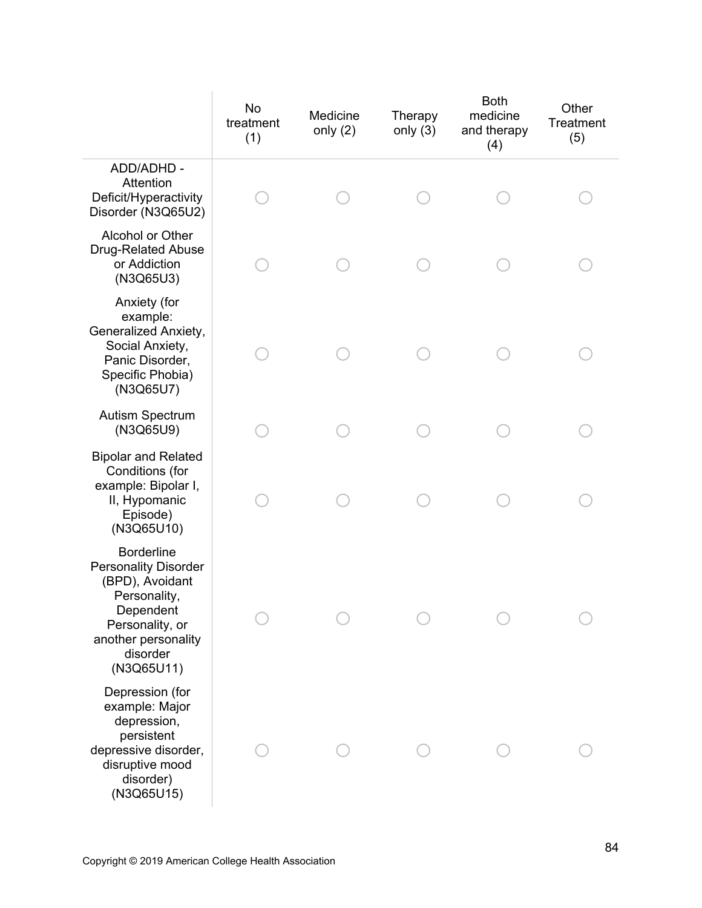| | No treatment (1) | Medicine only (2) | Therapy only (3) | Both medicine and therapy (4) | Other Treatment (5) |
|---|---|---|---|---|---|
| ADD/ADHD - Attention Deficit/Hyperactivity Disorder (N3Q65U2) | ○ | ○ | ○ | ○ | ○ |
| Alcohol or Other Drug-Related Abuse or Addiction (N3Q65U3) | ○ | ○ | ○ | ○ | ○ |
| Anxiety (for example: Generalized Anxiety, Social Anxiety, Panic Disorder, Specific Phobia) (N3Q65U7) | ○ | ○ | ○ | ○ | ○ |
| Autism Spectrum (N3Q65U9) | ○ | ○ | ○ | ○ | ○ |
| Bipolar and Related Conditions (for example: Bipolar I, II, Hypomanic Episode) (N3Q65U10) | ○ | ○ | ○ | ○ | ○ |
| Borderline Personality Disorder (BPD), Avoidant Personality, Dependent Personality, or another personality disorder (N3Q65U11) | ○ | ○ | ○ | ○ | ○ |
| Depression (for example: Major depression, persistent depressive disorder, disruptive mood disorder) (N3Q65U15) | ○ | ○ | ○ | ○ | ○ |

Copyright © 2019 American College Health Association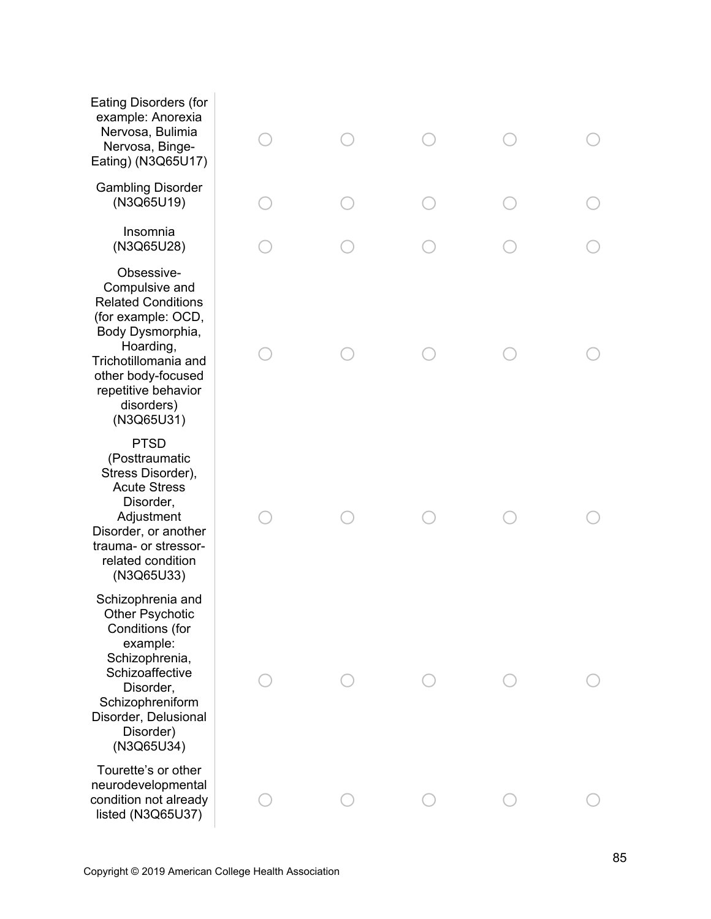| | | | | | |
|---|---|---|---|---|---|
| Eating Disorders (for example: Anorexia Nervosa, Bulimia Nervosa, Binge-Eating) (N3Q65U17) | ◯ | ◯ | ◯ | ◯ | ◯ |
| Gambling Disorder (N3Q65U19) | ◯ | ◯ | ◯ | ◯ | ◯ |
| Insomnia (N3Q65U28) | ◯ | ◯ | ◯ | ◯ | ◯ |
| Obsessive-Compulsive and Related Conditions (for example: OCD, Body Dysmorphia, Hoarding, Trichotillomania and other body-focused repetitive behavior disorders) (N3Q65U31) | ◯ | ◯ | ◯ | ◯ | ◯ |
| PTSD (Posttraumatic Stress Disorder), Acute Stress Disorder, Adjustment Disorder, or another trauma- or stressor-related condition (N3Q65U33) | ◯ | ◯ | ◯ | ◯ | ◯ |
| Schizophrenia and Other Psychotic Conditions (for example: Schizophrenia, Schizoaffective Disorder, Schizophreniform Disorder, Delusional Disorder) (N3Q65U34) | ◯ | ◯ | ◯ | ◯ | ◯ |
| Tourette's or other neurodevelopmental condition not already listed (N3Q65U37) | ◯ | ◯ | ◯ | ◯ | ◯ |

Copyright © 2019 American College Health Association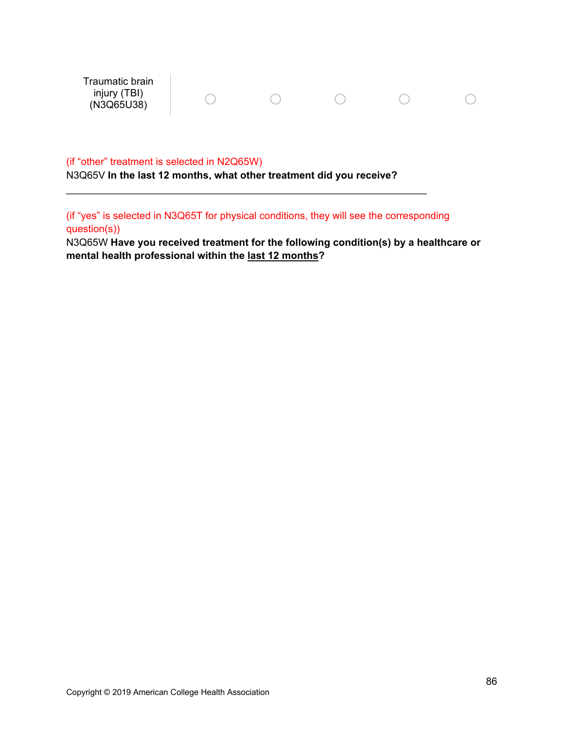| Traumatic brain injury (TBI) (N3Q65U38) | ○ | ○ | ○ | ○ | ○ |
|---|---|---|---|---|---|

(if "other" treatment is selected in N2Q65W)

N3Q65V **In the last 12 months, what other treatment did you receive?**

\_\_\_\_\_\_\_\_\_\_\_\_\_\_\_\_\_\_\_\_\_\_\_\_\_\_\_\_\_\_\_\_\_\_\_\_\_\_\_\_\_\_\_\_\_\_\_\_\_\_\_\_\_\_\_\_\_\_\_\_\_\_

(if "yes" is selected in N3Q65T for physical conditions, they will see the corresponding question(s))

N3Q65W **Have you received treatment for the following condition(s) by a healthcare or mental health professional within the last 12 months?**

Copyright © 2019 American College Health Association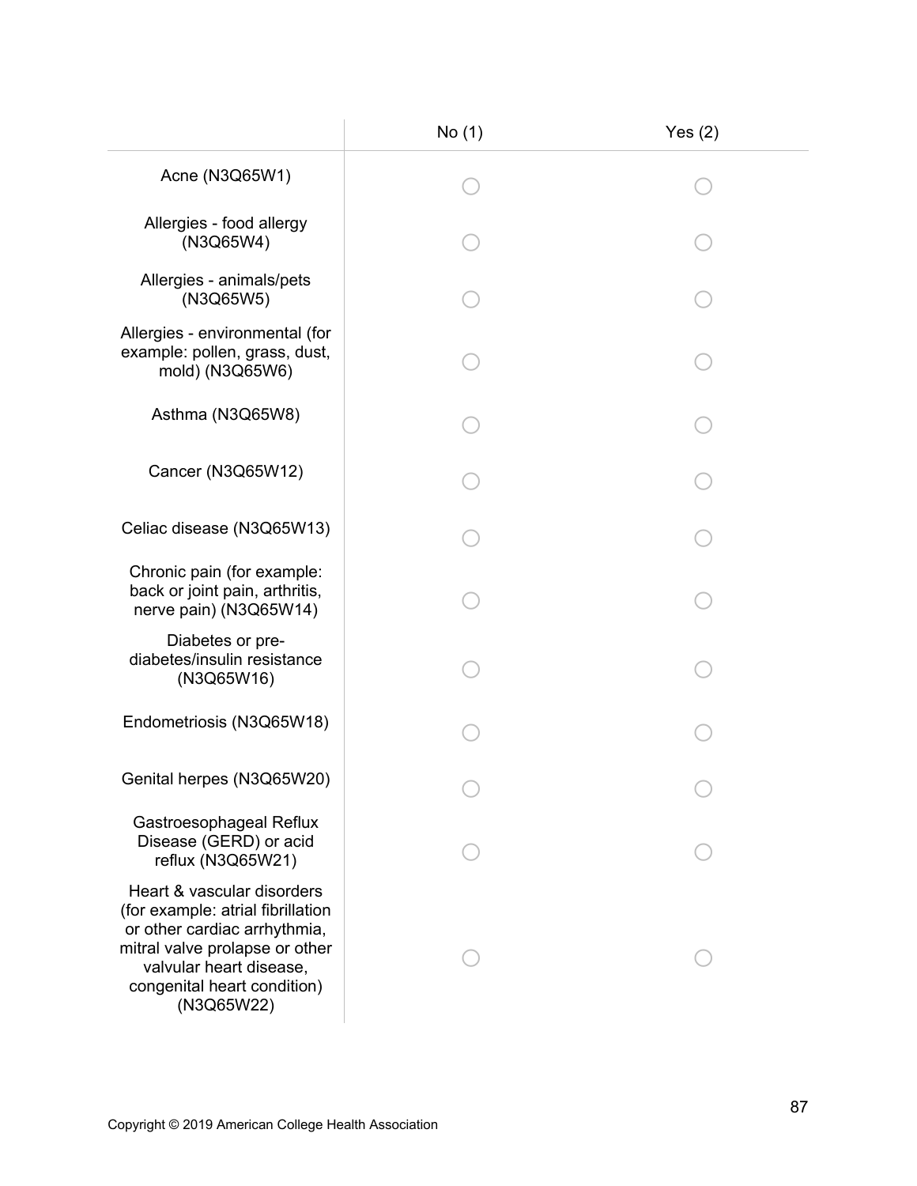| | No (1) | Yes (2) |
|---|---|---|
| Acne (N3Q65W1) | ○ | ○ |
| Allergies - food allergy (N3Q65W4) | ○ | ○ |
| Allergies - animals/pets (N3Q65W5) | ○ | ○ |
| Allergies - environmental (for example: pollen, grass, dust, mold) (N3Q65W6) | ○ | ○ |
| Asthma (N3Q65W8) | ○ | ○ |
| Cancer (N3Q65W12) | ○ | ○ |
| Celiac disease (N3Q65W13) | ○ | ○ |
| Chronic pain (for example: back or joint pain, arthritis, nerve pain) (N3Q65W14) | ○ | ○ |
| Diabetes or pre-diabetes/insulin resistance (N3Q65W16) | ○ | ○ |
| Endometriosis (N3Q65W18) | ○ | ○ |
| Genital herpes (N3Q65W20) | ○ | ○ |
| Gastroesophageal Reflux Disease (GERD) or acid reflux (N3Q65W21) | ○ | ○ |
| Heart & vascular disorders (for example: atrial fibrillation or other cardiac arrhythmia, mitral valve prolapse or other valvular heart disease, congenital heart condition) (N3Q65W22) | ○ | ○ |

Copyright © 2019 American College Health Association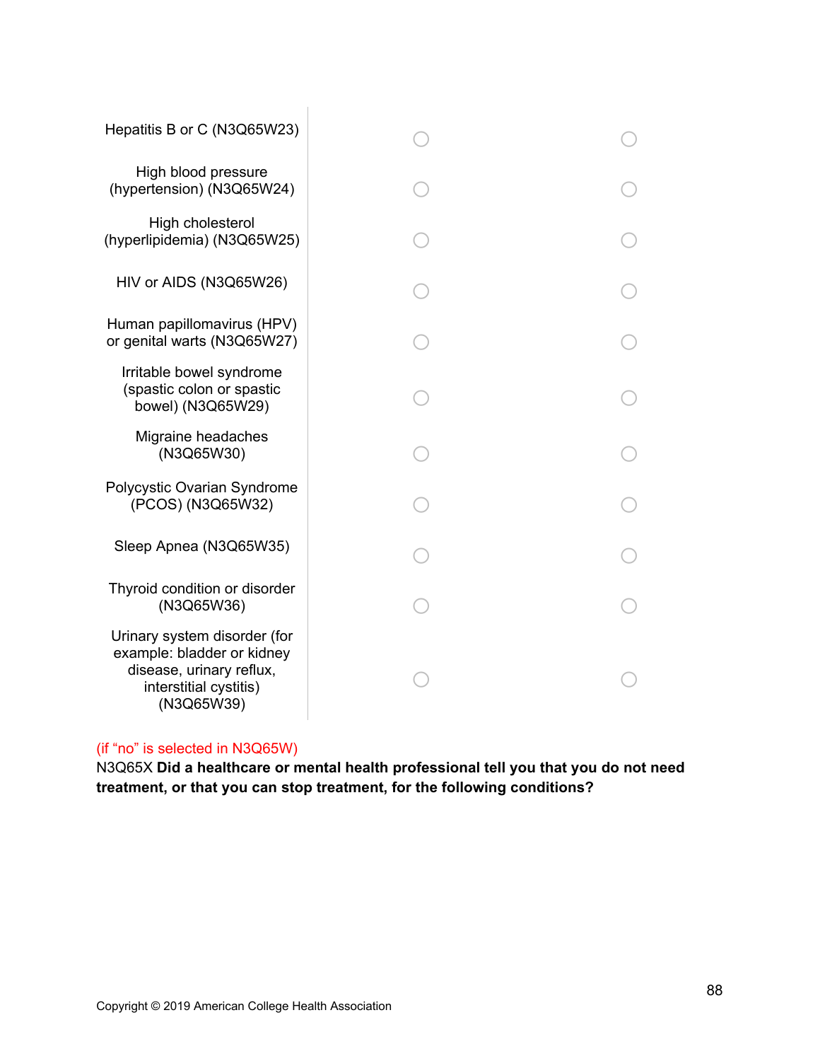| | | |
|---|---|---|
| Hepatitis B or C (N3Q65W23) | ○ | ○ |
| High blood pressure (hypertension) (N3Q65W24) | ○ | ○ |
| High cholesterol (hyperlipidemia) (N3Q65W25) | ○ | ○ |
| HIV or AIDS (N3Q65W26) | ○ | ○ |
| Human papillomavirus (HPV) or genital warts (N3Q65W27) | ○ | ○ |
| Irritable bowel syndrome (spastic colon or spastic bowel) (N3Q65W29) | ○ | ○ |
| Migraine headaches (N3Q65W30) | ○ | ○ |
| Polycystic Ovarian Syndrome (PCOS) (N3Q65W32) | ○ | ○ |
| Sleep Apnea (N3Q65W35) | ○ | ○ |
| Thyroid condition or disorder (N3Q65W36) | ○ | ○ |
| Urinary system disorder (for example: bladder or kidney disease, urinary reflux, interstitial cystitis) (N3Q65W39) | ○ | ○ |

(if “no” is selected in N3Q65W)

N3Q65X **Did a healthcare or mental health professional tell you that you do not need treatment, or that you can stop treatment, for the following conditions?**

Copyright © 2019 American College Health Association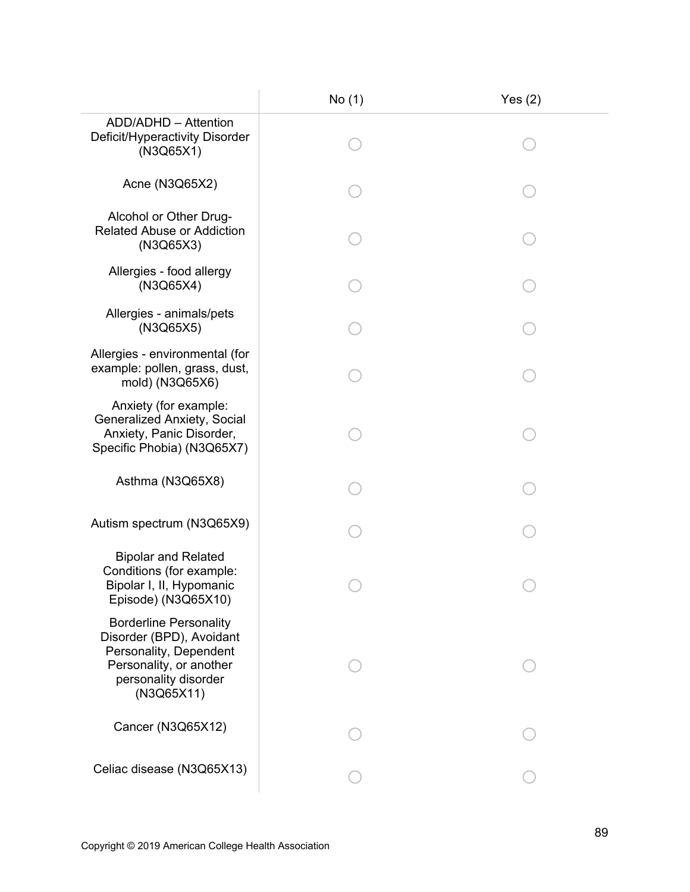| | No (1) | Yes (2) |
|---|---|---|
| ADD/ADHD – Attention Deficit/Hyperactivity Disorder (N3Q65X1) | ○ | ○ |
| Acne (N3Q65X2) | ○ | ○ |
| Alcohol or Other Drug-Related Abuse or Addiction (N3Q65X3) | ○ | ○ |
| Allergies - food allergy (N3Q65X4) | ○ | ○ |
| Allergies - animals/pets (N3Q65X5) | ○ | ○ |
| Allergies - environmental (for example: pollen, grass, dust, mold) (N3Q65X6) | ○ | ○ |
| Anxiety (for example: Generalized Anxiety, Social Anxiety, Panic Disorder, Specific Phobia) (N3Q65X7) | ○ | ○ |
| Asthma (N3Q65X8) | ○ | ○ |
| Autism spectrum (N3Q65X9) | ○ | ○ |
| Bipolar and Related Conditions (for example: Bipolar I, II, Hypomanic Episode) (N3Q65X10) | ○ | ○ |
| Borderline Personality Disorder (BPD), Avoidant Personality, Dependent Personality, or another personality disorder (N3Q65X11) | ○ | ○ |
| Cancer (N3Q65X12) | ○ | ○ |
| Celiac disease (N3Q65X13) | ○ | ○ |

Copyright © 2019 American College Health Association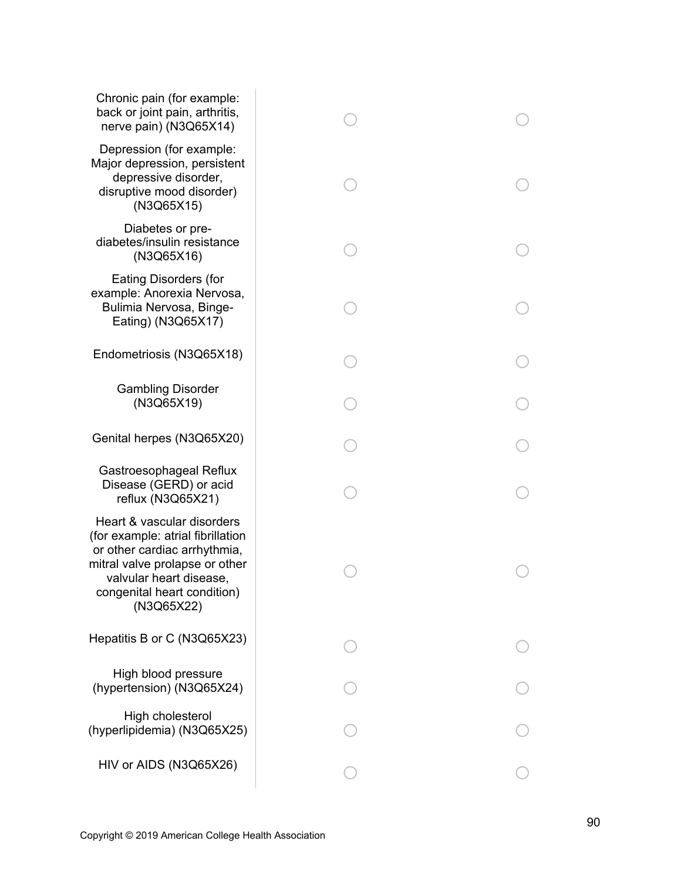| | | |
|---|---|---|
| Chronic pain (for example: back or joint pain, arthritis, nerve pain) (N3Q65X14) | ◯ | ◯ |
| Depression (for example: Major depression, persistent depressive disorder, disruptive mood disorder) (N3Q65X15) | ◯ | ◯ |
| Diabetes or pre-diabetes/insulin resistance (N3Q65X16) | ◯ | ◯ |
| Eating Disorders (for example: Anorexia Nervosa, Bulimia Nervosa, Binge-Eating) (N3Q65X17) | ◯ | ◯ |
| Endometriosis (N3Q65X18) | ◯ | ◯ |
| Gambling Disorder (N3Q65X19) | ◯ | ◯ |
| Genital herpes (N3Q65X20) | ◯ | ◯ |
| Gastroesophageal Reflux Disease (GERD) or acid reflux (N3Q65X21) | ◯ | ◯ |
| Heart & vascular disorders (for example: atrial fibrillation or other cardiac arrhythmia, mitral valve prolapse or other valvular heart disease, congenital heart condition) (N3Q65X22) | ◯ | ◯ |
| Hepatitis B or C (N3Q65X23) | ◯ | ◯ |
| High blood pressure (hypertension) (N3Q65X24) | ◯ | ◯ |
| High cholesterol (hyperlipidemia) (N3Q65X25) | ◯ | ◯ |
| HIV or AIDS (N3Q65X26) | ◯ | ◯ |

Copyright © 2019 American College Health Association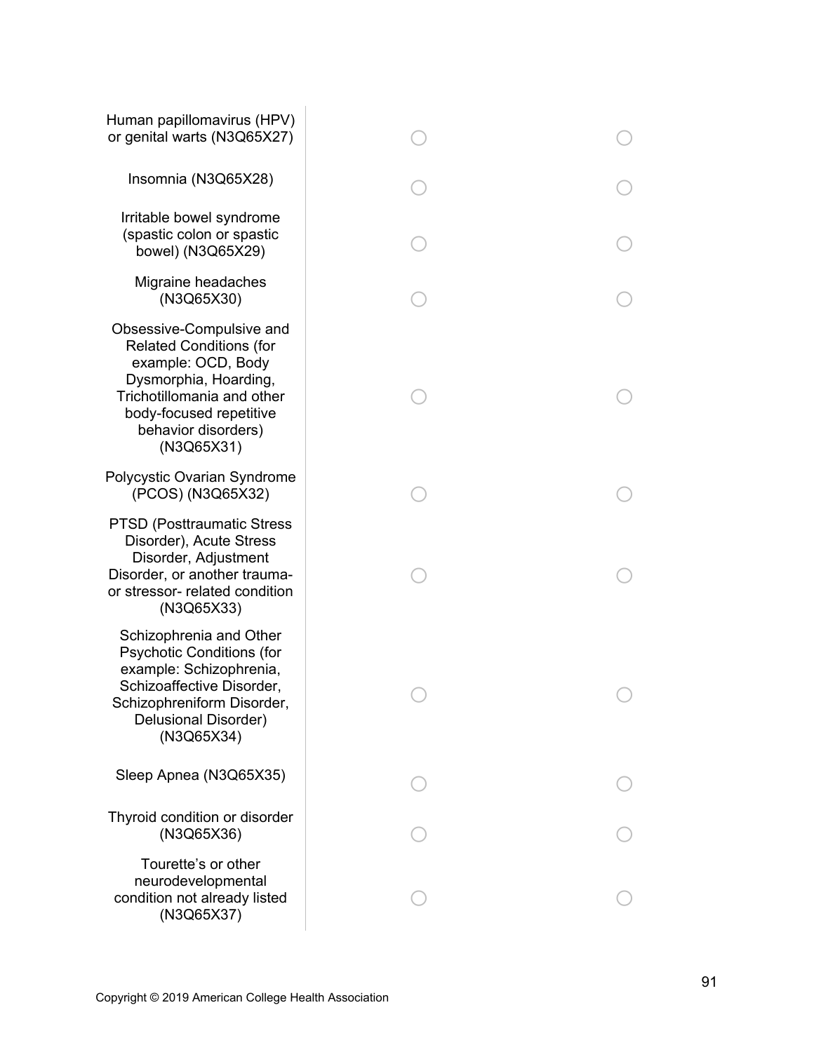| | | |
|---|---|---|
| Human papillomavirus (HPV) or genital warts (N3Q65X27) | ◯ | ◯ |
| Insomnia (N3Q65X28) | ◯ | ◯ |
| Irritable bowel syndrome (spastic colon or spastic bowel) (N3Q65X29) | ◯ | ◯ |
| Migraine headaches (N3Q65X30) | ◯ | ◯ |
| Obsessive-Compulsive and Related Conditions (for example: OCD, Body Dysmorphia, Hoarding, Trichotillomania and other body-focused repetitive behavior disorders) (N3Q65X31) | ◯ | ◯ |
| Polycystic Ovarian Syndrome (PCOS) (N3Q65X32) | ◯ | ◯ |
| PTSD (Posttraumatic Stress Disorder), Acute Stress Disorder, Adjustment Disorder, or another trauma- or stressor- related condition (N3Q65X33) | ◯ | ◯ |
| Schizophrenia and Other Psychotic Conditions (for example: Schizophrenia, Schizoaffective Disorder, Schizophreniform Disorder, Delusional Disorder) (N3Q65X34) | ◯ | ◯ |
| Sleep Apnea (N3Q65X35) | ◯ | ◯ |
| Thyroid condition or disorder (N3Q65X36) | ◯ | ◯ |
| Tourette's or other neurodevelopmental condition not already listed (N3Q65X37) | ◯ | ◯ |

Copyright © 2019 American College Health Association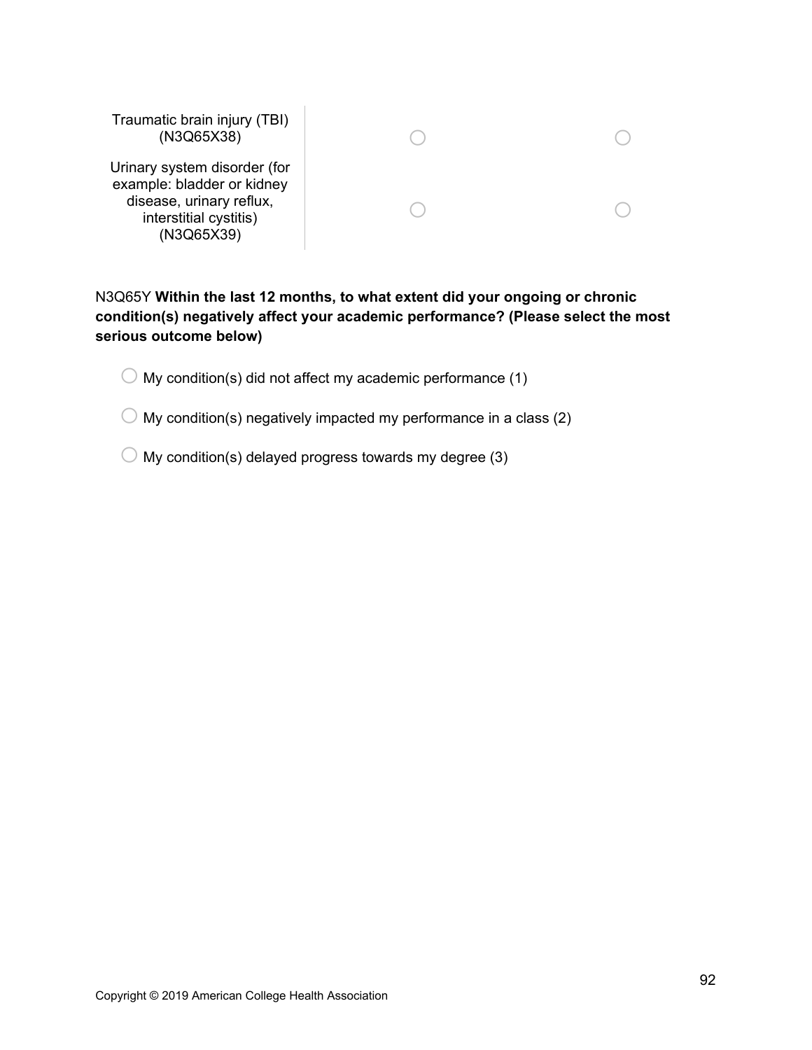| | | |
|---|---|---|
| Traumatic brain injury (TBI) (N3Q65X38) | ○ | ○ |
| Urinary system disorder (for example: bladder or kidney disease, urinary reflux, interstitial cystitis) (N3Q65X39) | ○ | ○ |

N3Q65Y **Within the last 12 months, to what extent did your ongoing or chronic condition(s) negatively affect your academic performance? (Please select the most serious outcome below)**

- ○ My condition(s) did not affect my academic performance (1)
- ○ My condition(s) negatively impacted my performance in a class (2)
- ○ My condition(s) delayed progress towards my degree (3)

Copyright © 2019 American College Health Association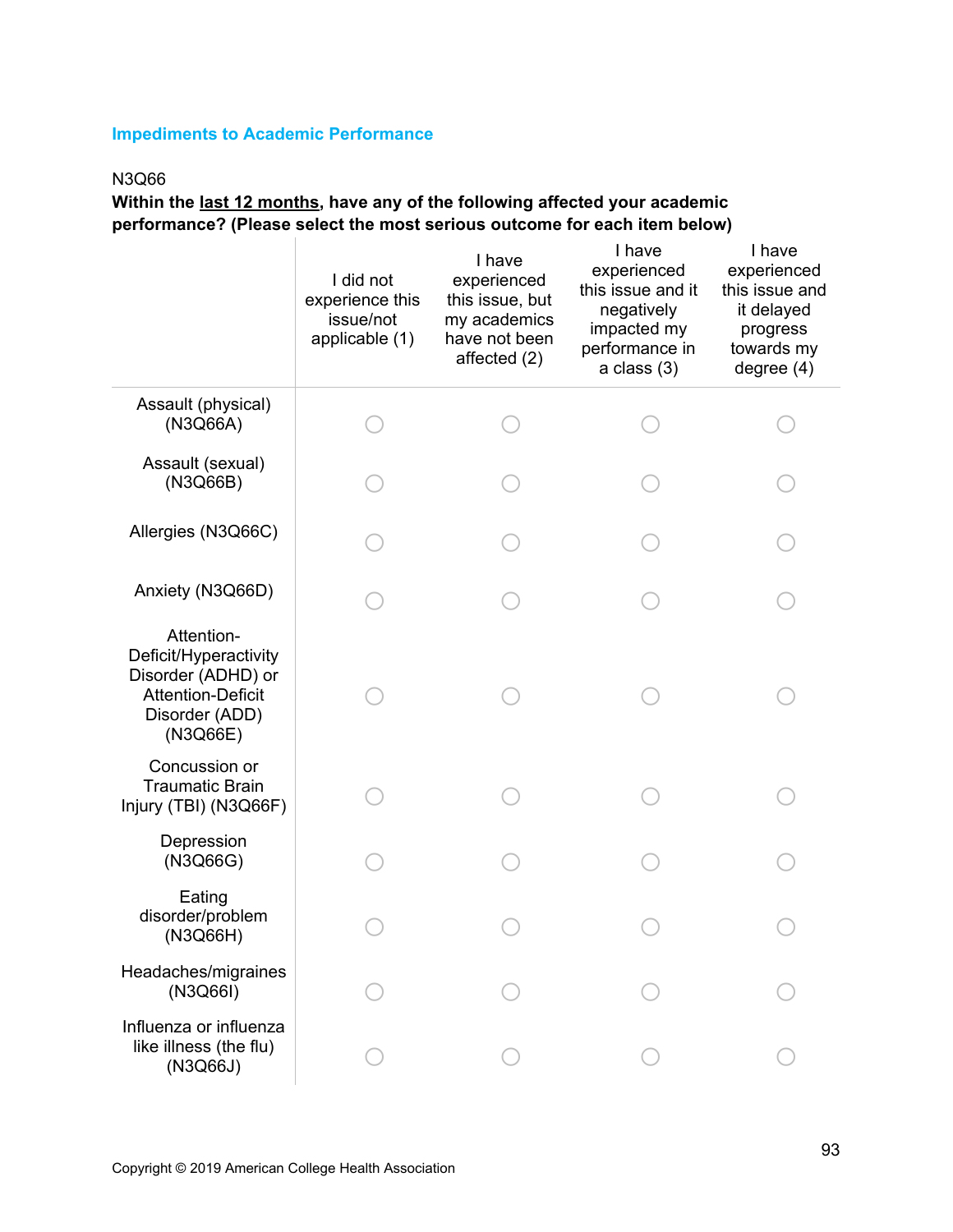## Impediments to Academic Performance

N3Q66

**Within the <u>last 12 months</u>, have any of the following affected your academic performance? (Please select the most serious outcome for each item below)**

| | I did not experience this issue/not applicable (1) | I have experienced this issue, but my academics have not been affected (2) | I have experienced this issue and it negatively impacted my performance in a class (3) | I have experienced this issue and it delayed progress towards my degree (4) |
|---|---|---|---|---|
| Assault (physical) (N3Q66A) | ○ | ○ | ○ | ○ |
| Assault (sexual) (N3Q66B) | ○ | ○ | ○ | ○ |
| Allergies (N3Q66C) | ○ | ○ | ○ | ○ |
| Anxiety (N3Q66D) | ○ | ○ | ○ | ○ |
| Attention-Deficit/Hyperactivity Disorder (ADHD) or Attention-Deficit Disorder (ADD) (N3Q66E) | ○ | ○ | ○ | ○ |
| Concussion or Traumatic Brain Injury (TBI) (N3Q66F) | ○ | ○ | ○ | ○ |
| Depression (N3Q66G) | ○ | ○ | ○ | ○ |
| Eating disorder/problem (N3Q66H) | ○ | ○ | ○ | ○ |
| Headaches/migraines (N3Q66I) | ○ | ○ | ○ | ○ |
| Influenza or influenza like illness (the flu) (N3Q66J) | ○ | ○ | ○ | ○ |

Copyright © 2019 American College Health Association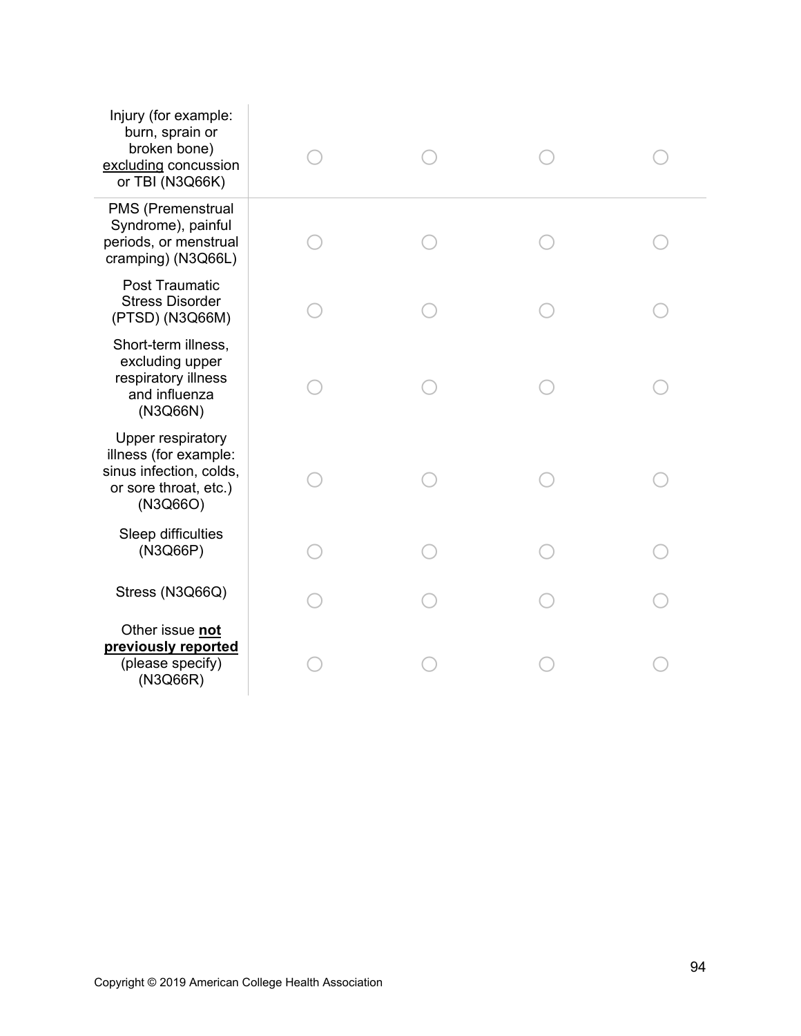| | | | | |
|---|---|---|---|---|
| Injury (for example: burn, sprain or broken bone) <u>excluding</u> concussion or TBI (N3Q66K) | ◯ | ◯ | ◯ | ◯ |
| PMS (Premenstrual Syndrome), painful periods, or menstrual cramping) (N3Q66L) | ◯ | ◯ | ◯ | ◯ |
| Post Traumatic Stress Disorder (PTSD) (N3Q66M) | ◯ | ◯ | ◯ | ◯ |
| Short-term illness, excluding upper respiratory illness and influenza (N3Q66N) | ◯ | ◯ | ◯ | ◯ |
| Upper respiratory illness (for example: sinus infection, colds, or sore throat, etc.) (N3Q66O) | ◯ | ◯ | ◯ | ◯ |
| Sleep difficulties (N3Q66P) | ◯ | ◯ | ◯ | ◯ |
| Stress (N3Q66Q) | ◯ | ◯ | ◯ | ◯ |
| Other issue **<u>not previously reported</u>** (please specify) (N3Q66R) | ◯ | ◯ | ◯ | ◯ |

Copyright © 2019 American College Health Association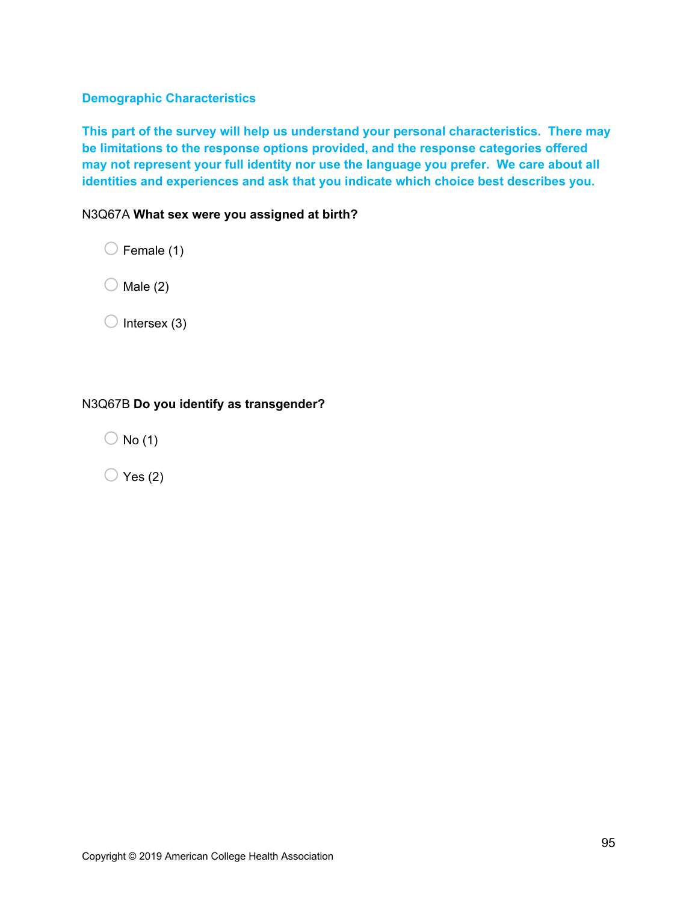## Demographic Characteristics

**This part of the survey will help us understand your personal characteristics. There may be limitations to the response options provided, and the response categories offered may not represent your full identity nor use the language you prefer. We care about all identities and experiences and ask that you indicate which choice best describes you.**

N3Q67A **What sex were you assigned at birth?**

- Female (1)
- Male (2)
- Intersex (3)

N3Q67B **Do you identify as transgender?**

- No (1)
- Yes (2)

Copyright © 2019 American College Health Association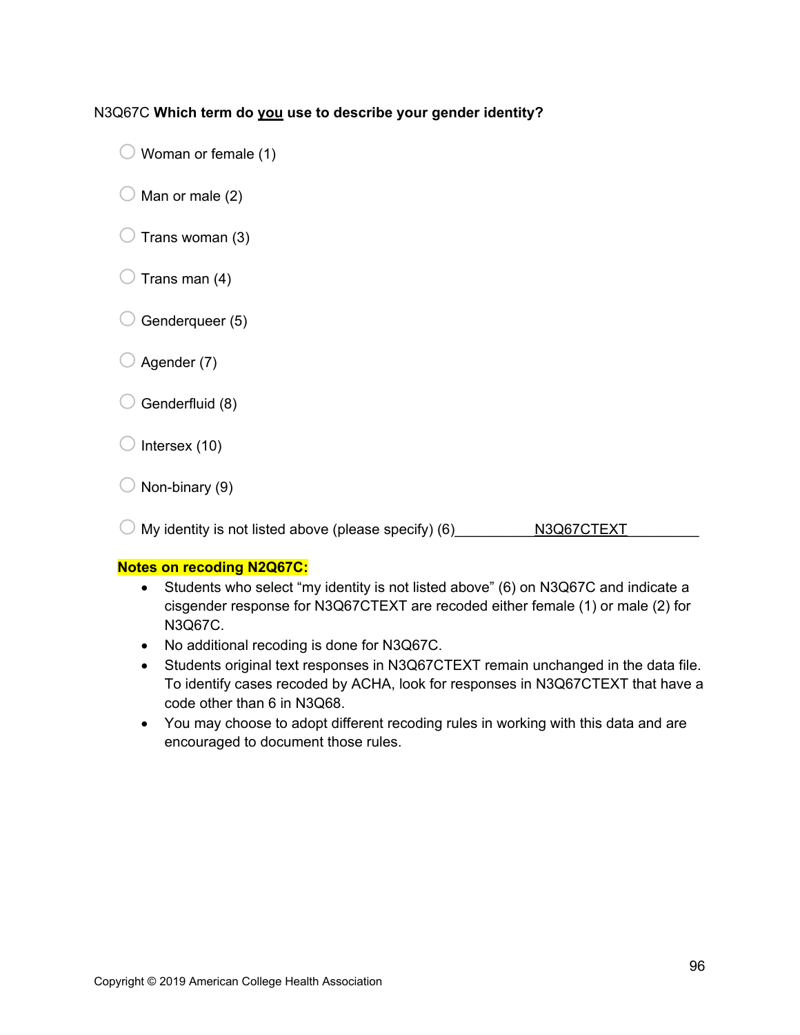N3Q67C **Which term do <u>you</u> use to describe your gender identity?**

- ◯ Woman or female (1)
- ◯ Man or male (2)
- ◯ Trans woman (3)
- ◯ Trans man (4)
- ◯ Genderqueer (5)
- ◯ Agender (7)
- ◯ Genderfluid (8)
- ◯ Intersex (10)
- ◯ Non-binary (9)
- ◯ My identity is not listed above (please specify) (6)__________N3Q67CTEXT_________

**Notes on recoding N2Q67C:**

- Students who select "my identity is not listed above" (6) on N3Q67C and indicate a cisgender response for N3Q67CTEXT are recoded either female (1) or male (2) for N3Q67C.
- No additional recoding is done for N3Q67C.
- Students original text responses in N3Q67CTEXT remain unchanged in the data file. To identify cases recoded by ACHA, look for responses in N3Q67CTEXT that have a code other than 6 in N3Q68.
- You may choose to adopt different recoding rules in working with this data and are encouraged to document those rules.

Copyright © 2019 American College Health Association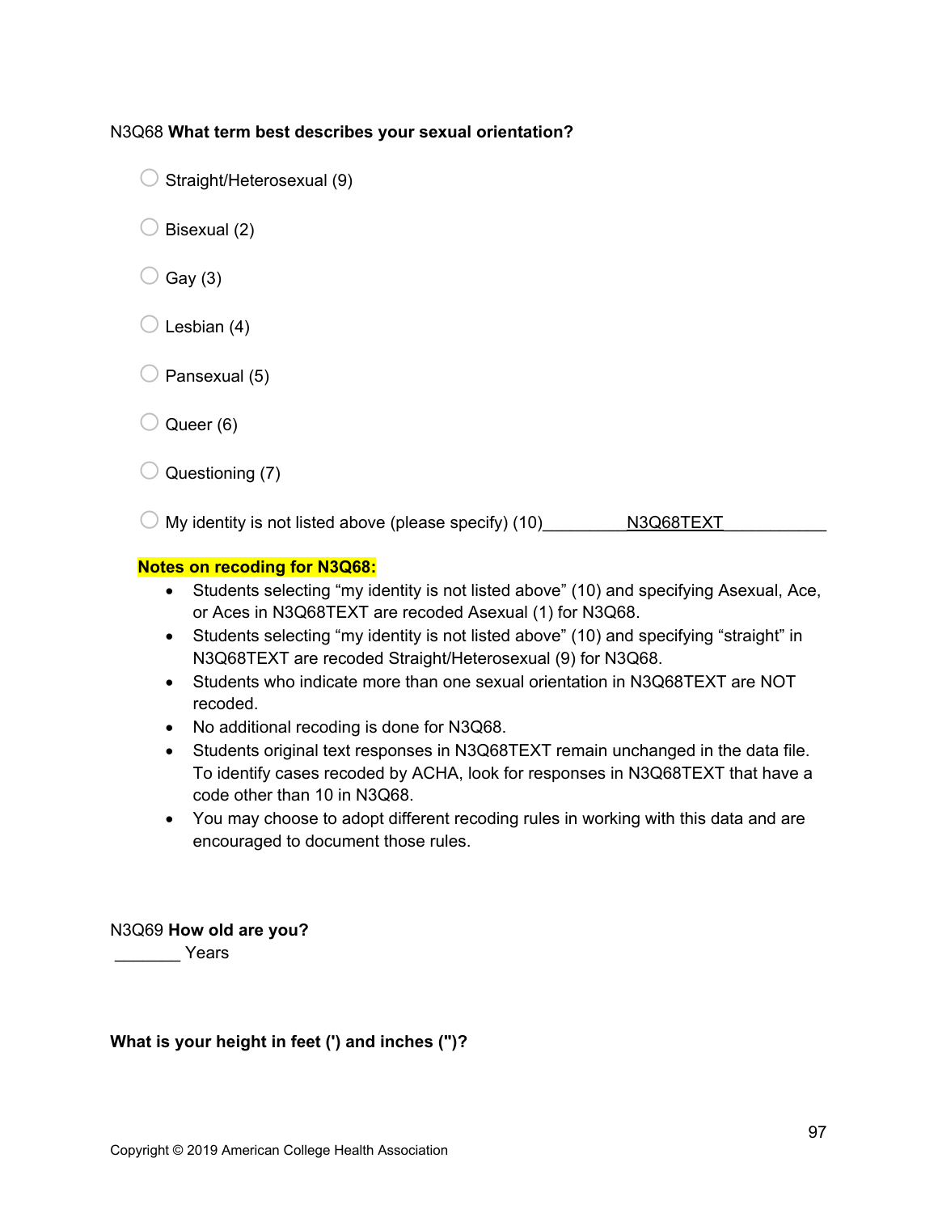N3Q68 **What term best describes your sexual orientation?**

- Straight/Heterosexual (9)
- Bisexual (2)
- Gay (3)
- Lesbian (4)
- Pansexual (5)
- Queer (6)
- Questioning (7)
- My identity is not listed above (please specify) (10)__________N3Q68TEXT____________

**Notes on recoding for N3Q68:**

- Students selecting "my identity is not listed above" (10) and specifying Asexual, Ace, or Aces in N3Q68TEXT are recoded Asexual (1) for N3Q68.
- Students selecting "my identity is not listed above" (10) and specifying "straight" in N3Q68TEXT are recoded Straight/Heterosexual (9) for N3Q68.
- Students who indicate more than one sexual orientation in N3Q68TEXT are NOT recoded.
- No additional recoding is done for N3Q68.
- Students original text responses in N3Q68TEXT remain unchanged in the data file. To identify cases recoded by ACHA, look for responses in N3Q68TEXT that have a code other than 10 in N3Q68.
- You may choose to adopt different recoding rules in working with this data and are encouraged to document those rules.

N3Q69 **How old are you?**
________ Years

**What is your height in feet (') and inches (")?**

Copyright © 2019 American College Health Association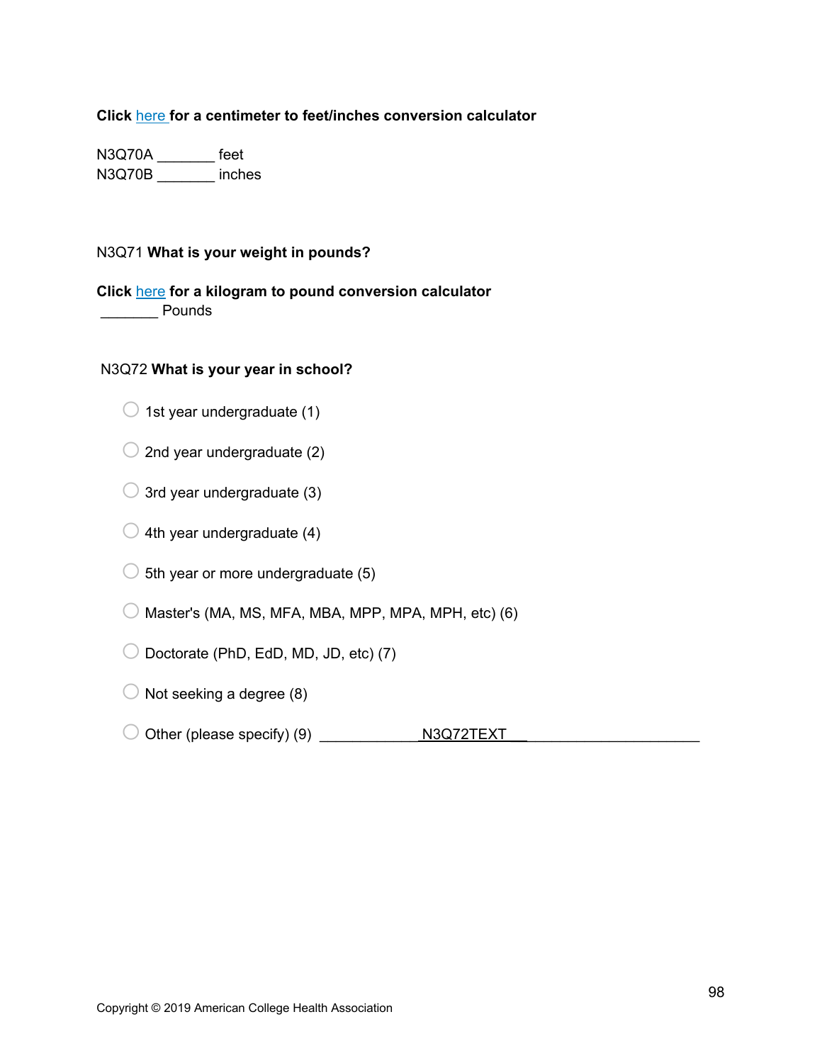**Click** here **for a centimeter to feet/inches conversion calculator**

N3Q70A _______ feet
N3Q70B _______ inches

N3Q71 **What is your weight in pounds?**

**Click** here **for a kilogram to pound conversion calculator**

_______ Pounds

N3Q72 **What is your year in school?**

- ◯ 1st year undergraduate (1)
- ◯ 2nd year undergraduate (2)
- ◯ 3rd year undergraduate (3)
- ◯ 4th year undergraduate (4)
- ◯ 5th year or more undergraduate (5)
- ◯ Master's (MA, MS, MFA, MBA, MPP, MPA, MPH, etc) (6)
- ◯ Doctorate (PhD, EdD, MD, JD, etc) (7)
- ◯ Not seeking a degree (8)
- ◯ Other (please specify) (9) ____________N3Q72TEXT____________________

Copyright © 2019 American College Health Association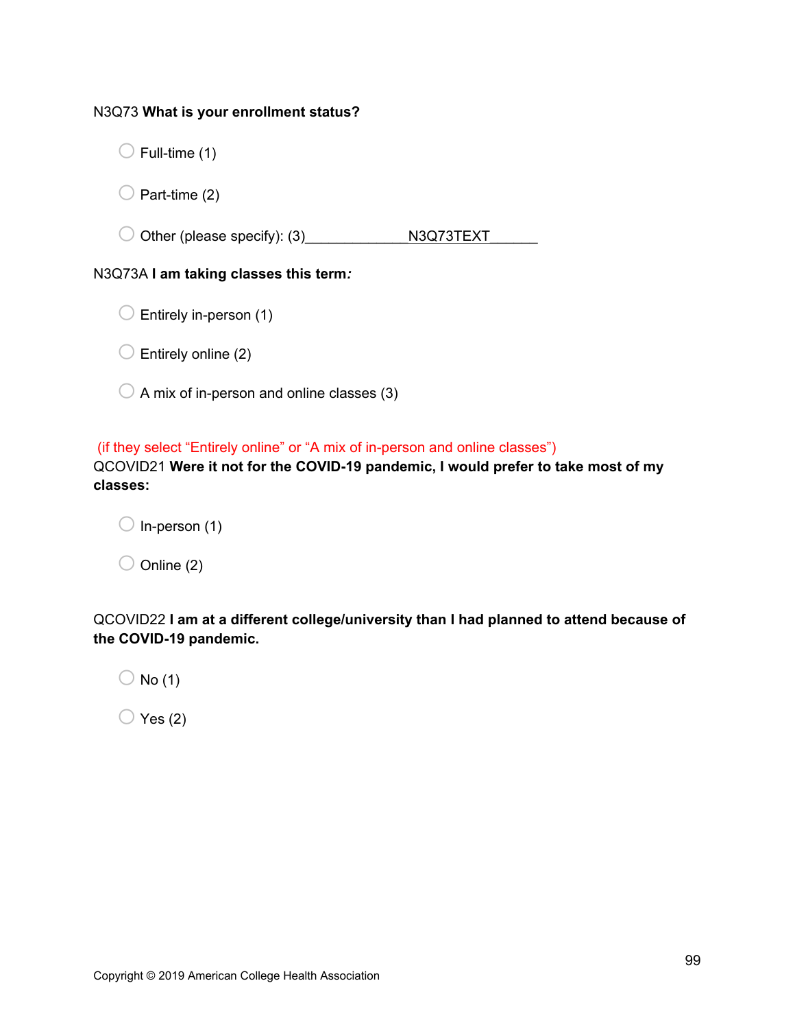N3Q73 **What is your enrollment status?**

- Full-time (1)
- Part-time (2)
- Other (please specify): (3)_____________N3Q73TEXT______

N3Q73A **I am taking classes this term*:***

- Entirely in-person (1)
- Entirely online (2)
- A mix of in-person and online classes (3)

(if they select "Entirely online" or "A mix of in-person and online classes")

QCOVID21 **Were it not for the COVID-19 pandemic, I would prefer to take most of my classes:**

- In-person (1)
- Online (2)

QCOVID22 **I am at a different college/university than I had planned to attend because of the COVID-19 pandemic.**

- No (1)
- Yes (2)

Copyright © 2019 American College Health Association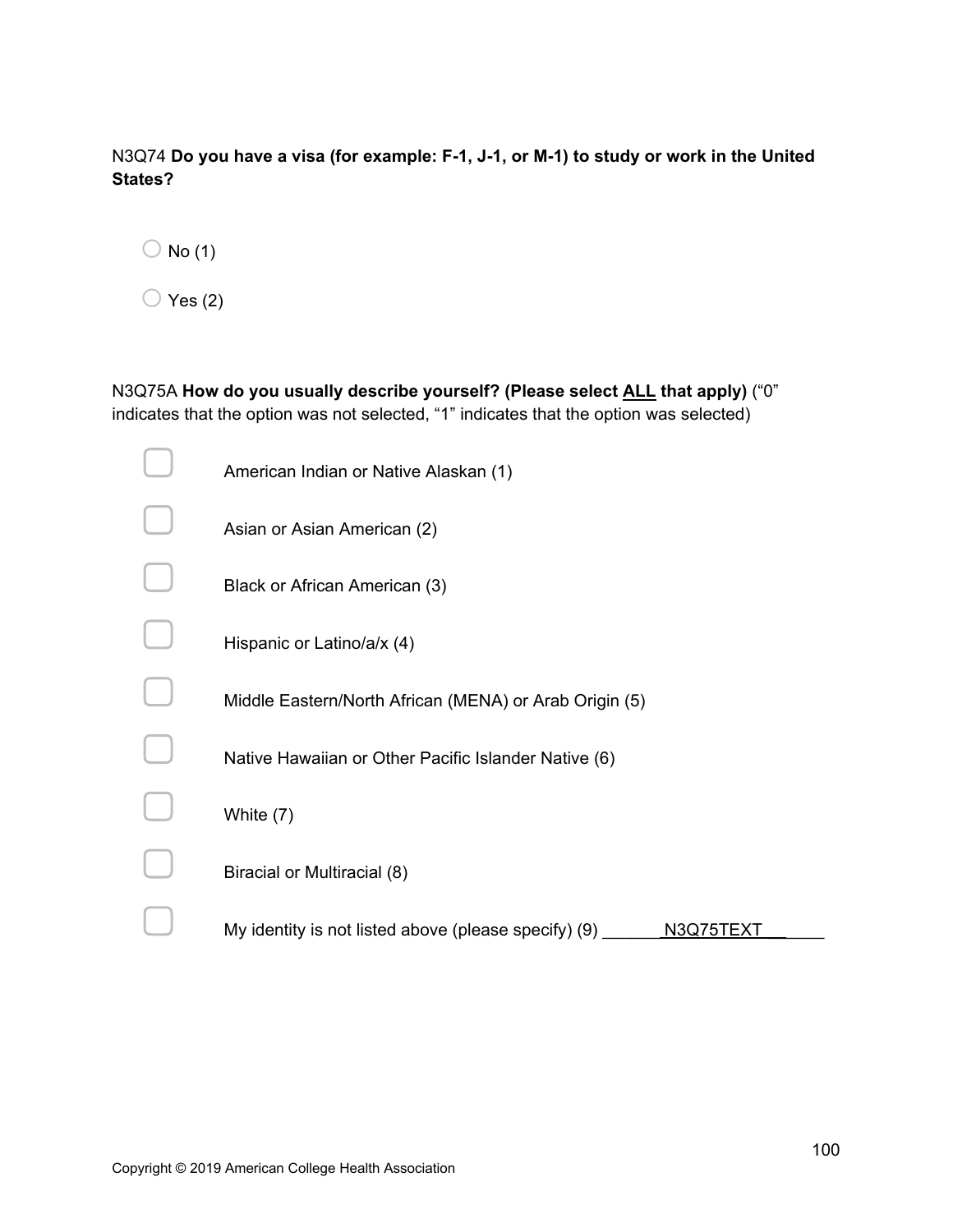N3Q74 **Do you have a visa (for example: F-1, J-1, or M-1) to study or work in the United States?**

- ○ No (1)
- ○ Yes (2)

N3Q75A **How do you usually describe yourself? (Please select <u>ALL</u> that apply)** ("0" indicates that the option was not selected, "1" indicates that the option was selected)

- ☐ American Indian or Native Alaskan (1)
- ☐ Asian or Asian American (2)
- ☐ Black or African American (3)
- ☐ Hispanic or Latino/a/x (4)
- ☐ Middle Eastern/North African (MENA) or Arab Origin (5)
- ☐ Native Hawaiian or Other Pacific Islander Native (6)
- ☐ White (7)
- ☐ Biracial or Multiracial (8)
- ☐ My identity is not listed above (please specify) (9) ______N3Q75TEXT__ ____

Copyright © 2019 American College Health Association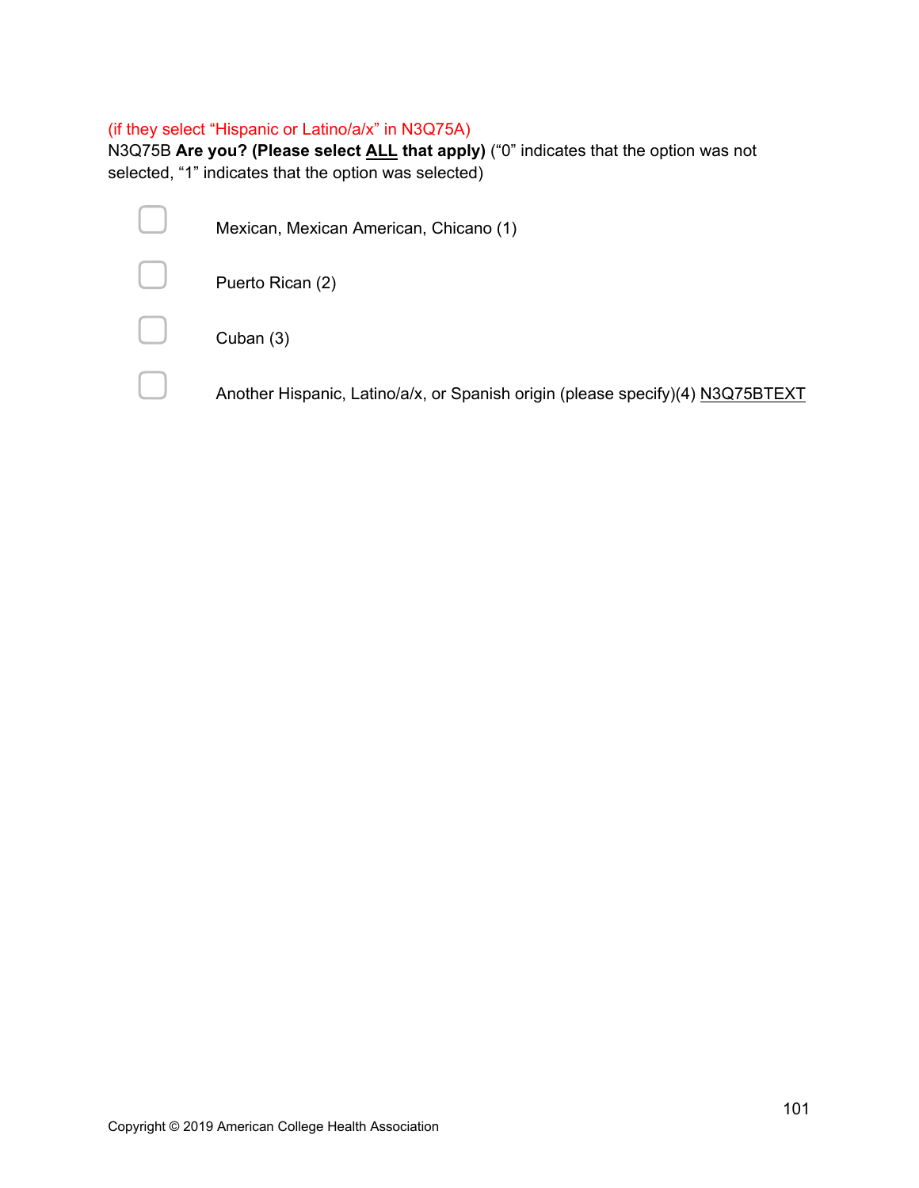(if they select “Hispanic or Latino/a/x” in N3Q75A)

N3Q75B **Are you? (Please select ALL that apply)** (“0” indicates that the option was not selected, “1” indicates that the option was selected)

- ☐ Mexican, Mexican American, Chicano (1)
- ☐ Puerto Rican (2)
- ☐ Cuban (3)
- ☐ Another Hispanic, Latino/a/x, or Spanish origin (please specify)(4) N3Q75BTEXT

Copyright © 2019 American College Health Association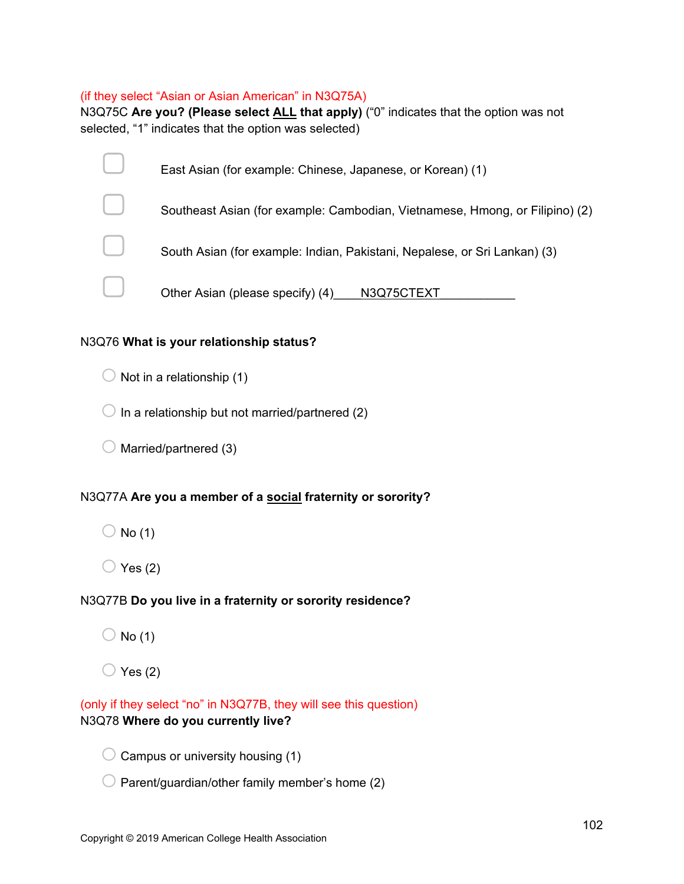(if they select "Asian or Asian American" in N3Q75A)

N3Q75C **Are you? (Please select <u>ALL</u> that apply)** ("0" indicates that the option was not selected, "1" indicates that the option was selected)

- ☐ East Asian (for example: Chinese, Japanese, or Korean) (1)
- ☐ Southeast Asian (for example: Cambodian, Vietnamese, Hmong, or Filipino) (2)
- ☐ South Asian (for example: Indian, Pakistani, Nepalese, or Sri Lankan) (3)
- ☐ Other Asian (please specify) (4)____N3Q75CTEXT___________

N3Q76 **What is your relationship status?**

- ○ Not in a relationship (1)
- ○ In a relationship but not married/partnered (2)
- ○ Married/partnered (3)

N3Q77A **Are you a member of a <u>social</u> fraternity or sorority?**

- ○ No (1)
- ○ Yes (2)

N3Q77B **Do you live in a fraternity or sorority residence?**

- ○ No (1)
- ○ Yes (2)

(only if they select "no" in N3Q77B, they will see this question)

N3Q78 **Where do you currently live?**

- ○ Campus or university housing (1)
- ○ Parent/guardian/other family member's home (2)

Copyright © 2019 American College Health Association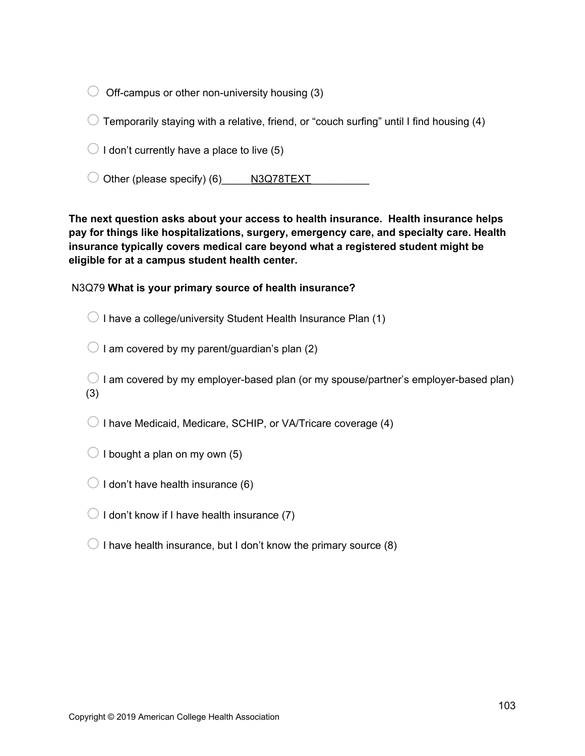- ○ Off-campus or other non-university housing (3)
- ○ Temporarily staying with a relative, friend, or “couch surfing” until I find housing (4)
- ○ I don’t currently have a place to live (5)
- ○ Other (please specify) (6)_____N3Q78TEXT__________

**The next question asks about your access to health insurance. Health insurance helps pay for things like hospitalizations, surgery, emergency care, and specialty care. Health insurance typically covers medical care beyond what a registered student might be eligible for at a campus student health center.**

N3Q79 **What is your primary source of health insurance?**

- ○ I have a college/university Student Health Insurance Plan (1)
- ○ I am covered by my parent/guardian’s plan (2)
- ○ I am covered by my employer-based plan (or my spouse/partner’s employer-based plan) (3)
- ○ I have Medicaid, Medicare, SCHIP, or VA/Tricare coverage (4)
- ○ I bought a plan on my own (5)
- ○ I don’t have health insurance (6)
- ○ I don’t know if I have health insurance (7)
- ○ I have health insurance, but I don’t know the primary source (8)

Copyright © 2019 American College Health Association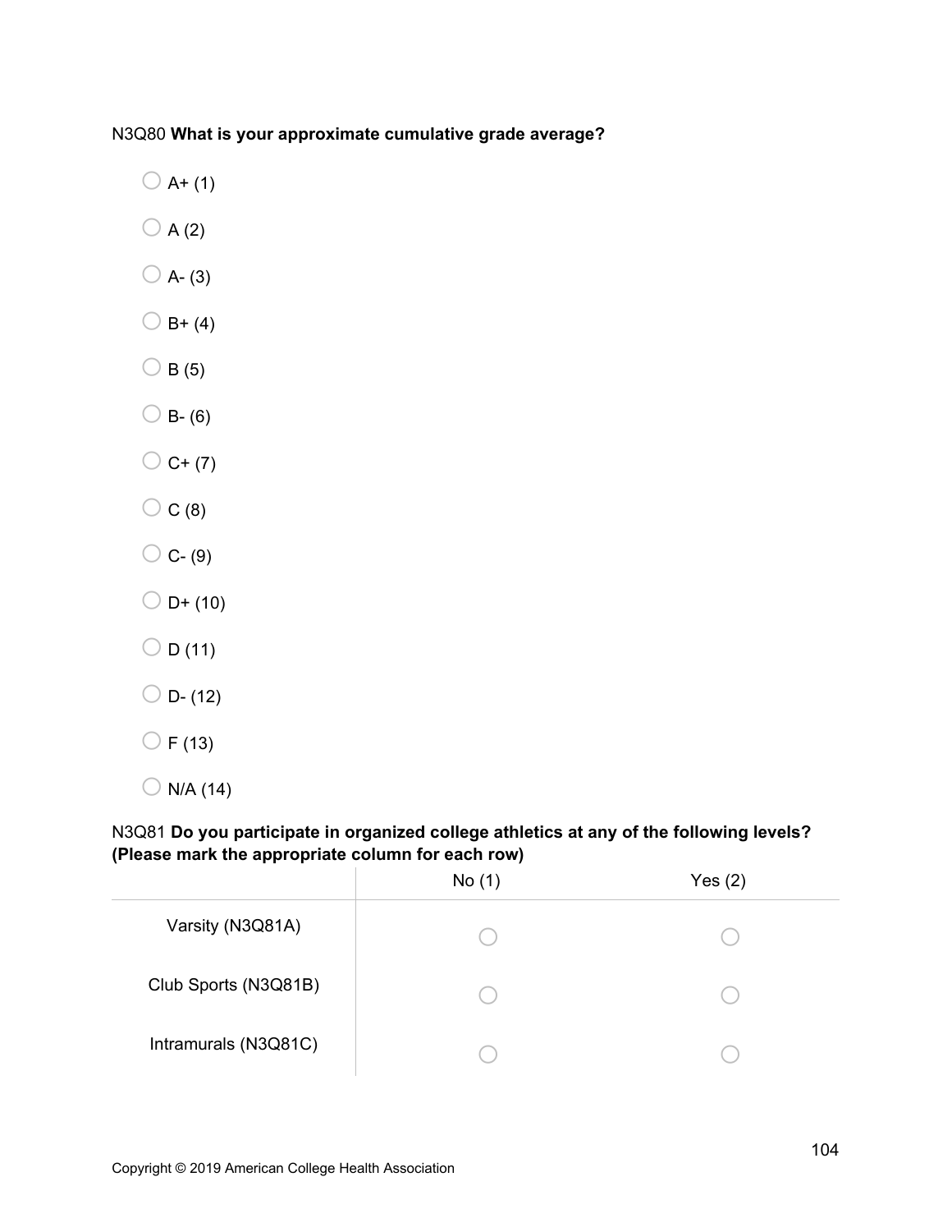N3Q80 **What is your approximate cumulative grade average?**

- A+ (1)
- A (2)
- A- (3)
- B+ (4)
- B (5)
- B- (6)
- C+ (7)
- C (8)
- C- (9)
- D+ (10)
- D (11)
- D- (12)
- F (13)
- N/A (14)

N3Q81 **Do you participate in organized college athletics at any of the following levels? (Please mark the appropriate column for each row)**

| | No (1) | Yes (2) |
|---|---|---|
| Varsity (N3Q81A) | ○ | ○ |
| Club Sports (N3Q81B) | ○ | ○ |
| Intramurals (N3Q81C) | ○ | ○ |

Copyright © 2019 American College Health Association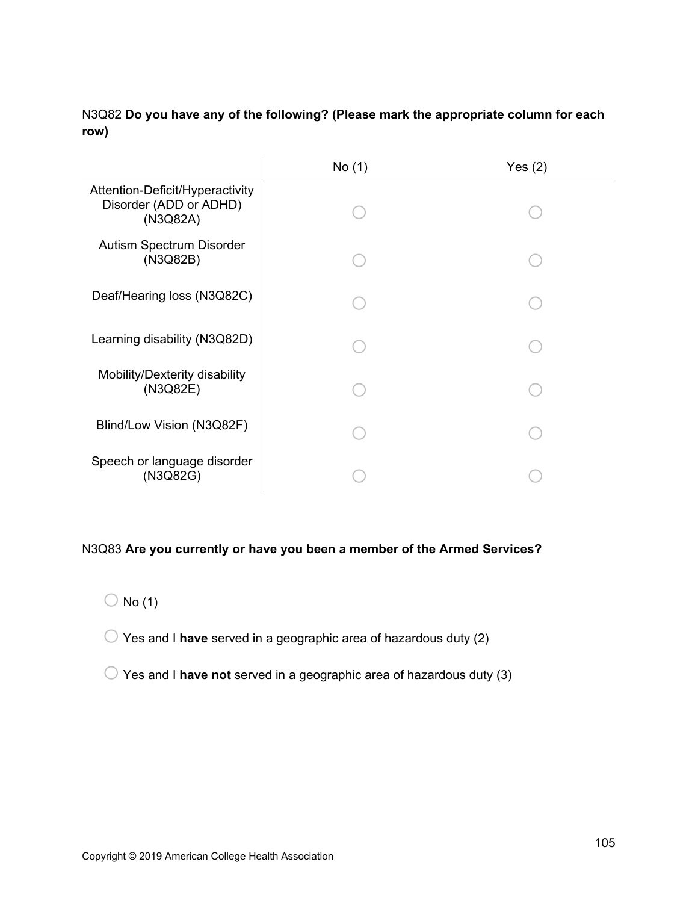N3Q82 **Do you have any of the following? (Please mark the appropriate column for each row)**

| | No (1) | Yes (2) |
|---|---|---|
| Attention-Deficit/Hyperactivity Disorder (ADD or ADHD) (N3Q82A) | ○ | ○ |
| Autism Spectrum Disorder (N3Q82B) | ○ | ○ |
| Deaf/Hearing loss (N3Q82C) | ○ | ○ |
| Learning disability (N3Q82D) | ○ | ○ |
| Mobility/Dexterity disability (N3Q82E) | ○ | ○ |
| Blind/Low Vision (N3Q82F) | ○ | ○ |
| Speech or language disorder (N3Q82G) | ○ | ○ |

N3Q83 **Are you currently or have you been a member of the Armed Services?**

○ No (1)

○ Yes and I **have** served in a geographic area of hazardous duty (2)

○ Yes and I **have not** served in a geographic area of hazardous duty (3)

Copyright © 2019 American College Health Association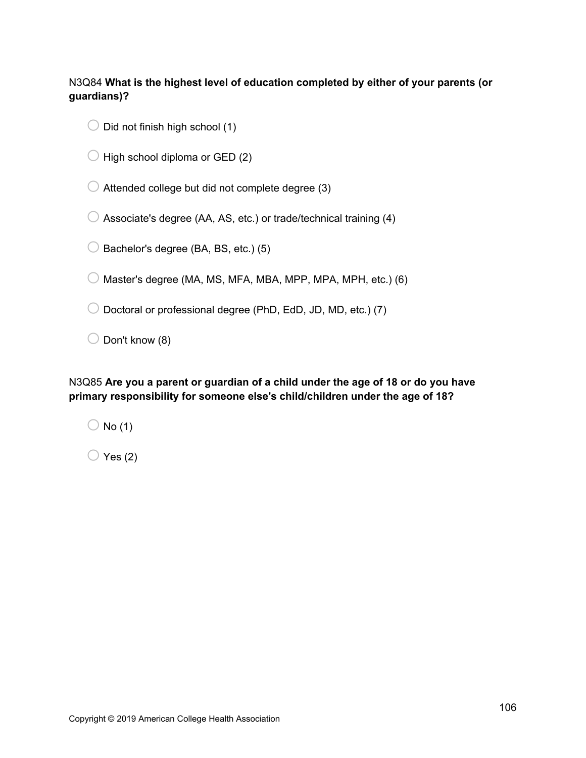N3Q84 **What is the highest level of education completed by either of your parents (or guardians)?**

- Did not finish high school (1)
- High school diploma or GED (2)
- Attended college but did not complete degree (3)
- Associate's degree (AA, AS, etc.) or trade/technical training (4)
- Bachelor's degree (BA, BS, etc.) (5)
- Master's degree (MA, MS, MFA, MBA, MPP, MPA, MPH, etc.) (6)
- Doctoral or professional degree (PhD, EdD, JD, MD, etc.) (7)
- Don't know (8)

N3Q85 **Are you a parent or guardian of a child under the age of 18 or do you have primary responsibility for someone else's child/children under the age of 18?**

- No (1)
- Yes (2)

Copyright © 2019 American College Health Association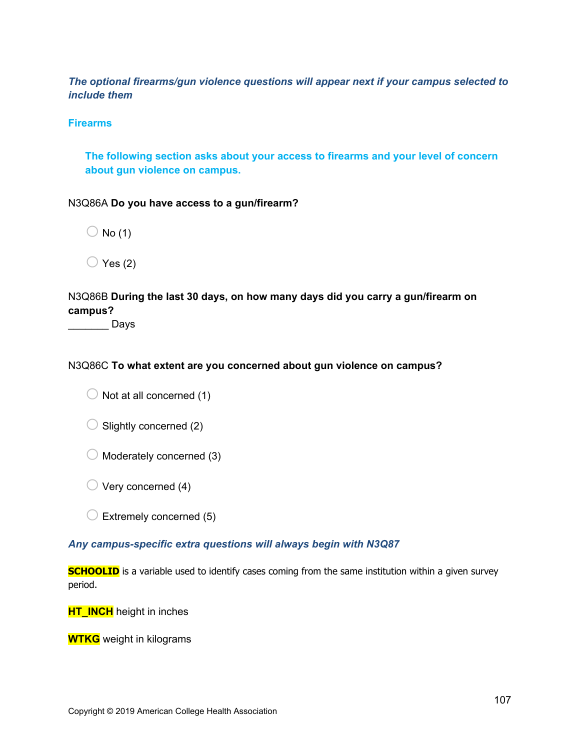***The optional firearms/gun violence questions will appear next if your campus selected to include them***

## Firearms

**The following section asks about your access to firearms and your level of concern about gun violence on campus.**

N3Q86A **Do you have access to a gun/firearm?**

- No (1)
- Yes (2)

N3Q86B **During the last 30 days, on how many days did you carry a gun/firearm on campus?**
_______ Days

N3Q86C **To what extent are you concerned about gun violence on campus?**

- Not at all concerned (1)
- Slightly concerned (2)
- Moderately concerned (3)
- Very concerned (4)
- Extremely concerned (5)

***Any campus-specific extra questions will always begin with N3Q87***

**SCHOOLID** is a variable used to identify cases coming from the same institution within a given survey period.

**HT_INCH** height in inches

**WTKG** weight in kilograms

Copyright © 2019 American College Health Association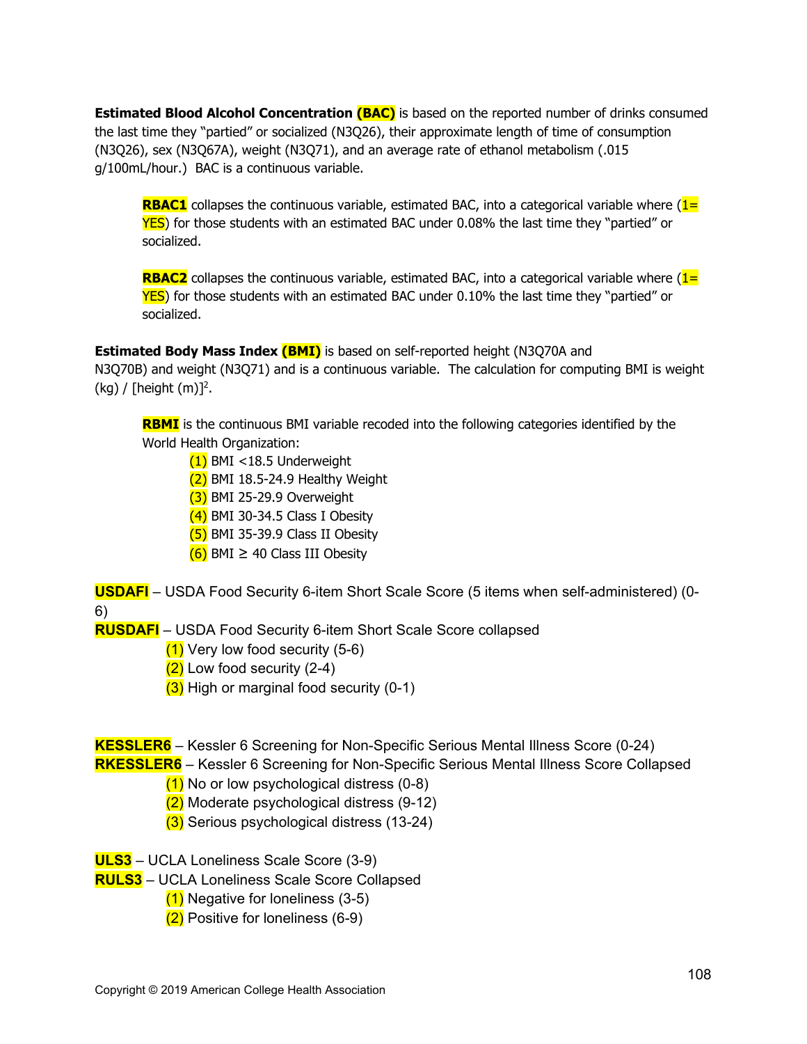**Estimated Blood Alcohol Concentration (BAC)** is based on the reported number of drinks consumed the last time they "partied" or socialized (N3Q26), their approximate length of time of consumption (N3Q26), sex (N3Q67A), weight (N3Q71), and an average rate of ethanol metabolism (.015 g/100mL/hour.) BAC is a continuous variable.

> **RBAC1** collapses the continuous variable, estimated BAC, into a categorical variable where (1= YES) for those students with an estimated BAC under 0.08% the last time they "partied" or socialized.
>
> **RBAC2** collapses the continuous variable, estimated BAC, into a categorical variable where (1= YES) for those students with an estimated BAC under 0.10% the last time they "partied" or socialized.

**Estimated Body Mass Index (BMI)** is based on self-reported height (N3Q70A and N3Q70B) and weight (N3Q71) and is a continuous variable. The calculation for computing BMI is weight (kg) / [height (m)]$^2$.

> **RBMI** is the continuous BMI variable recoded into the following categories identified by the World Health Organization:
>
> - (1) BMI <18.5 Underweight
> - (2) BMI 18.5-24.9 Healthy Weight
> - (3) BMI 25-29.9 Overweight
> - (4) BMI 30-34.5 Class I Obesity
> - (5) BMI 35-39.9 Class II Obesity
> - (6) BMI ≥ 40 Class III Obesity

**USDAFI** – USDA Food Security 6-item Short Scale Score (5 items when self-administered) (0-6)

**RUSDAFI** – USDA Food Security 6-item Short Scale Score collapsed

- (1) Very low food security (5-6)
- (2) Low food security (2-4)
- (3) High or marginal food security (0-1)

**KESSLER6** – Kessler 6 Screening for Non-Specific Serious Mental Illness Score (0-24)

**RKESSLER6** – Kessler 6 Screening for Non-Specific Serious Mental Illness Score Collapsed

- (1) No or low psychological distress (0-8)
- (2) Moderate psychological distress (9-12)
- (3) Serious psychological distress (13-24)

**ULS3** – UCLA Loneliness Scale Score (3-9)

**RULS3** – UCLA Loneliness Scale Score Collapsed

- (1) Negative for loneliness (3-5)
- (2) Positive for loneliness (6-9)

Copyright © 2019 American College Health Association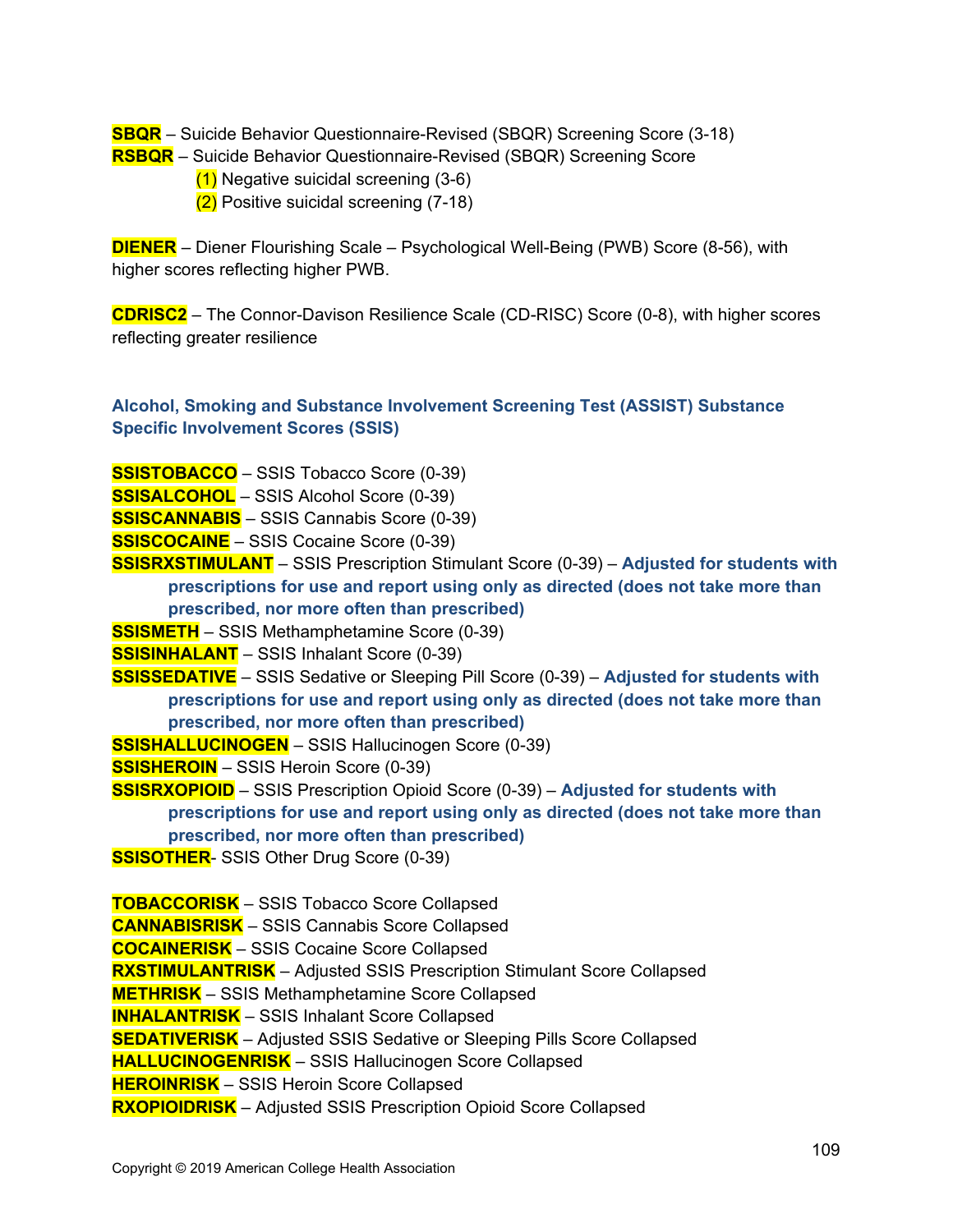**SBQR** – Suicide Behavior Questionnaire-Revised (SBQR) Screening Score (3-18)
**RSBQR** – Suicide Behavior Questionnaire-Revised (SBQR) Screening Score
- (1) Negative suicidal screening (3-6)
- (2) Positive suicidal screening (7-18)

**DIENER** – Diener Flourishing Scale – Psychological Well-Being (PWB) Score (8-56), with higher scores reflecting higher PWB.

**CDRISC2** – The Connor-Davison Resilience Scale (CD-RISC) Score (0-8), with higher scores reflecting greater resilience

### Alcohol, Smoking and Substance Involvement Screening Test (ASSIST) Substance Specific Involvement Scores (SSIS)

**SSISTOBACCO** – SSIS Tobacco Score (0-39)
**SSISALCOHOL** – SSIS Alcohol Score (0-39)
**SSISCANNABIS** – SSIS Cannabis Score (0-39)
**SSISCOCAINE** – SSIS Cocaine Score (0-39)
**SSISRXSTIMULANT** – SSIS Prescription Stimulant Score (0-39) – **Adjusted for students with prescriptions for use and report using only as directed (does not take more than prescribed, nor more often than prescribed)**
**SSISMETH** – SSIS Methamphetamine Score (0-39)
**SSISINHALANT** – SSIS Inhalant Score (0-39)
**SSISSEDATIVE** – SSIS Sedative or Sleeping Pill Score (0-39) – **Adjusted for students with prescriptions for use and report using only as directed (does not take more than prescribed, nor more often than prescribed)**
**SSISHALLUCINOGEN** – SSIS Hallucinogen Score (0-39)
**SSISHEROIN** – SSIS Heroin Score (0-39)
**SSISRXOPIOID** – SSIS Prescription Opioid Score (0-39) – **Adjusted for students with prescriptions for use and report using only as directed (does not take more than prescribed, nor more often than prescribed)**
**SSISOTHER**- SSIS Other Drug Score (0-39)

**TOBACCORISK** – SSIS Tobacco Score Collapsed
**CANNABISRISK** – SSIS Cannabis Score Collapsed
**COCAINERISK** – SSIS Cocaine Score Collapsed
**RXSTIMULANTRISK** – Adjusted SSIS Prescription Stimulant Score Collapsed
**METHRISK** – SSIS Methamphetamine Score Collapsed
**INHALANTRISK** – SSIS Inhalant Score Collapsed
**SEDATIVERISK** – Adjusted SSIS Sedative or Sleeping Pills Score Collapsed
**HALLUCINOGENRISK** – SSIS Hallucinogen Score Collapsed
**HEROINRISK** – SSIS Heroin Score Collapsed
**RXOPIOIDRISK** – Adjusted SSIS Prescription Opioid Score Collapsed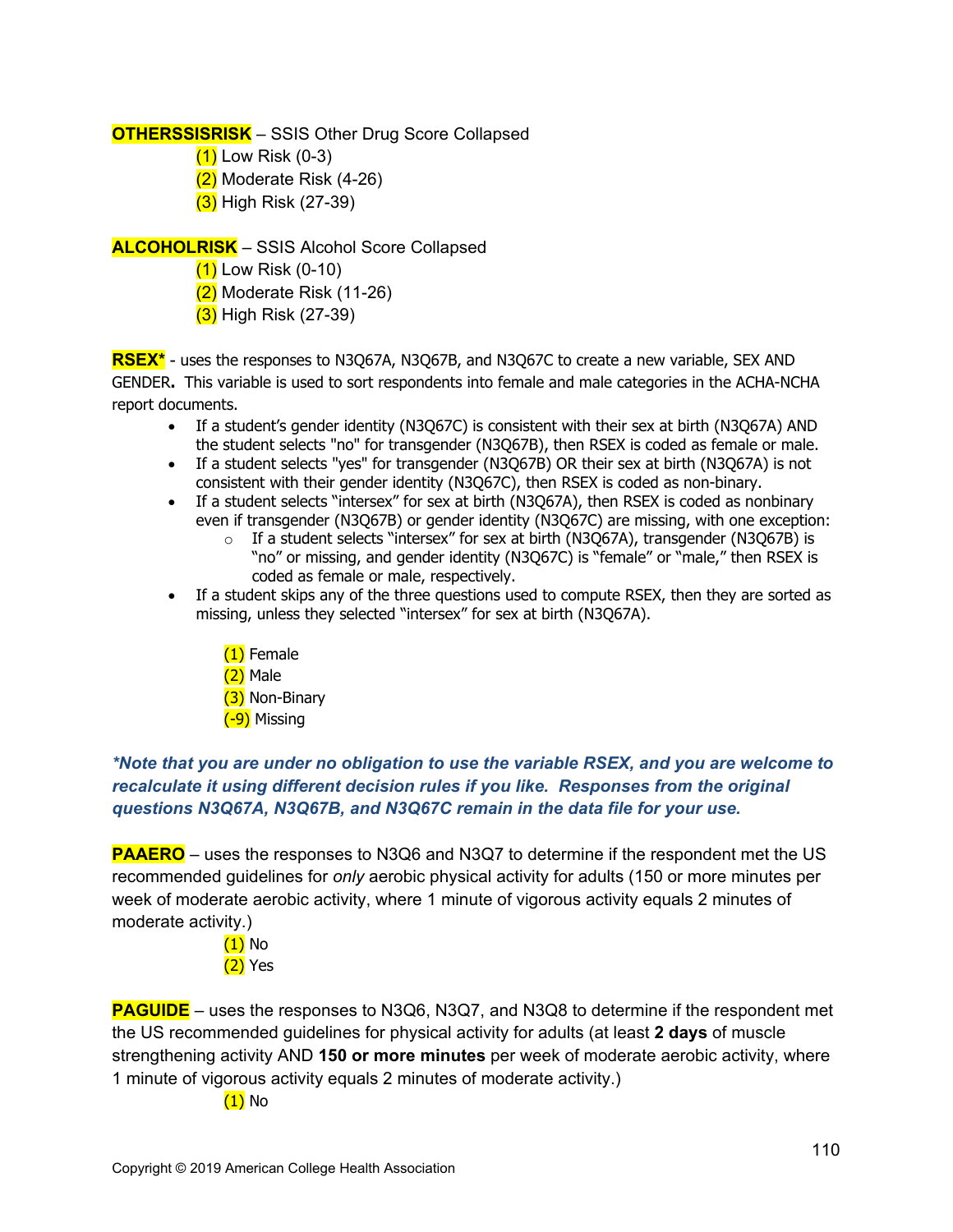**OTHERSSISRISK** – SSIS Other Drug Score Collapsed

(1) Low Risk (0-3)
(2) Moderate Risk (4-26)
(3) High Risk (27-39)

**ALCOHOLRISK** – SSIS Alcohol Score Collapsed

(1) Low Risk (0-10)
(2) Moderate Risk (11-26)
(3) High Risk (27-39)

**RSEX*** - uses the responses to N3Q67A, N3Q67B, and N3Q67C to create a new variable, SEX AND GENDER**.** This variable is used to sort respondents into female and male categories in the ACHA-NCHA report documents.

- If a student's gender identity (N3Q67C) is consistent with their sex at birth (N3Q67A) AND the student selects "no" for transgender (N3Q67B), then RSEX is coded as female or male.
- If a student selects "yes" for transgender (N3Q67B) OR their sex at birth (N3Q67A) is not consistent with their gender identity (N3Q67C), then RSEX is coded as non-binary.
- If a student selects "intersex" for sex at birth (N3Q67A), then RSEX is coded as nonbinary even if transgender (N3Q67B) or gender identity (N3Q67C) are missing, with one exception:
  - If a student selects "intersex" for sex at birth (N3Q67A), transgender (N3Q67B) is "no" or missing, and gender identity (N3Q67C) is "female" or "male," then RSEX is coded as female or male, respectively.
- If a student skips any of the three questions used to compute RSEX, then they are sorted as missing, unless they selected "intersex" for sex at birth (N3Q67A).

(1) Female
(2) Male
(3) Non-Binary
(-9) Missing

***Note that you are under no obligation to use the variable RSEX, and you are welcome to recalculate it using different decision rules if you like. Responses from the original questions N3Q67A, N3Q67B, and N3Q67C remain in the data file for your use.***

**PAAERO** – uses the responses to N3Q6 and N3Q7 to determine if the respondent met the US recommended guidelines for *only* aerobic physical activity for adults (150 or more minutes per week of moderate aerobic activity, where 1 minute of vigorous activity equals 2 minutes of moderate activity.)

(1) No
(2) Yes

**PAGUIDE** – uses the responses to N3Q6, N3Q7, and N3Q8 to determine if the respondent met the US recommended guidelines for physical activity for adults (at least **2 days** of muscle strengthening activity AND **150 or more minutes** per week of moderate aerobic activity, where 1 minute of vigorous activity equals 2 minutes of moderate activity.)

(1) No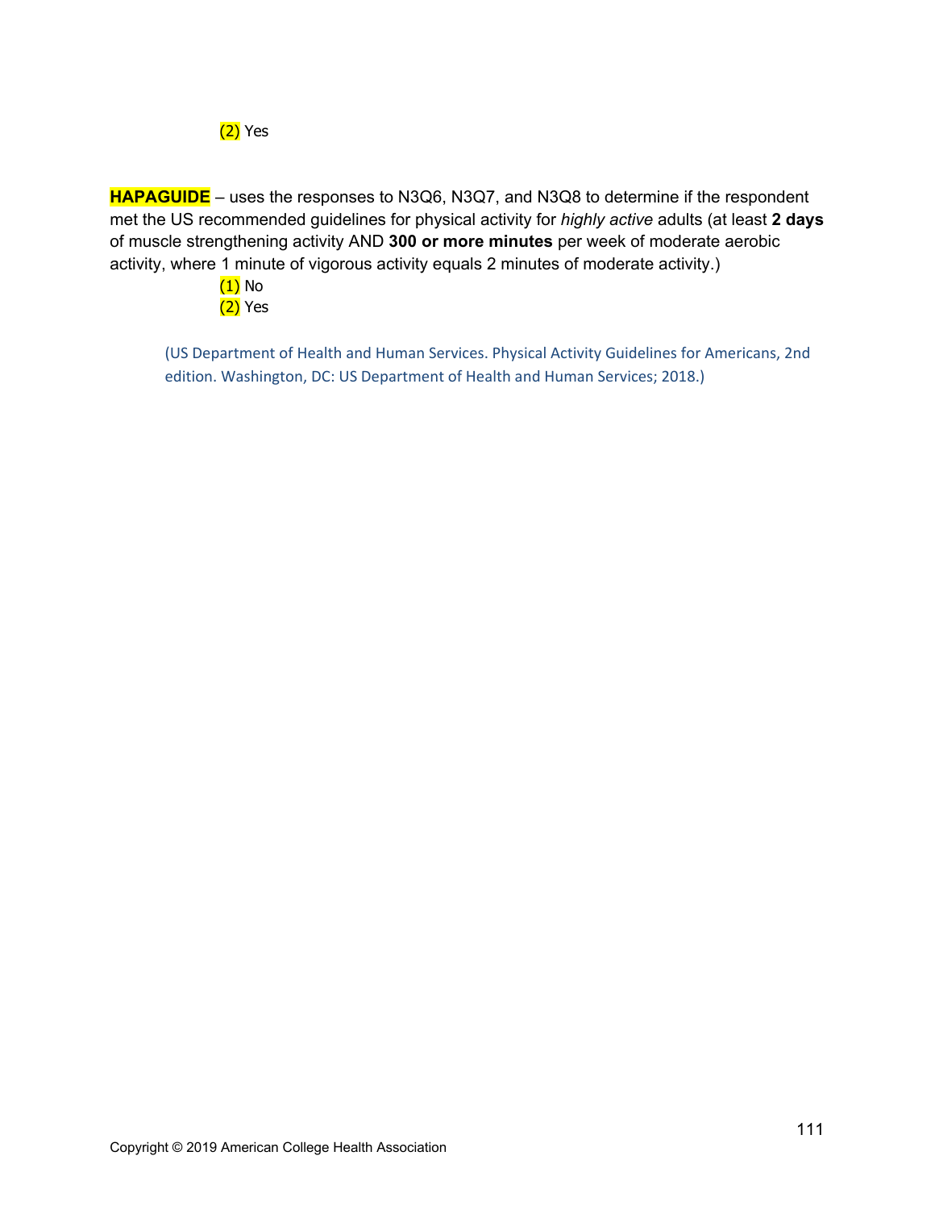(2) Yes

**HAPAGUIDE** – uses the responses to N3Q6, N3Q7, and N3Q8 to determine if the respondent met the US recommended guidelines for physical activity for *highly active* adults (at least **2 days** of muscle strengthening activity AND **300 or more minutes** per week of moderate aerobic activity, where 1 minute of vigorous activity equals 2 minutes of moderate activity.)

(1) No
(2) Yes

(US Department of Health and Human Services. Physical Activity Guidelines for Americans, 2nd edition. Washington, DC: US Department of Health and Human Services; 2018.)

Copyright © 2019 American College Health Association